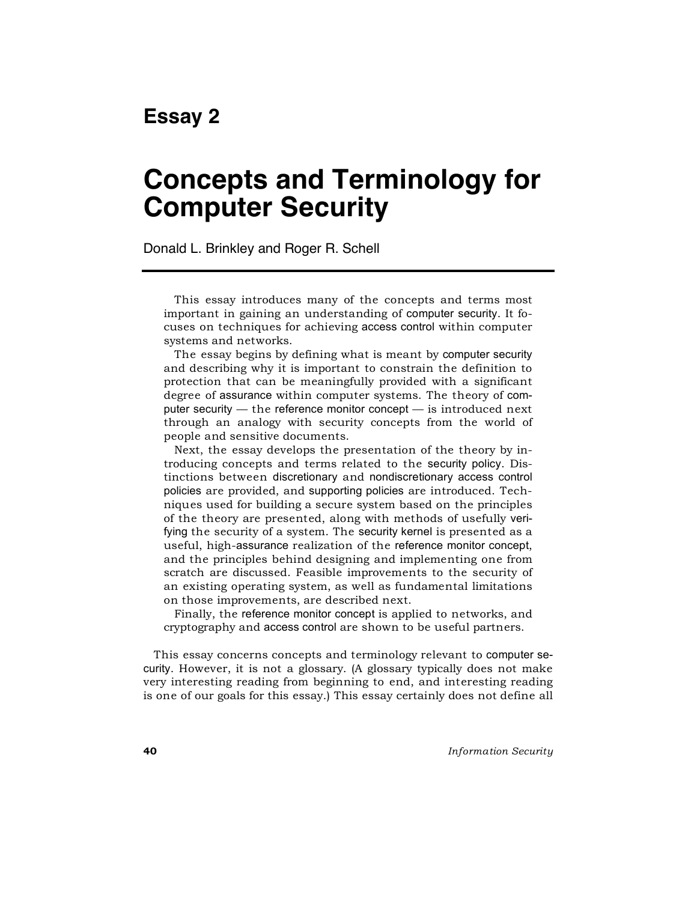# Essay 2

# Concepts and Terminology for Computer Security

Donald L. Brinkley and Roger R. Schell

---

This essay introduces many of the concepts and terms most important in gaining an understanding of computer security. It focuses on techniques for achieving access control within computer systems and networks.

The essay begins by defining what is meant by computer security and describing why it is important to constrain the definition to protection that can be meaningfully provided with a significant degree of assurance within computer systems. The theory of computer security — the reference monitor concept — is introduced next through an analogy with security concepts from the world of people and sensitive documents.

Next, the essay develops the presentation of the theory by introducing concepts and terms related to the security policy. Distinctions between discretionary and nondiscretionary access control policies are provided, and supporting policies are introduced. Techniques used for building a secure system based on the principles of the theory are presented, along with methods of usefully verifying the security of a system. The security kernel is presented as a useful, high-assurance realization of the reference monitor concept, and the principles behind designing and implementing one from scratch are discussed. Feasible improvements to the security of an existing operating system, as well as fundamental limitations on those improvements, are described next.

Finally, the reference monitor concept is applied to networks, and cryptography and access control are shown to be useful partners.

This essay concerns concepts and terminology relevant to computer security. However, it is not a glossary. (A glossary typically does not make very interesting reading from beginning to end, and interesting reading is one of our goals for this essay.) This essay certainly does not define all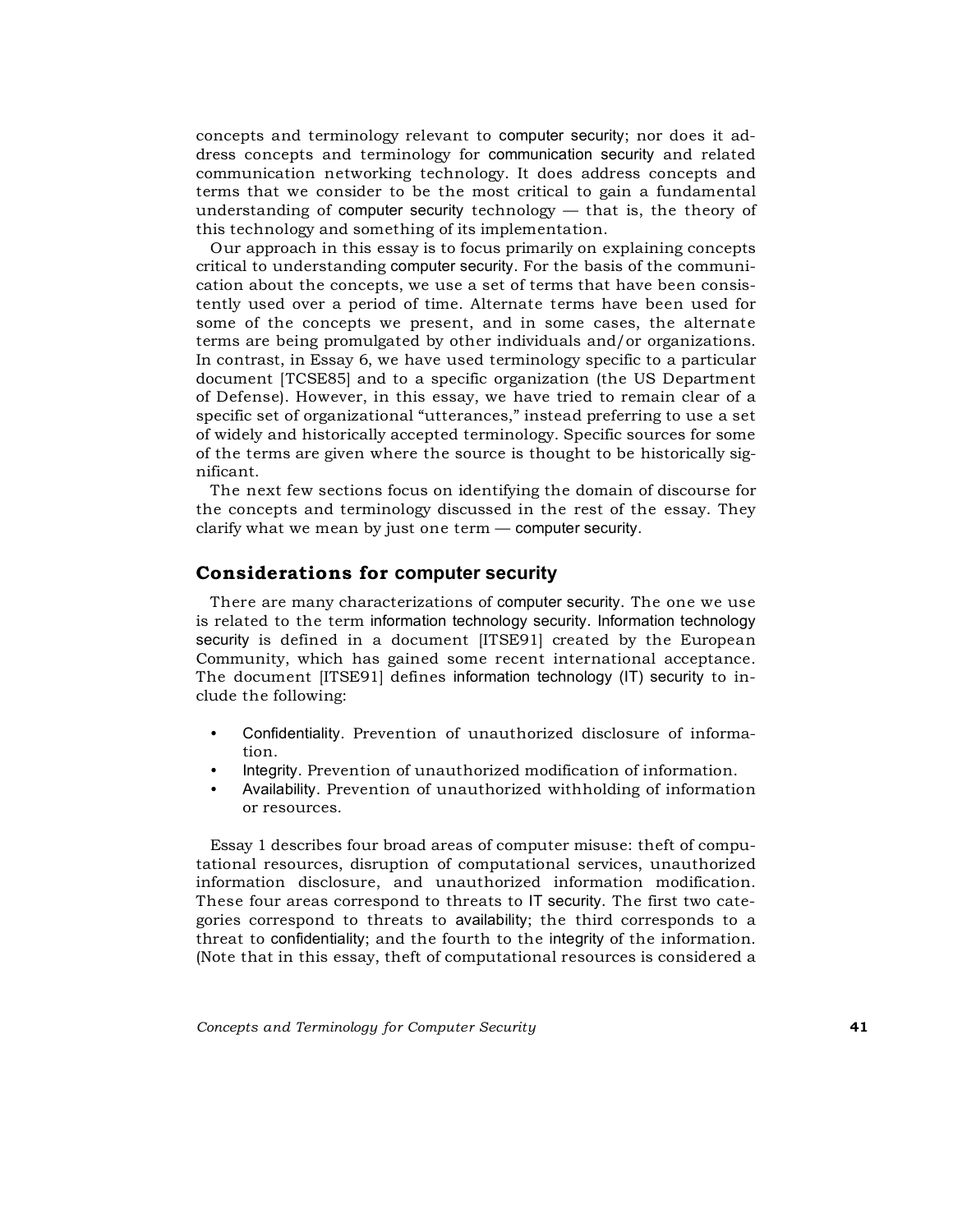concepts and terminology relevant to computer security; nor does it address concepts and terminology for communication security and related communication networking technology. It does address concepts and terms that we consider to be the most critical to gain a fundamental understanding of computer security technology — that is, the theory of this technology and something of its implementation.

Our approach in this essay is to focus primarily on explaining concepts critical to understanding computer security. For the basis of the communication about the concepts, we use a set of terms that have been consistently used over a period of time. Alternate terms have been used for some of the concepts we present, and in some cases, the alternate terms are being promulgated by other individuals and/or organizations. In contrast, in Essay 6, we have used terminology specific to a particular document [TCSE85] and to a specific organization (the US Department of Defense). However, in this essay, we have tried to remain clear of a specific set of organizational "utterances," instead preferring to use a set of widely and historically accepted terminology. Specific sources for some of the terms are given where the source is thought to be historically significant.

The next few sections focus on identifying the domain of discourse for the concepts and terminology discussed in the rest of the essay. They clarify what we mean by just one term — computer security.

## Considerations for computer security

There are many characterizations of computer security. The one we use is related to the term information technology security. Information technology security is defined in a document [ITSE91] created by the European Community, which has gained some recent international acceptance. The document [ITSE91] defines information technology (IT) security to include the following:

- Confidentiality. Prevention of unauthorized disclosure of information.
- Integrity. Prevention of unauthorized modification of information.
- Availability. Prevention of unauthorized withholding of information or resources.

Essay 1 describes four broad areas of computer misuse: theft of computational resources, disruption of computational services, unauthorized information disclosure, and unauthorized information modification. These four areas correspond to threats to IT security. The first two categories correspond to threats to availability; the third corresponds to a threat to confidentiality; and the fourth to the integrity of the information. (Note that in this essay, theft of computational resources is considered a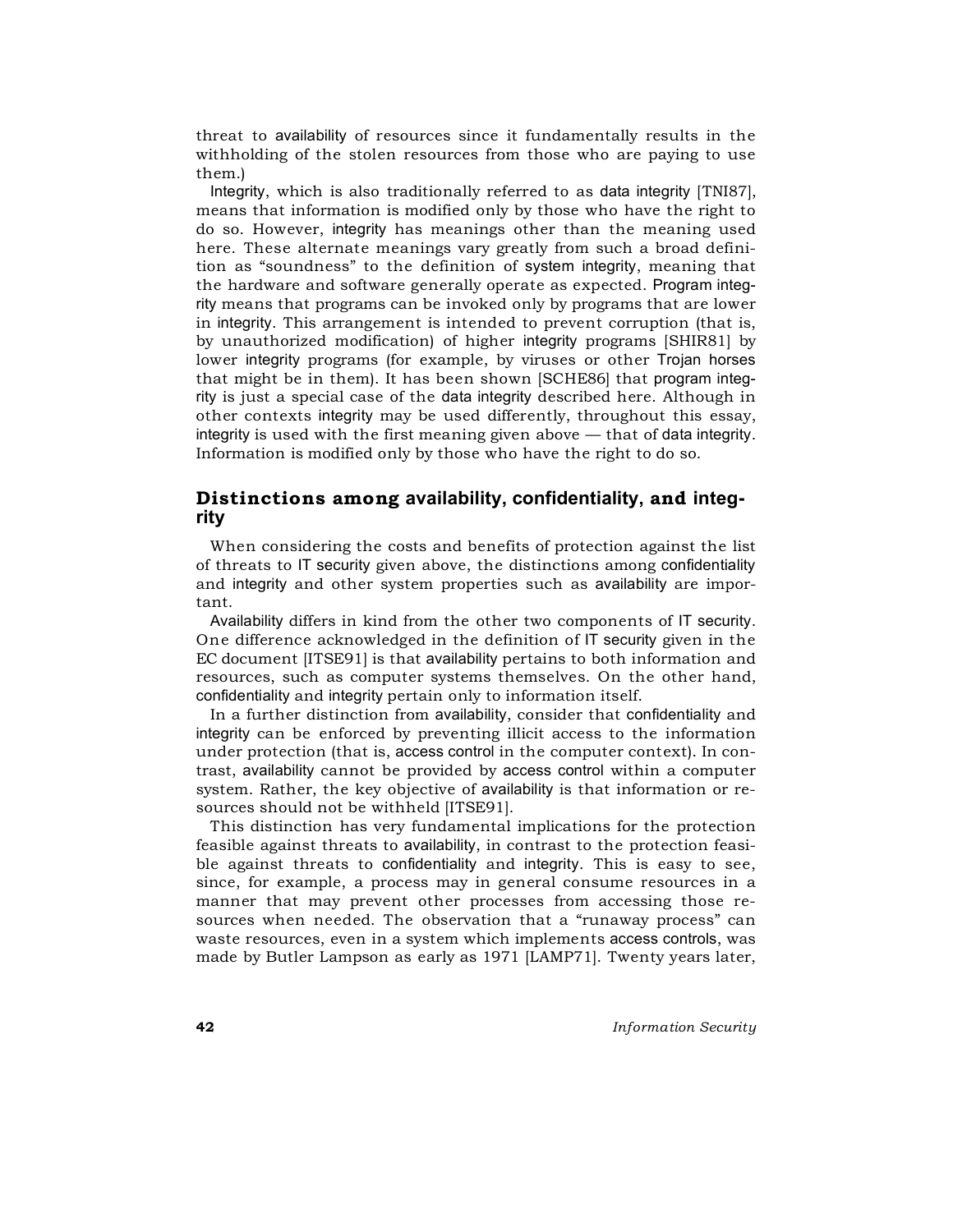threat to availability of resources since it fundamentally results in the withholding of the stolen resources from those who are paying to use them.)

Integrity, which is also traditionally referred to as data integrity [TNI87], means that information is modified only by those who have the right to do so. However, integrity has meanings other than the meaning used here. These alternate meanings vary greatly from such a broad definition as "soundness" to the definition of system integrity, meaning that the hardware and software generally operate as expected. Program integrity means that programs can be invoked only by programs that are lower in integrity. This arrangement is intended to prevent corruption (that is, by unauthorized modification) of higher integrity programs [SHIR81] by lower integrity programs (for example, by viruses or other Trojan horses that might be in them). It has been shown [SCHE86] that program integrity is just a special case of the data integrity described here. Although in other contexts integrity may be used differently, throughout this essay, integrity is used with the first meaning given above — that of data integrity. Information is modified only by those who have the right to do so.

## Distinctions among availability, confidentiality, and integrity

When considering the costs and benefits of protection against the list of threats to IT security given above, the distinctions among confidentiality and integrity and other system properties such as availability are important.

Availability differs in kind from the other two components of IT security. One difference acknowledged in the definition of IT security given in the EC document [ITSE91] is that availability pertains to both information and resources, such as computer systems themselves. On the other hand, confidentiality and integrity pertain only to information itself.

In a further distinction from availability, consider that confidentiality and integrity can be enforced by preventing illicit access to the information under protection (that is, access control in the computer context). In contrast, availability cannot be provided by access control within a computer system. Rather, the key objective of availability is that information or resources should not be withheld [ITSE91].

This distinction has very fundamental implications for the protection feasible against threats to availability, in contrast to the protection feasible against threats to confidentiality and integrity. This is easy to see, since, for example, a process may in general consume resources in a manner that may prevent other processes from accessing those resources when needed. The observation that a "runaway process" can waste resources, even in a system which implements access controls, was made by Butler Lampson as early as 1971 [LAMP71]. Twenty years later,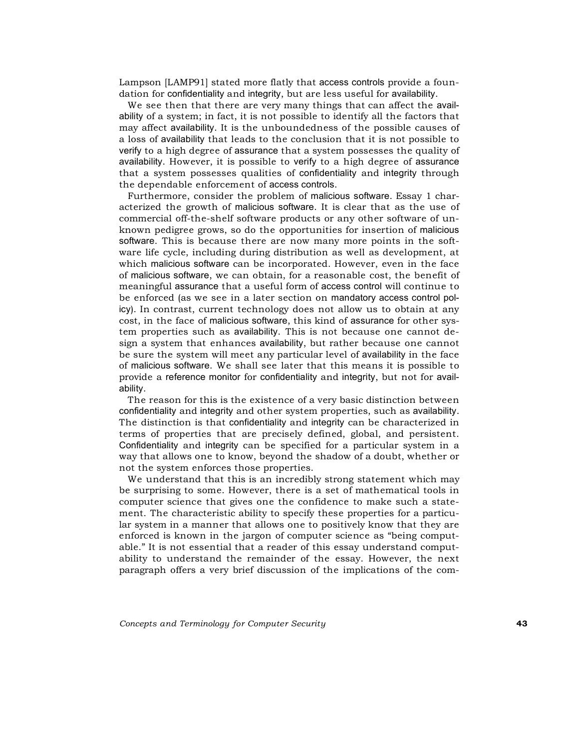Lampson [LAMP91] stated more flatly that access controls provide a foundation for confidentiality and integrity, but are less useful for availability.

We see then that there are very many things that can affect the availability of a system; in fact, it is not possible to identify all the factors that may affect availability. It is the unboundedness of the possible causes of a loss of availability that leads to the conclusion that it is not possible to verify to a high degree of assurance that a system possesses the quality of availability. However, it is possible to verify to a high degree of assurance that a system possesses qualities of confidentiality and integrity through the dependable enforcement of access controls.

Furthermore, consider the problem of malicious software. Essay 1 characterized the growth of malicious software. It is clear that as the use of commercial off-the-shelf software products or any other software of unknown pedigree grows, so do the opportunities for insertion of malicious software. This is because there are now many more points in the software life cycle, including during distribution as well as development, at which malicious software can be incorporated. However, even in the face of malicious software, we can obtain, for a reasonable cost, the benefit of meaningful assurance that a useful form of access control will continue to be enforced (as we see in a later section on mandatory access control policy). In contrast, current technology does not allow us to obtain at any cost, in the face of malicious software, this kind of assurance for other system properties such as availability. This is not because one cannot design a system that enhances availability, but rather because one cannot be sure the system will meet any particular level of availability in the face of malicious software. We shall see later that this means it is possible to provide a reference monitor for confidentiality and integrity, but not for availability.

The reason for this is the existence of a very basic distinction between confidentiality and integrity and other system properties, such as availability. The distinction is that confidentiality and integrity can be characterized in terms of properties that are precisely defined, global, and persistent. Confidentiality and integrity can be specified for a particular system in a way that allows one to know, beyond the shadow of a doubt, whether or not the system enforces those properties.

We understand that this is an incredibly strong statement which may be surprising to some. However, there is a set of mathematical tools in computer science that gives one the confidence to make such a statement. The characteristic ability to specify these properties for a particular system in a manner that allows one to positively know that they are enforced is known in the jargon of computer science as "being computable." It is not essential that a reader of this essay understand computability to understand the remainder of the essay. However, the next paragraph offers a very brief discussion of the implications of the com-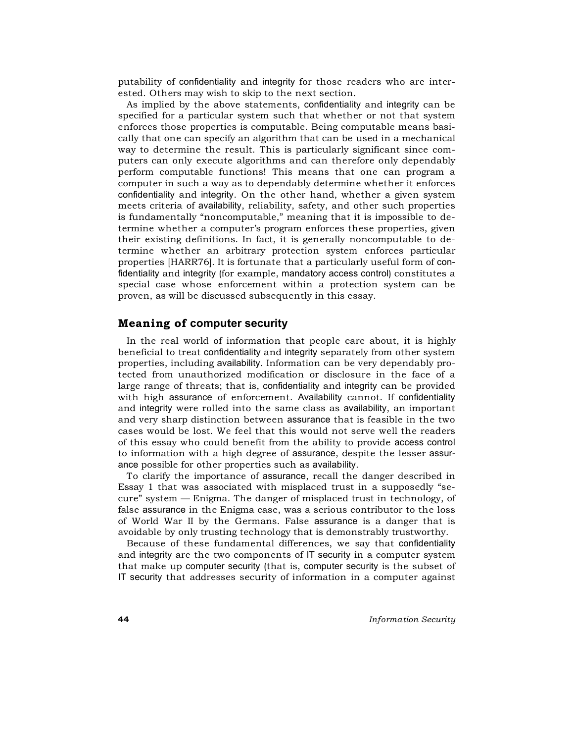putability of confidentiality and integrity for those readers who are interested. Others may wish to skip to the next section.

As implied by the above statements, confidentiality and integrity can be specified for a particular system such that whether or not that system enforces those properties is computable. Being computable means basically that one can specify an algorithm that can be used in a mechanical way to determine the result. This is particularly significant since computers can only execute algorithms and can therefore only dependably perform computable functions! This means that one can program a computer in such a way as to dependably determine whether it enforces confidentiality and integrity. On the other hand, whether a given system meets criteria of availability, reliability, safety, and other such properties is fundamentally "noncomputable," meaning that it is impossible to determine whether a computer's program enforces these properties, given their existing definitions. In fact, it is generally noncomputable to determine whether an arbitrary protection system enforces particular properties [HARR76]. It is fortunate that a particularly useful form of confidentiality and integrity (for example, mandatory access control) constitutes a special case whose enforcement within a protection system can be proven, as will be discussed subsequently in this essay.

## Meaning of computer security

In the real world of information that people care about, it is highly beneficial to treat confidentiality and integrity separately from other system properties, including availability. Information can be very dependably protected from unauthorized modification or disclosure in the face of a large range of threats; that is, confidentiality and integrity can be provided with high assurance of enforcement. Availability cannot. If confidentiality and integrity were rolled into the same class as availability, an important and very sharp distinction between assurance that is feasible in the two cases would be lost. We feel that this would not serve well the readers of this essay who could benefit from the ability to provide access control to information with a high degree of assurance, despite the lesser assurance possible for other properties such as availability.

To clarify the importance of assurance, recall the danger described in Essay 1 that was associated with misplaced trust in a supposedly "secure" system — Enigma. The danger of misplaced trust in technology, of false assurance in the Enigma case, was a serious contributor to the loss of World War II by the Germans. False assurance is a danger that is avoidable by only trusting technology that is demonstrably trustworthy.

Because of these fundamental differences, we say that confidentiality and integrity are the two components of IT security in a computer system that make up computer security (that is, computer security is the subset of IT security that addresses security of information in a computer against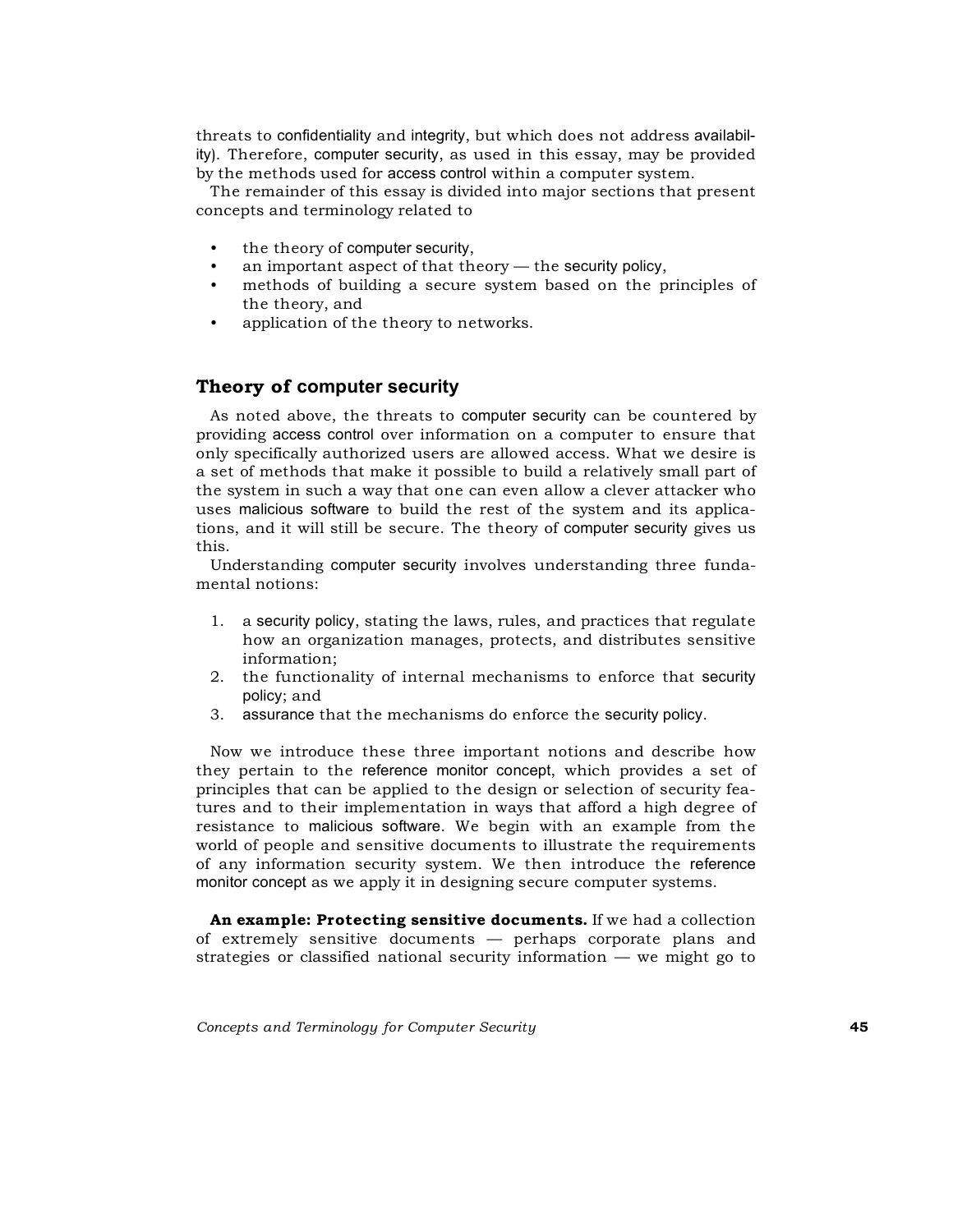threats to confidentiality and integrity, but which does not address availability). Therefore, computer security, as used in this essay, may be provided by the methods used for access control within a computer system.

The remainder of this essay is divided into major sections that present concepts and terminology related to

- the theory of computer security,
- an important aspect of that theory — the security policy,
- methods of building a secure system based on the principles of the theory, and
- application of the theory to networks.

## Theory of computer security

As noted above, the threats to computer security can be countered by providing access control over information on a computer to ensure that only specifically authorized users are allowed access. What we desire is a set of methods that make it possible to build a relatively small part of the system in such a way that one can even allow a clever attacker who uses malicious software to build the rest of the system and its applications, and it will still be secure. The theory of computer security gives us this.

Understanding computer security involves understanding three fundamental notions:

1. a security policy, stating the laws, rules, and practices that regulate how an organization manages, protects, and distributes sensitive information;
2. the functionality of internal mechanisms to enforce that security policy; and
3. assurance that the mechanisms do enforce the security policy.

Now we introduce these three important notions and describe how they pertain to the reference monitor concept, which provides a set of principles that can be applied to the design or selection of security features and to their implementation in ways that afford a high degree of resistance to malicious software. We begin with an example from the world of people and sensitive documents to illustrate the requirements of any information security system. We then introduce the reference monitor concept as we apply it in designing secure computer systems.

**An example: Protecting sensitive documents.** If we had a collection of extremely sensitive documents — perhaps corporate plans and strategies or classified national security information — we might go to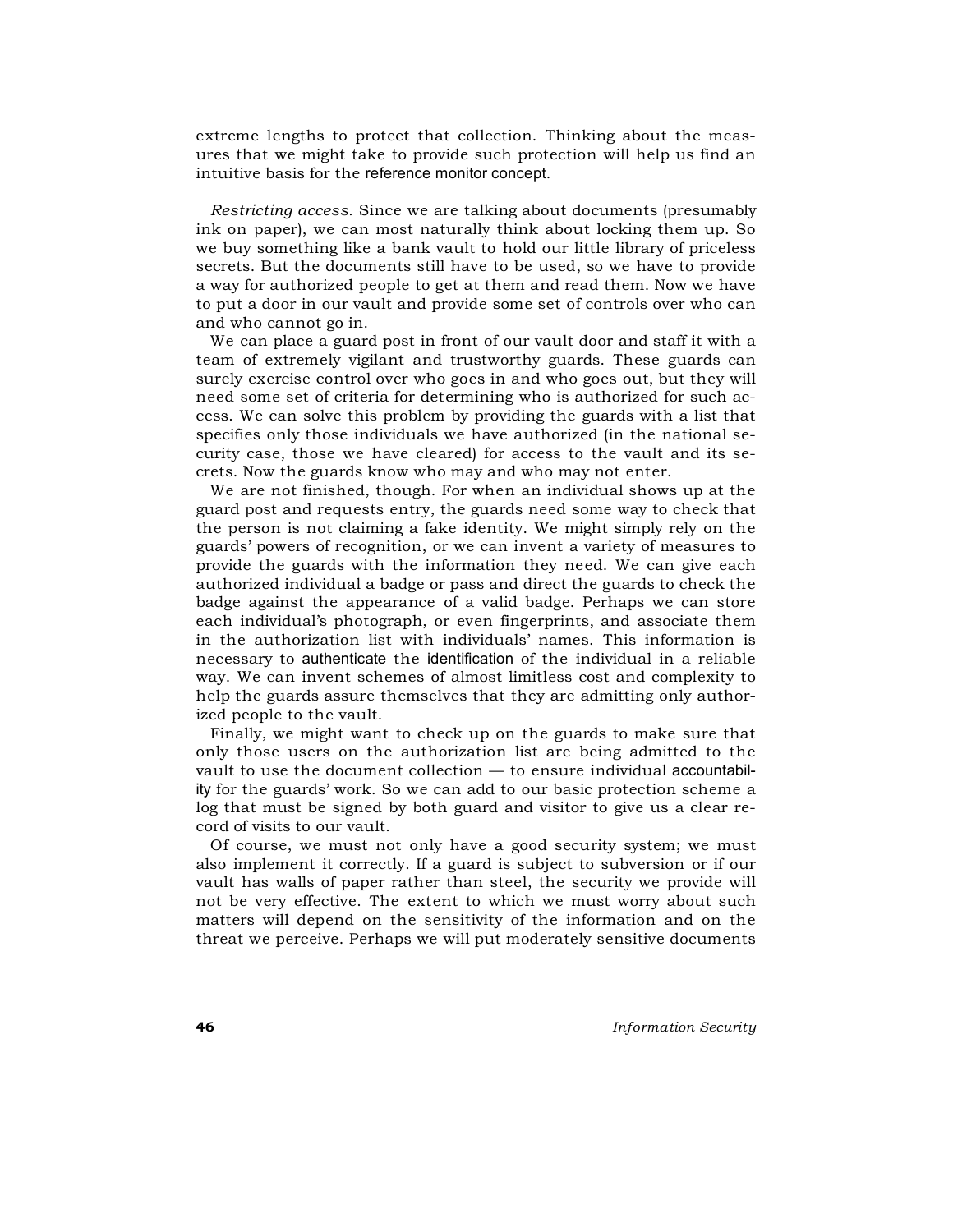extreme lengths to protect that collection. Thinking about the measures that we might take to provide such protection will help us find an intuitive basis for the reference monitor concept.

*Restricting access.* Since we are talking about documents (presumably ink on paper), we can most naturally think about locking them up. So we buy something like a bank vault to hold our little library of priceless secrets. But the documents still have to be used, so we have to provide a way for authorized people to get at them and read them. Now we have to put a door in our vault and provide some set of controls over who can and who cannot go in.

We can place a guard post in front of our vault door and staff it with a team of extremely vigilant and trustworthy guards. These guards can surely exercise control over who goes in and who goes out, but they will need some set of criteria for determining who is authorized for such access. We can solve this problem by providing the guards with a list that specifies only those individuals we have authorized (in the national security case, those we have cleared) for access to the vault and its secrets. Now the guards know who may and who may not enter.

We are not finished, though. For when an individual shows up at the guard post and requests entry, the guards need some way to check that the person is not claiming a fake identity. We might simply rely on the guards' powers of recognition, or we can invent a variety of measures to provide the guards with the information they need. We can give each authorized individual a badge or pass and direct the guards to check the badge against the appearance of a valid badge. Perhaps we can store each individual's photograph, or even fingerprints, and associate them in the authorization list with individuals' names. This information is necessary to authenticate the identification of the individual in a reliable way. We can invent schemes of almost limitless cost and complexity to help the guards assure themselves that they are admitting only authorized people to the vault.

Finally, we might want to check up on the guards to make sure that only those users on the authorization list are being admitted to the vault to use the document collection — to ensure individual accountability for the guards' work. So we can add to our basic protection scheme a log that must be signed by both guard and visitor to give us a clear record of visits to our vault.

Of course, we must not only have a good security system; we must also implement it correctly. If a guard is subject to subversion or if our vault has walls of paper rather than steel, the security we provide will not be very effective. The extent to which we must worry about such matters will depend on the sensitivity of the information and on the threat we perceive. Perhaps we will put moderately sensitive documents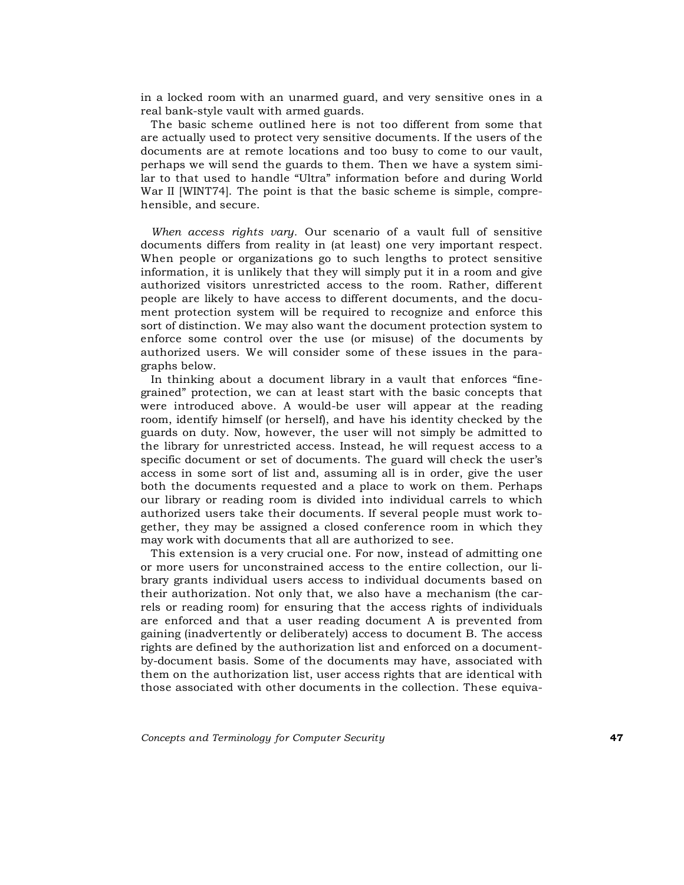in a locked room with an unarmed guard, and very sensitive ones in a real bank-style vault with armed guards.

The basic scheme outlined here is not too different from some that are actually used to protect very sensitive documents. If the users of the documents are at remote locations and too busy to come to our vault, perhaps we will send the guards to them. Then we have a system similar to that used to handle "Ultra" information before and during World War II [WINT74]. The point is that the basic scheme is simple, comprehensible, and secure.

*When access rights vary*. Our scenario of a vault full of sensitive documents differs from reality in (at least) one very important respect. When people or organizations go to such lengths to protect sensitive information, it is unlikely that they will simply put it in a room and give authorized visitors unrestricted access to the room. Rather, different people are likely to have access to different documents, and the document protection system will be required to recognize and enforce this sort of distinction. We may also want the document protection system to enforce some control over the use (or misuse) of the documents by authorized users. We will consider some of these issues in the paragraphs below.

In thinking about a document library in a vault that enforces "fine-grained" protection, we can at least start with the basic concepts that were introduced above. A would-be user will appear at the reading room, identify himself (or herself), and have his identity checked by the guards on duty. Now, however, the user will not simply be admitted to the library for unrestricted access. Instead, he will request access to a specific document or set of documents. The guard will check the user's access in some sort of list and, assuming all is in order, give the user both the documents requested and a place to work on them. Perhaps our library or reading room is divided into individual carrels to which authorized users take their documents. If several people must work together, they may be assigned a closed conference room in which they may work with documents that all are authorized to see.

This extension is a very crucial one. For now, instead of admitting one or more users for unconstrained access to the entire collection, our library grants individual users access to individual documents based on their authorization. Not only that, we also have a mechanism (the carrels or reading room) for ensuring that the access rights of individuals are enforced and that a user reading document A is prevented from gaining (inadvertently or deliberately) access to document B. The access rights are defined by the authorization list and enforced on a document-by-document basis. Some of the documents may have, associated with them on the authorization list, user access rights that are identical with those associated with other documents in the collection. These equiva-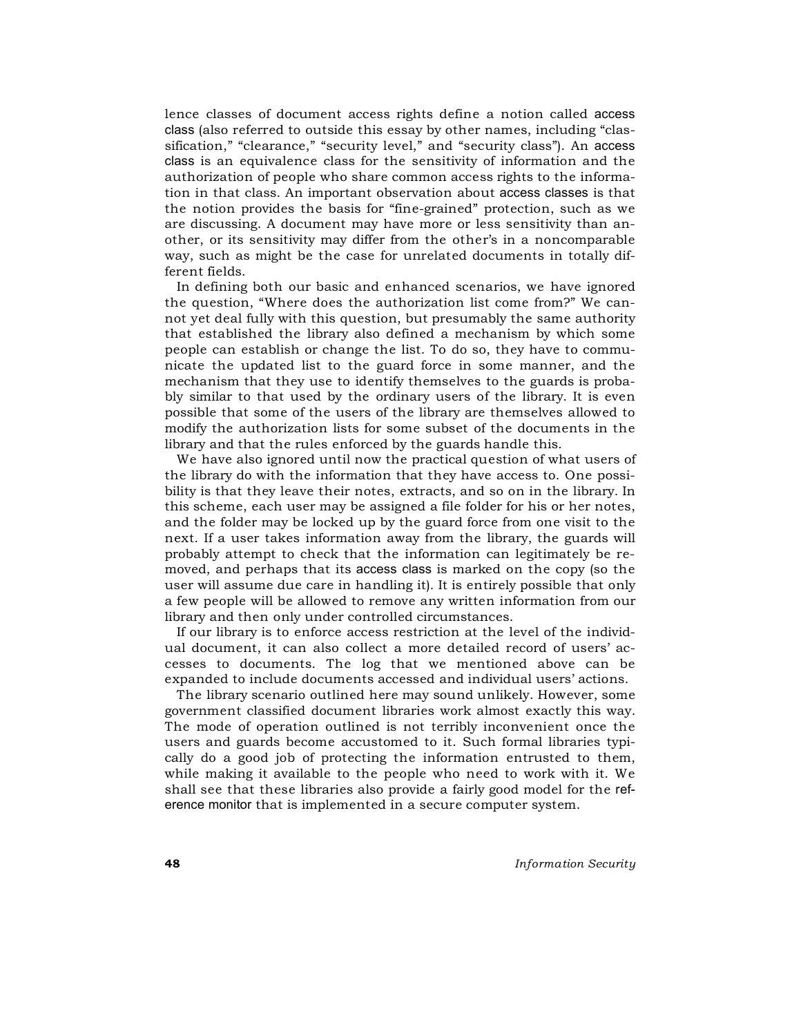lence classes of document access rights define a notion called access class (also referred to outside this essay by other names, including "classification," "clearance," "security level," and "security class"). An access class is an equivalence class for the sensitivity of information and the authorization of people who share common access rights to the information in that class. An important observation about access classes is that the notion provides the basis for "fine-grained" protection, such as we are discussing. A document may have more or less sensitivity than another, or its sensitivity may differ from the other's in a noncomparable way, such as might be the case for unrelated documents in totally different fields.

In defining both our basic and enhanced scenarios, we have ignored the question, "Where does the authorization list come from?" We cannot yet deal fully with this question, but presumably the same authority that established the library also defined a mechanism by which some people can establish or change the list. To do so, they have to communicate the updated list to the guard force in some manner, and the mechanism that they use to identify themselves to the guards is probably similar to that used by the ordinary users of the library. It is even possible that some of the users of the library are themselves allowed to modify the authorization lists for some subset of the documents in the library and that the rules enforced by the guards handle this.

We have also ignored until now the practical question of what users of the library do with the information that they have access to. One possibility is that they leave their notes, extracts, and so on in the library. In this scheme, each user may be assigned a file folder for his or her notes, and the folder may be locked up by the guard force from one visit to the next. If a user takes information away from the library, the guards will probably attempt to check that the information can legitimately be removed, and perhaps that its access class is marked on the copy (so the user will assume due care in handling it). It is entirely possible that only a few people will be allowed to remove any written information from our library and then only under controlled circumstances.

If our library is to enforce access restriction at the level of the individual document, it can also collect a more detailed record of users' accesses to documents. The log that we mentioned above can be expanded to include documents accessed and individual users' actions.

The library scenario outlined here may sound unlikely. However, some government classified document libraries work almost exactly this way. The mode of operation outlined is not terribly inconvenient once the users and guards become accustomed to it. Such formal libraries typically do a good job of protecting the information entrusted to them, while making it available to the people who need to work with it. We shall see that these libraries also provide a fairly good model for the reference monitor that is implemented in a secure computer system.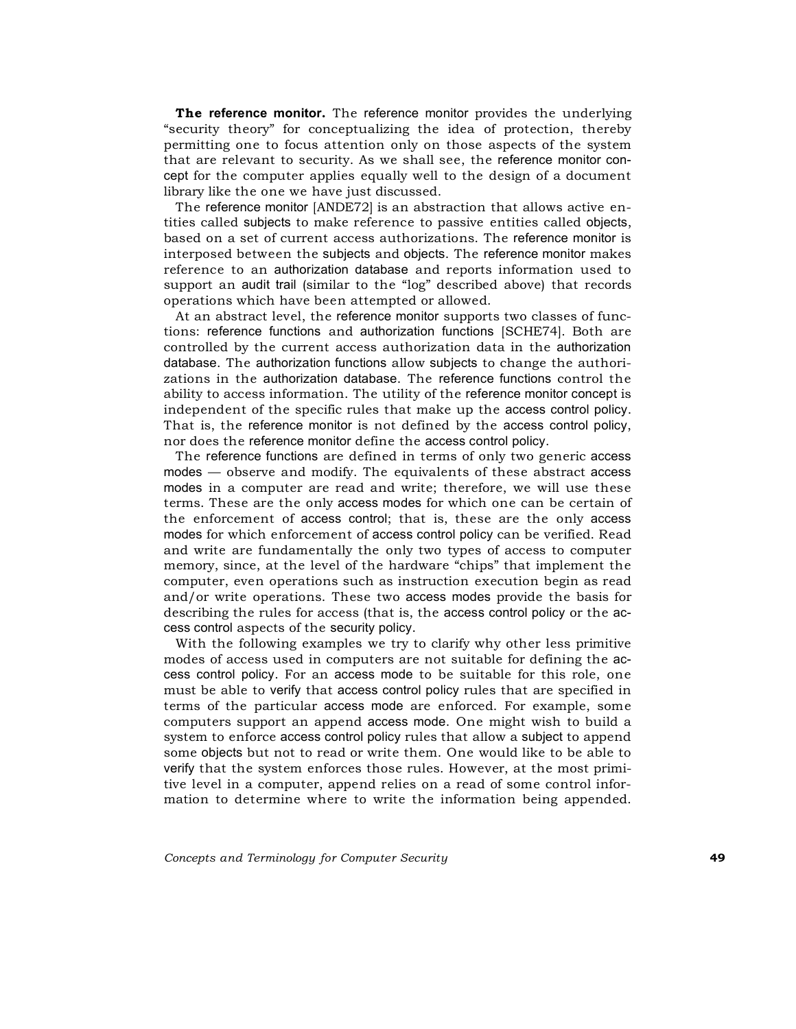**The reference monitor.** The reference monitor provides the underlying "security theory" for conceptualizing the idea of protection, thereby permitting one to focus attention only on those aspects of the system that are relevant to security. As we shall see, the reference monitor concept for the computer applies equally well to the design of a document library like the one we have just discussed.

The reference monitor [ANDE72] is an abstraction that allows active entities called subjects to make reference to passive entities called objects, based on a set of current access authorizations. The reference monitor is interposed between the subjects and objects. The reference monitor makes reference to an authorization database and reports information used to support an audit trail (similar to the "log" described above) that records operations which have been attempted or allowed.

At an abstract level, the reference monitor supports two classes of functions: reference functions and authorization functions [SCHE74]. Both are controlled by the current access authorization data in the authorization database. The authorization functions allow subjects to change the authorizations in the authorization database. The reference functions control the ability to access information. The utility of the reference monitor concept is independent of the specific rules that make up the access control policy. That is, the reference monitor is not defined by the access control policy, nor does the reference monitor define the access control policy.

The reference functions are defined in terms of only two generic access modes — observe and modify. The equivalents of these abstract access modes in a computer are read and write; therefore, we will use these terms. These are the only access modes for which one can be certain of the enforcement of access control; that is, these are the only access modes for which enforcement of access control policy can be verified. Read and write are fundamentally the only two types of access to computer memory, since, at the level of the hardware "chips" that implement the computer, even operations such as instruction execution begin as read and/or write operations. These two access modes provide the basis for describing the rules for access (that is, the access control policy or the access control aspects of the security policy.

With the following examples we try to clarify why other less primitive modes of access used in computers are not suitable for defining the access control policy. For an access mode to be suitable for this role, one must be able to verify that access control policy rules that are specified in terms of the particular access mode are enforced. For example, some computers support an append access mode. One might wish to build a system to enforce access control policy rules that allow a subject to append some objects but not to read or write them. One would like to be able to verify that the system enforces those rules. However, at the most primitive level in a computer, append relies on a read of some control information to determine where to write the information being appended.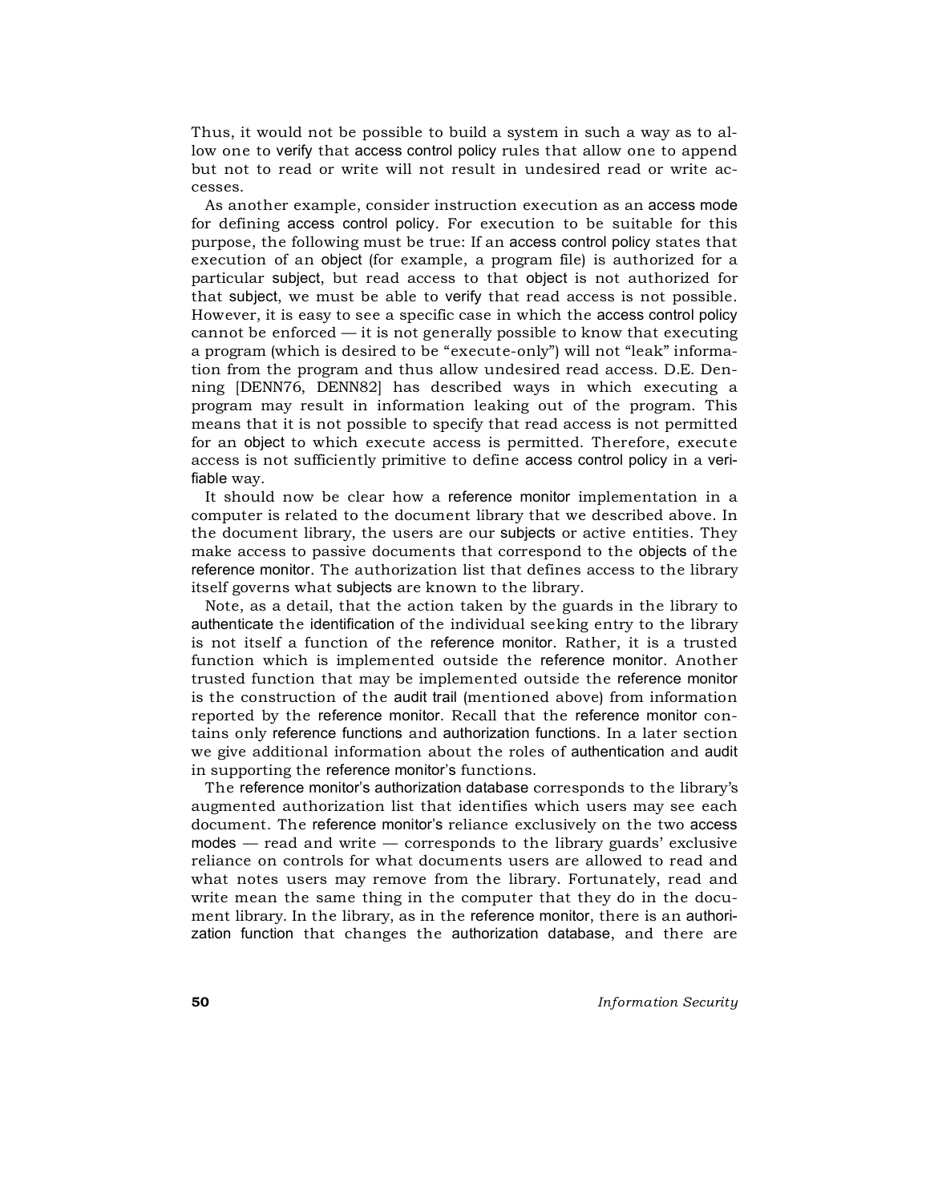Thus, it would not be possible to build a system in such a way as to allow one to verify that access control policy rules that allow one to append but not to read or write will not result in undesired read or write accesses.

As another example, consider instruction execution as an access mode for defining access control policy. For execution to be suitable for this purpose, the following must be true: If an access control policy states that execution of an object (for example, a program file) is authorized for a particular subject, but read access to that object is not authorized for that subject, we must be able to verify that read access is not possible. However, it is easy to see a specific case in which the access control policy cannot be enforced — it is not generally possible to know that executing a program (which is desired to be "execute-only") will not "leak" information from the program and thus allow undesired read access. D.E. Denning [DENN76, DENN82] has described ways in which executing a program may result in information leaking out of the program. This means that it is not possible to specify that read access is not permitted for an object to which execute access is permitted. Therefore, execute access is not sufficiently primitive to define access control policy in a verifiable way.

It should now be clear how a reference monitor implementation in a computer is related to the document library that we described above. In the document library, the users are our subjects or active entities. They make access to passive documents that correspond to the objects of the reference monitor. The authorization list that defines access to the library itself governs what subjects are known to the library.

Note, as a detail, that the action taken by the guards in the library to authenticate the identification of the individual seeking entry to the library is not itself a function of the reference monitor. Rather, it is a trusted function which is implemented outside the reference monitor. Another trusted function that may be implemented outside the reference monitor is the construction of the audit trail (mentioned above) from information reported by the reference monitor. Recall that the reference monitor contains only reference functions and authorization functions. In a later section we give additional information about the roles of authentication and audit in supporting the reference monitor's functions.

The reference monitor's authorization database corresponds to the library's augmented authorization list that identifies which users may see each document. The reference monitor's reliance exclusively on the two access modes — read and write — corresponds to the library guards' exclusive reliance on controls for what documents users are allowed to read and what notes users may remove from the library. Fortunately, read and write mean the same thing in the computer that they do in the document library. In the library, as in the reference monitor, there is an authorization function that changes the authorization database, and there are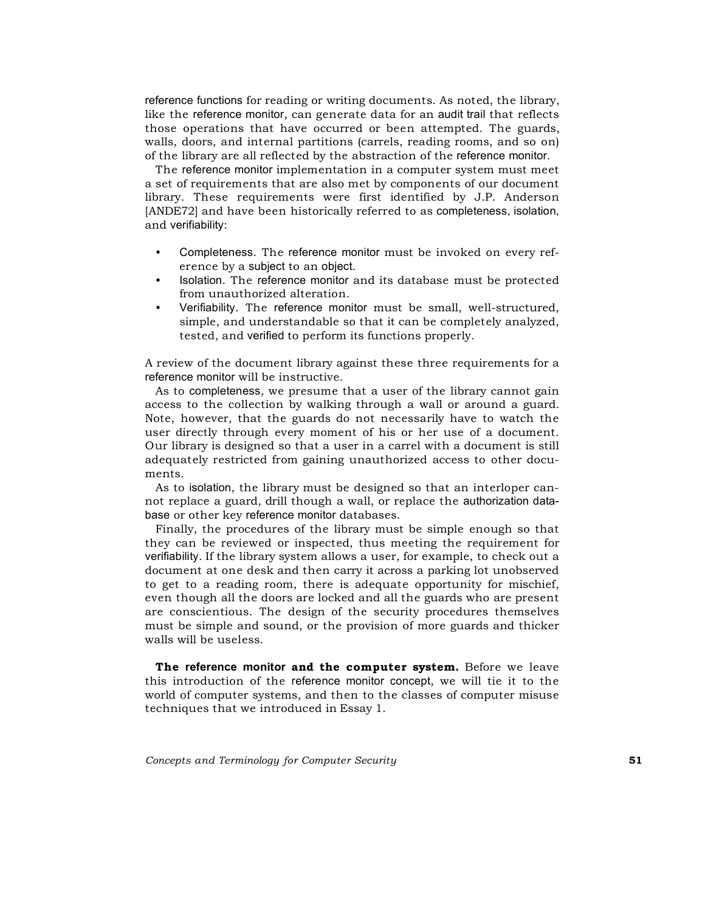reference functions for reading or writing documents. As noted, the library, like the reference monitor, can generate data for an audit trail that reflects those operations that have occurred or been attempted. The guards, walls, doors, and internal partitions (carrels, reading rooms, and so on) of the library are all reflected by the abstraction of the reference monitor.

The reference monitor implementation in a computer system must meet a set of requirements that are also met by components of our document library. These requirements were first identified by J.P. Anderson [ANDE72] and have been historically referred to as completeness, isolation, and verifiability:

- Completeness. The reference monitor must be invoked on every reference by a subject to an object.
- Isolation. The reference monitor and its database must be protected from unauthorized alteration.
- Verifiability. The reference monitor must be small, well-structured, simple, and understandable so that it can be completely analyzed, tested, and verified to perform its functions properly.

A review of the document library against these three requirements for a reference monitor will be instructive.

As to completeness, we presume that a user of the library cannot gain access to the collection by walking through a wall or around a guard. Note, however, that the guards do not necessarily have to watch the user directly through every moment of his or her use of a document. Our library is designed so that a user in a carrel with a document is still adequately restricted from gaining unauthorized access to other documents.

As to isolation, the library must be designed so that an interloper cannot replace a guard, drill though a wall, or replace the authorization database or other key reference monitor databases.

Finally, the procedures of the library must be simple enough so that they can be reviewed or inspected, thus meeting the requirement for verifiability. If the library system allows a user, for example, to check out a document at one desk and then carry it across a parking lot unobserved to get to a reading room, there is adequate opportunity for mischief, even though all the doors are locked and all the guards who are present are conscientious. The design of the security procedures themselves must be simple and sound, or the provision of more guards and thicker walls will be useless.

**The reference monitor and the computer system.** Before we leave this introduction of the reference monitor concept, we will tie it to the world of computer systems, and then to the classes of computer misuse techniques that we introduced in Essay 1.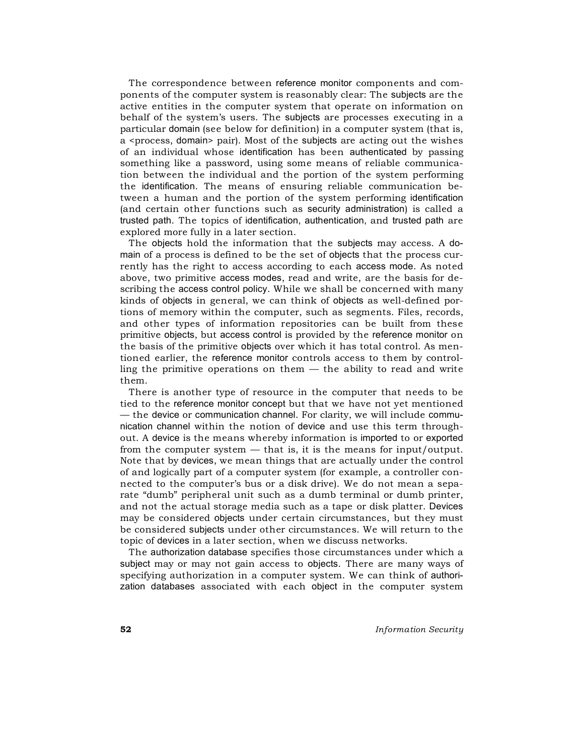The correspondence between reference monitor components and components of the computer system is reasonably clear: The subjects are the active entities in the computer system that operate on information on behalf of the system's users. The subjects are processes executing in a particular domain (see below for definition) in a computer system (that is, a <process, domain> pair). Most of the subjects are acting out the wishes of an individual whose identification has been authenticated by passing something like a password, using some means of reliable communication between the individual and the portion of the system performing the identification. The means of ensuring reliable communication between a human and the portion of the system performing identification (and certain other functions such as security administration) is called a trusted path. The topics of identification, authentication, and trusted path are explored more fully in a later section.

The objects hold the information that the subjects may access. A domain of a process is defined to be the set of objects that the process currently has the right to access according to each access mode. As noted above, two primitive access modes, read and write, are the basis for describing the access control policy. While we shall be concerned with many kinds of objects in general, we can think of objects as well-defined portions of memory within the computer, such as segments. Files, records, and other types of information repositories can be built from these primitive objects, but access control is provided by the reference monitor on the basis of the primitive objects over which it has total control. As mentioned earlier, the reference monitor controls access to them by controlling the primitive operations on them — the ability to read and write them.

There is another type of resource in the computer that needs to be tied to the reference monitor concept but that we have not yet mentioned — the device or communication channel. For clarity, we will include communication channel within the notion of device and use this term throughout. A device is the means whereby information is imported to or exported from the computer system — that is, it is the means for input/output. Note that by devices, we mean things that are actually under the control of and logically part of a computer system (for example, a controller connected to the computer's bus or a disk drive). We do not mean a separate "dumb" peripheral unit such as a dumb terminal or dumb printer, and not the actual storage media such as a tape or disk platter. Devices may be considered objects under certain circumstances, but they must be considered subjects under other circumstances. We will return to the topic of devices in a later section, when we discuss networks.

The authorization database specifies those circumstances under which a subject may or may not gain access to objects. There are many ways of specifying authorization in a computer system. We can think of authorization databases associated with each object in the computer system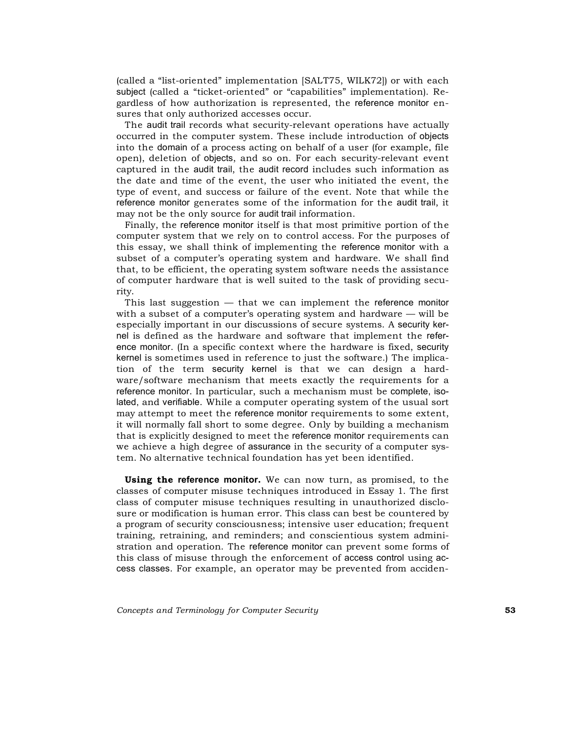(called a "list-oriented" implementation [SALT75, WILK72]) or with each subject (called a "ticket-oriented" or "capabilities" implementation). Regardless of how authorization is represented, the reference monitor ensures that only authorized accesses occur.

The audit trail records what security-relevant operations have actually occurred in the computer system. These include introduction of objects into the domain of a process acting on behalf of a user (for example, file open), deletion of objects, and so on. For each security-relevant event captured in the audit trail, the audit record includes such information as the date and time of the event, the user who initiated the event, the type of event, and success or failure of the event. Note that while the reference monitor generates some of the information for the audit trail, it may not be the only source for audit trail information.

Finally, the reference monitor itself is that most primitive portion of the computer system that we rely on to control access. For the purposes of this essay, we shall think of implementing the reference monitor with a subset of a computer's operating system and hardware. We shall find that, to be efficient, the operating system software needs the assistance of computer hardware that is well suited to the task of providing security.

This last suggestion — that we can implement the reference monitor with a subset of a computer's operating system and hardware — will be especially important in our discussions of secure systems. A security kernel is defined as the hardware and software that implement the reference monitor. (In a specific context where the hardware is fixed, security kernel is sometimes used in reference to just the software.) The implication of the term security kernel is that we can design a hardware/software mechanism that meets exactly the requirements for a reference monitor. In particular, such a mechanism must be complete, isolated, and verifiable. While a computer operating system of the usual sort may attempt to meet the reference monitor requirements to some extent, it will normally fall short to some degree. Only by building a mechanism that is explicitly designed to meet the reference monitor requirements can we achieve a high degree of assurance in the security of a computer system. No alternative technical foundation has yet been identified.

**Using the reference monitor.** We can now turn, as promised, to the classes of computer misuse techniques introduced in Essay 1. The first class of computer misuse techniques resulting in unauthorized disclosure or modification is human error. This class can best be countered by a program of security consciousness; intensive user education; frequent training, retraining, and reminders; and conscientious system administration and operation. The reference monitor can prevent some forms of this class of misuse through the enforcement of access control using access classes. For example, an operator may be prevented from acciden-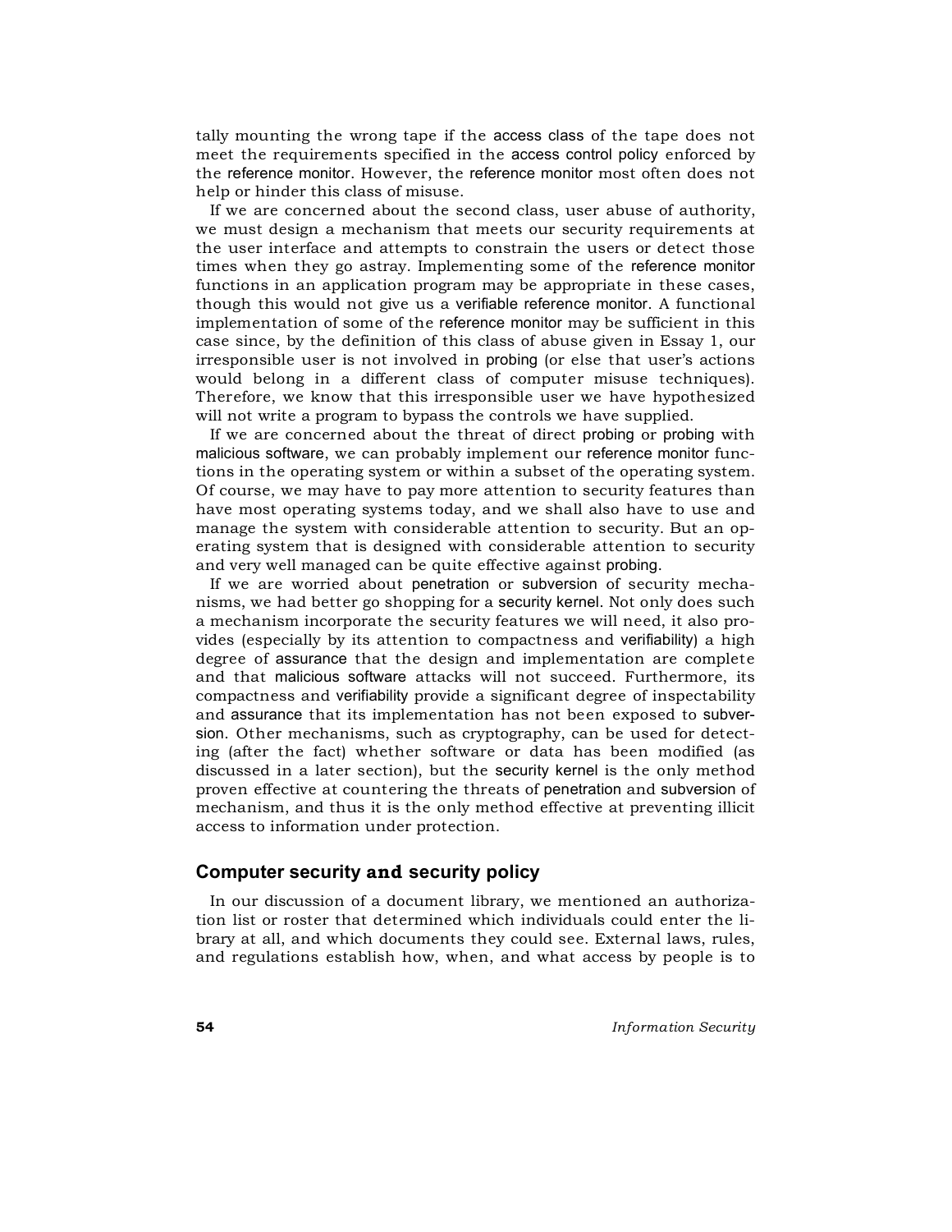tally mounting the wrong tape if the access class of the tape does not meet the requirements specified in the access control policy enforced by the reference monitor. However, the reference monitor most often does not help or hinder this class of misuse.

If we are concerned about the second class, user abuse of authority, we must design a mechanism that meets our security requirements at the user interface and attempts to constrain the users or detect those times when they go astray. Implementing some of the reference monitor functions in an application program may be appropriate in these cases, though this would not give us a verifiable reference monitor. A functional implementation of some of the reference monitor may be sufficient in this case since, by the definition of this class of abuse given in Essay 1, our irresponsible user is not involved in probing (or else that user's actions would belong in a different class of computer misuse techniques). Therefore, we know that this irresponsible user we have hypothesized will not write a program to bypass the controls we have supplied.

If we are concerned about the threat of direct probing or probing with malicious software, we can probably implement our reference monitor functions in the operating system or within a subset of the operating system. Of course, we may have to pay more attention to security features than have most operating systems today, and we shall also have to use and manage the system with considerable attention to security. But an operating system that is designed with considerable attention to security and very well managed can be quite effective against probing.

If we are worried about penetration or subversion of security mechanisms, we had better go shopping for a security kernel. Not only does such a mechanism incorporate the security features we will need, it also provides (especially by its attention to compactness and verifiability) a high degree of assurance that the design and implementation are complete and that malicious software attacks will not succeed. Furthermore, its compactness and verifiability provide a significant degree of inspectability and assurance that its implementation has not been exposed to subversion. Other mechanisms, such as cryptography, can be used for detecting (after the fact) whether software or data has been modified (as discussed in a later section), but the security kernel is the only method proven effective at countering the threats of penetration and subversion of mechanism, and thus it is the only method effective at preventing illicit access to information under protection.

## Computer security and security policy

In our discussion of a document library, we mentioned an authorization list or roster that determined which individuals could enter the library at all, and which documents they could see. External laws, rules, and regulations establish how, when, and what access by people is to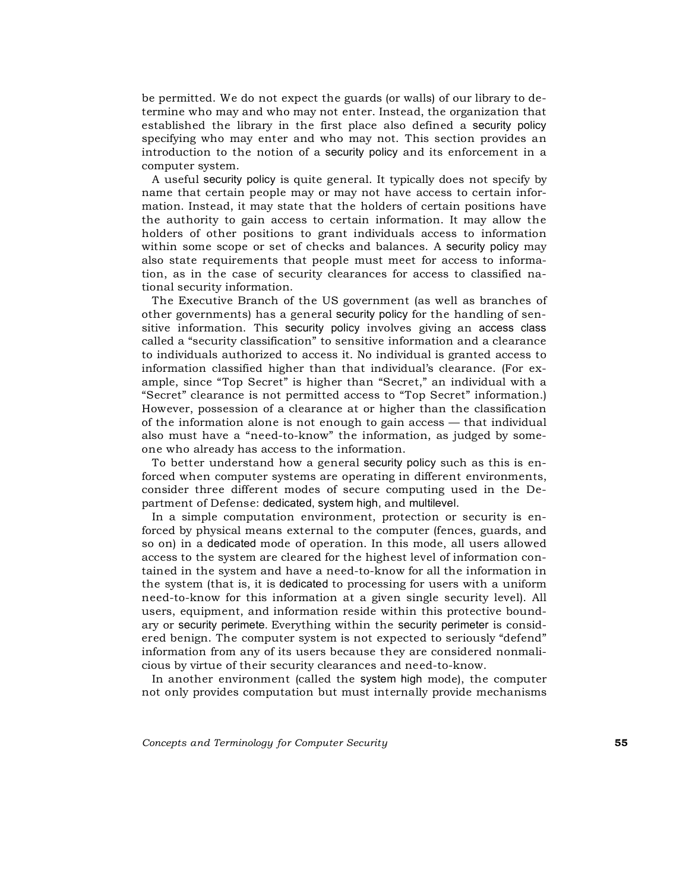be permitted. We do not expect the guards (or walls) of our library to determine who may and who may not enter. Instead, the organization that established the library in the first place also defined a security policy specifying who may enter and who may not. This section provides an introduction to the notion of a security policy and its enforcement in a computer system.

A useful security policy is quite general. It typically does not specify by name that certain people may or may not have access to certain information. Instead, it may state that the holders of certain positions have the authority to gain access to certain information. It may allow the holders of other positions to grant individuals access to information within some scope or set of checks and balances. A security policy may also state requirements that people must meet for access to information, as in the case of security clearances for access to classified national security information.

The Executive Branch of the US government (as well as branches of other governments) has a general security policy for the handling of sensitive information. This security policy involves giving an access class called a "security classification" to sensitive information and a clearance to individuals authorized to access it. No individual is granted access to information classified higher than that individual's clearance. (For example, since "Top Secret" is higher than "Secret," an individual with a "Secret" clearance is not permitted access to "Top Secret" information.) However, possession of a clearance at or higher than the classification of the information alone is not enough to gain access — that individual also must have a "need-to-know" the information, as judged by someone who already has access to the information.

To better understand how a general security policy such as this is enforced when computer systems are operating in different environments, consider three different modes of secure computing used in the Department of Defense: dedicated, system high, and multilevel.

In a simple computation environment, protection or security is enforced by physical means external to the computer (fences, guards, and so on) in a dedicated mode of operation. In this mode, all users allowed access to the system are cleared for the highest level of information contained in the system and have a need-to-know for all the information in the system (that is, it is dedicated to processing for users with a uniform need-to-know for this information at a given single security level). All users, equipment, and information reside within this protective boundary or security perimete. Everything within the security perimeter is considered benign. The computer system is not expected to seriously "defend" information from any of its users because they are considered nonmalicious by virtue of their security clearances and need-to-know.

In another environment (called the system high mode), the computer not only provides computation but must internally provide mechanisms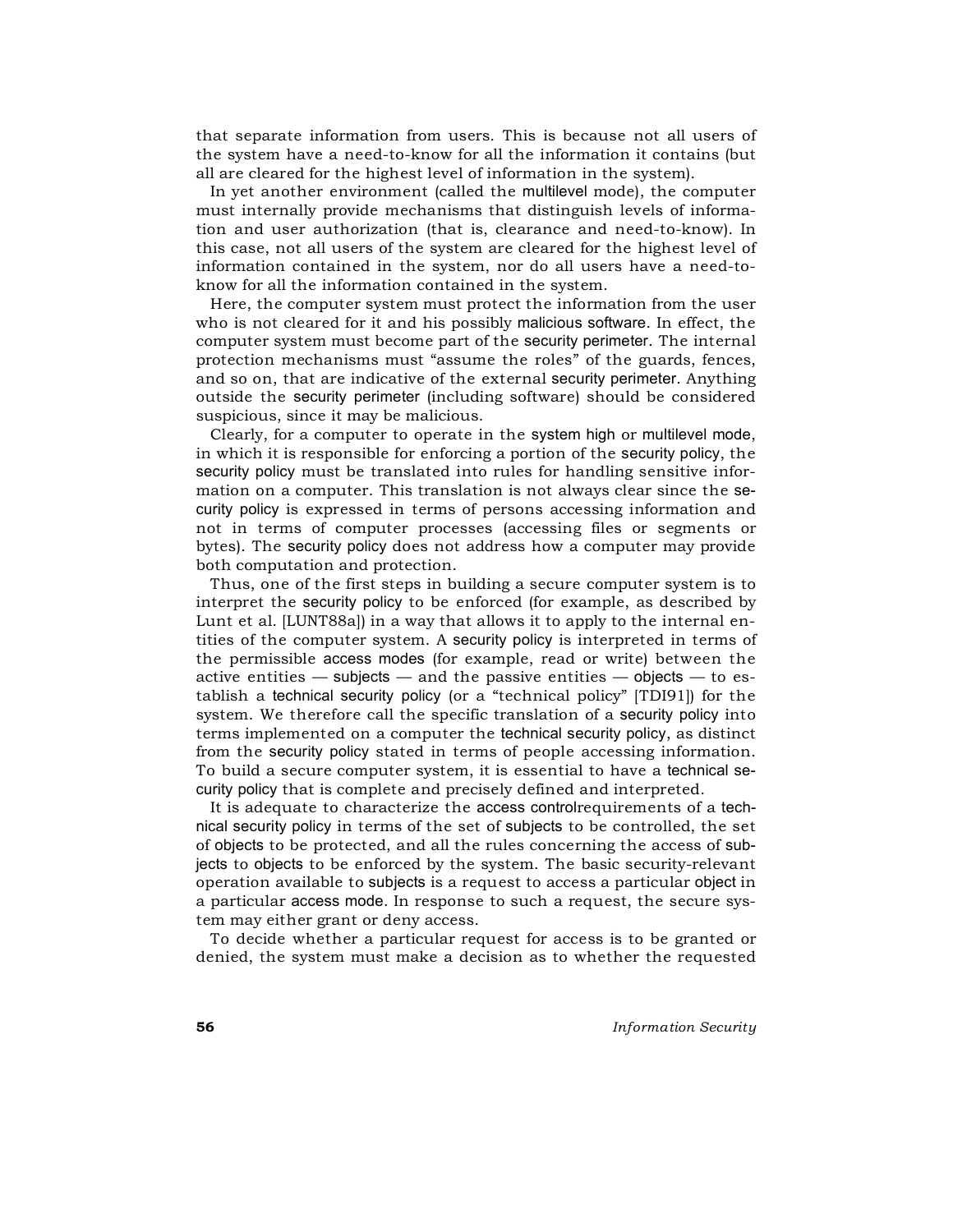that separate information from users. This is because not all users of the system have a need-to-know for all the information it contains (but all are cleared for the highest level of information in the system).

In yet another environment (called the multilevel mode), the computer must internally provide mechanisms that distinguish levels of information and user authorization (that is, clearance and need-to-know). In this case, not all users of the system are cleared for the highest level of information contained in the system, nor do all users have a need-to-know for all the information contained in the system.

Here, the computer system must protect the information from the user who is not cleared for it and his possibly malicious software. In effect, the computer system must become part of the security perimeter. The internal protection mechanisms must "assume the roles" of the guards, fences, and so on, that are indicative of the external security perimeter. Anything outside the security perimeter (including software) should be considered suspicious, since it may be malicious.

Clearly, for a computer to operate in the system high or multilevel mode, in which it is responsible for enforcing a portion of the security policy, the security policy must be translated into rules for handling sensitive information on a computer. This translation is not always clear since the security policy is expressed in terms of persons accessing information and not in terms of computer processes (accessing files or segments or bytes). The security policy does not address how a computer may provide both computation and protection.

Thus, one of the first steps in building a secure computer system is to interpret the security policy to be enforced (for example, as described by Lunt et al. [LUNT88a]) in a way that allows it to apply to the internal entities of the computer system. A security policy is interpreted in terms of the permissible access modes (for example, read or write) between the active entities — subjects — and the passive entities — objects — to establish a technical security policy (or a "technical policy" [TDI91]) for the system. We therefore call the specific translation of a security policy into terms implemented on a computer the technical security policy, as distinct from the security policy stated in terms of people accessing information. To build a secure computer system, it is essential to have a technical security policy that is complete and precisely defined and interpreted.

It is adequate to characterize the access controlrequirements of a technical security policy in terms of the set of subjects to be controlled, the set of objects to be protected, and all the rules concerning the access of subjects to objects to be enforced by the system. The basic security-relevant operation available to subjects is a request to access a particular object in a particular access mode. In response to such a request, the secure system may either grant or deny access.

To decide whether a particular request for access is to be granted or denied, the system must make a decision as to whether the requested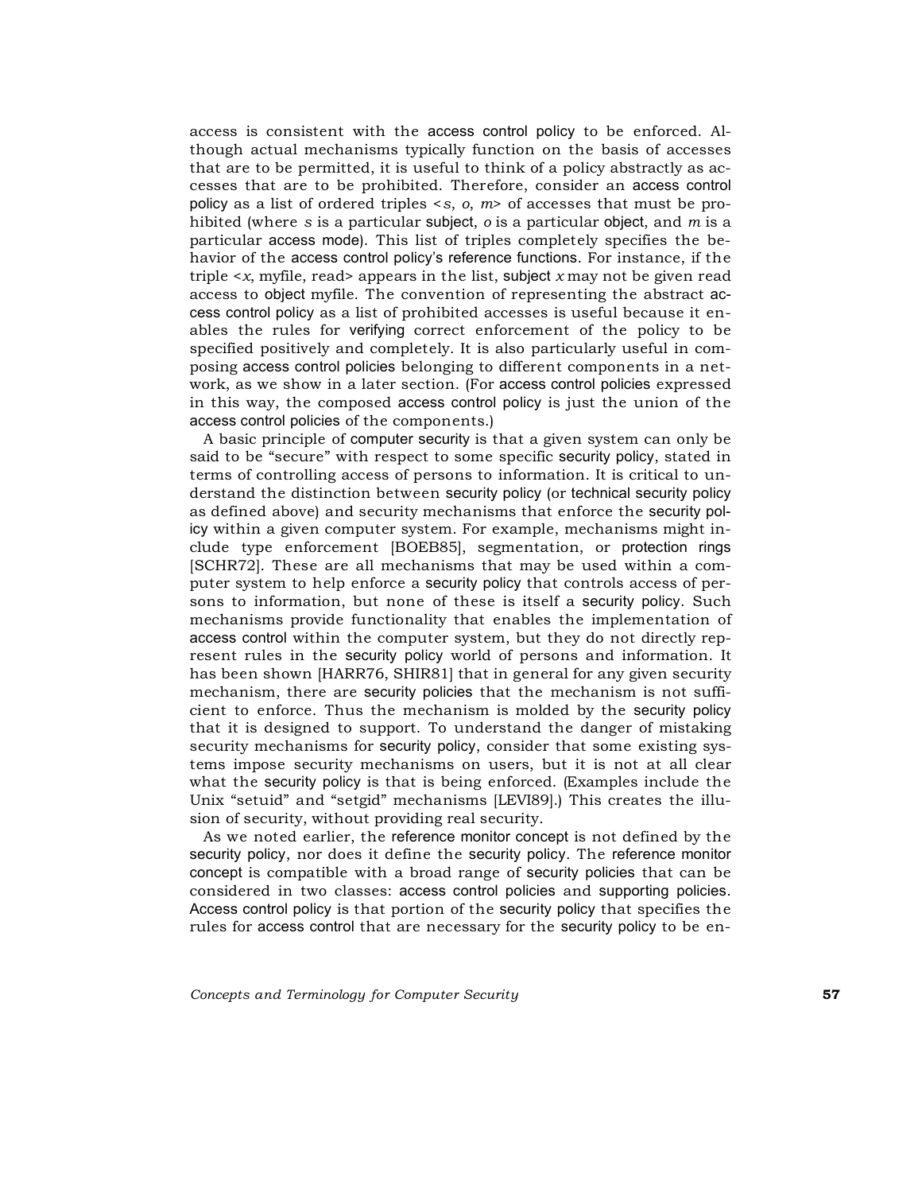access is consistent with the access control policy to be enforced. Although actual mechanisms typically function on the basis of accesses that are to be permitted, it is useful to think of a policy abstractly as accesses that are to be prohibited. Therefore, consider an access control policy as a list of ordered triples < *s*, *o*, *m*> of accesses that must be prohibited (where *s* is a particular subject, *o* is a particular object, and *m* is a particular access mode). This list of triples completely specifies the behavior of the access control policy's reference functions. For instance, if the triple <*x*, myfile, read> appears in the list, subject *x* may not be given read access to object myfile. The convention of representing the abstract access control policy as a list of prohibited accesses is useful because it enables the rules for verifying correct enforcement of the policy to be specified positively and completely. It is also particularly useful in composing access control policies belonging to different components in a network, as we show in a later section. (For access control policies expressed in this way, the composed access control policy is just the union of the access control policies of the components.)

A basic principle of computer security is that a given system can only be said to be "secure" with respect to some specific security policy, stated in terms of controlling access of persons to information. It is critical to understand the distinction between security policy (or technical security policy as defined above) and security mechanisms that enforce the security policy within a given computer system. For example, mechanisms might include type enforcement [BOEB85], segmentation, or protection rings [SCHR72]. These are all mechanisms that may be used within a computer system to help enforce a security policy that controls access of persons to information, but none of these is itself a security policy. Such mechanisms provide functionality that enables the implementation of access control within the computer system, but they do not directly represent rules in the security policy world of persons and information. It has been shown [HARR76, SHIR81] that in general for any given security mechanism, there are security policies that the mechanism is not sufficient to enforce. Thus the mechanism is molded by the security policy that it is designed to support. To understand the danger of mistaking security mechanisms for security policy, consider that some existing systems impose security mechanisms on users, but it is not at all clear what the security policy is that is being enforced. (Examples include the Unix "setuid" and "setgid" mechanisms [LEVI89].) This creates the illusion of security, without providing real security.

As we noted earlier, the reference monitor concept is not defined by the security policy, nor does it define the security policy. The reference monitor concept is compatible with a broad range of security policies that can be considered in two classes: access control policies and supporting policies. Access control policy is that portion of the security policy that specifies the rules for access control that are necessary for the security policy to be en-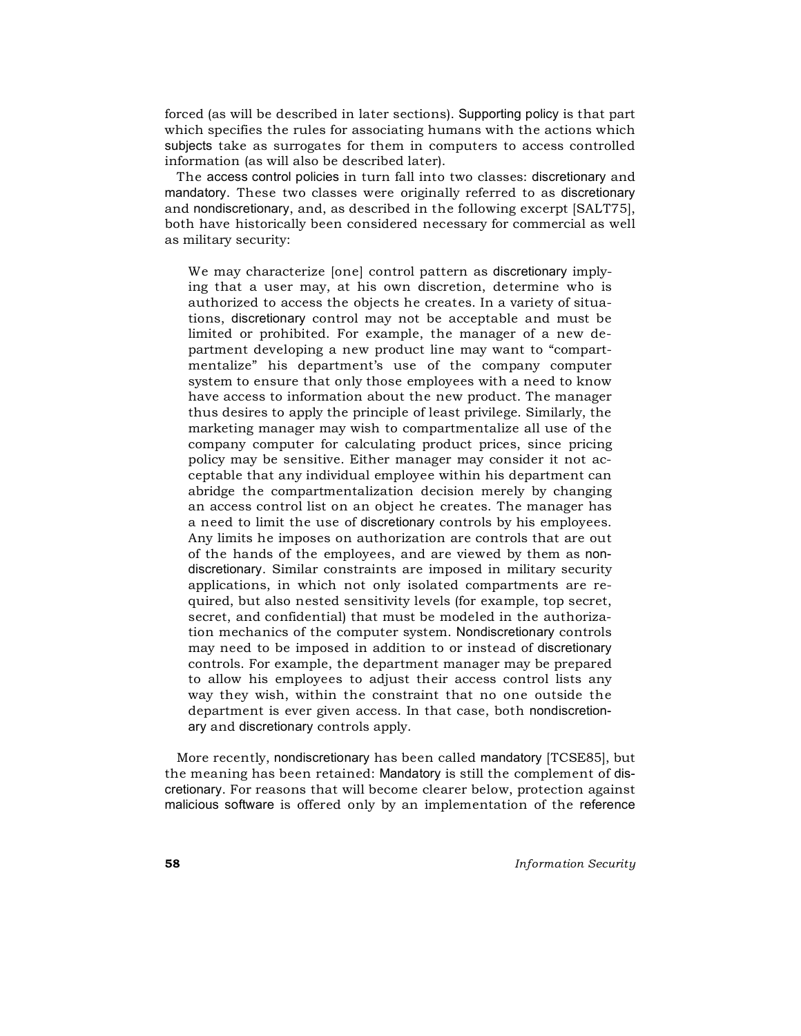forced (as will be described in later sections). Supporting policy is that part which specifies the rules for associating humans with the actions which subjects take as surrogates for them in computers to access controlled information (as will also be described later).

The access control policies in turn fall into two classes: discretionary and mandatory. These two classes were originally referred to as discretionary and nondiscretionary, and, as described in the following excerpt [SALT75], both have historically been considered necessary for commercial as well as military security:

> We may characterize [one] control pattern as discretionary implying that a user may, at his own discretion, determine who is authorized to access the objects he creates. In a variety of situations, discretionary control may not be acceptable and must be limited or prohibited. For example, the manager of a new department developing a new product line may want to "compartmentalize" his department's use of the company computer system to ensure that only those employees with a need to know have access to information about the new product. The manager thus desires to apply the principle of least privilege. Similarly, the marketing manager may wish to compartmentalize all use of the company computer for calculating product prices, since pricing policy may be sensitive. Either manager may consider it not acceptable that any individual employee within his department can abridge the compartmentalization decision merely by changing an access control list on an object he creates. The manager has a need to limit the use of discretionary controls by his employees. Any limits he imposes on authorization are controls that are out of the hands of the employees, and are viewed by them as nondiscretionary. Similar constraints are imposed in military security applications, in which not only isolated compartments are required, but also nested sensitivity levels (for example, top secret, secret, and confidential) that must be modeled in the authorization mechanics of the computer system. Nondiscretionary controls may need to be imposed in addition to or instead of discretionary controls. For example, the department manager may be prepared to allow his employees to adjust their access control lists any way they wish, within the constraint that no one outside the department is ever given access. In that case, both nondiscretionary and discretionary controls apply.

More recently, nondiscretionary has been called mandatory [TCSE85], but the meaning has been retained: Mandatory is still the complement of discretionary. For reasons that will become clearer below, protection against malicious software is offered only by an implementation of the reference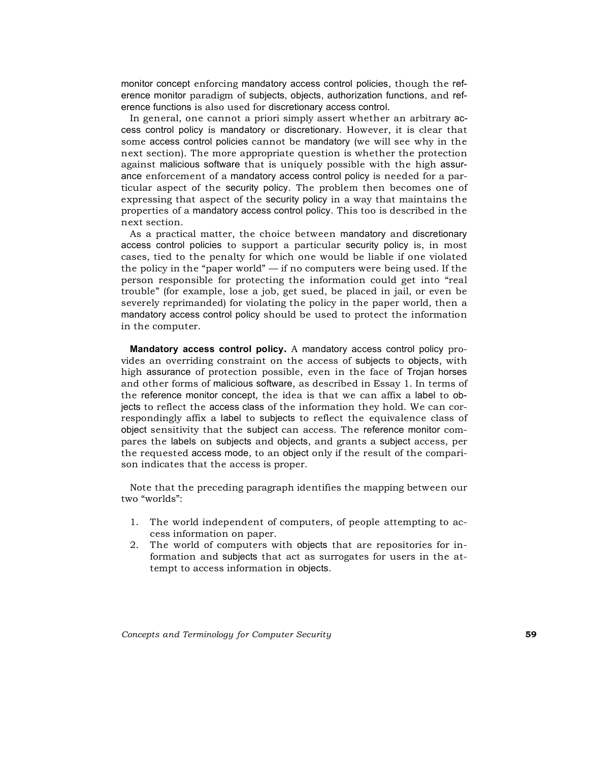monitor concept enforcing mandatory access control policies, though the reference monitor paradigm of subjects, objects, authorization functions, and reference functions is also used for discretionary access control.

In general, one cannot a priori simply assert whether an arbitrary access control policy is mandatory or discretionary. However, it is clear that some access control policies cannot be mandatory (we will see why in the next section). The more appropriate question is whether the protection against malicious software that is uniquely possible with the high assurance enforcement of a mandatory access control policy is needed for a particular aspect of the security policy. The problem then becomes one of expressing that aspect of the security policy in a way that maintains the properties of a mandatory access control policy. This too is described in the next section.

As a practical matter, the choice between mandatory and discretionary access control policies to support a particular security policy is, in most cases, tied to the penalty for which one would be liable if one violated the policy in the "paper world" — if no computers were being used. If the person responsible for protecting the information could get into "real trouble" (for example, lose a job, get sued, be placed in jail, or even be severely reprimanded) for violating the policy in the paper world, then a mandatory access control policy should be used to protect the information in the computer.

**Mandatory access control policy.** A mandatory access control policy provides an overriding constraint on the access of subjects to objects, with high assurance of protection possible, even in the face of Trojan horses and other forms of malicious software, as described in Essay 1. In terms of the reference monitor concept, the idea is that we can affix a label to objects to reflect the access class of the information they hold. We can correspondingly affix a label to subjects to reflect the equivalence class of object sensitivity that the subject can access. The reference monitor compares the labels on subjects and objects, and grants a subject access, per the requested access mode, to an object only if the result of the comparison indicates that the access is proper.

Note that the preceding paragraph identifies the mapping between our two "worlds":

1. The world independent of computers, of people attempting to access information on paper.
2. The world of computers with objects that are repositories for information and subjects that act as surrogates for users in the attempt to access information in objects.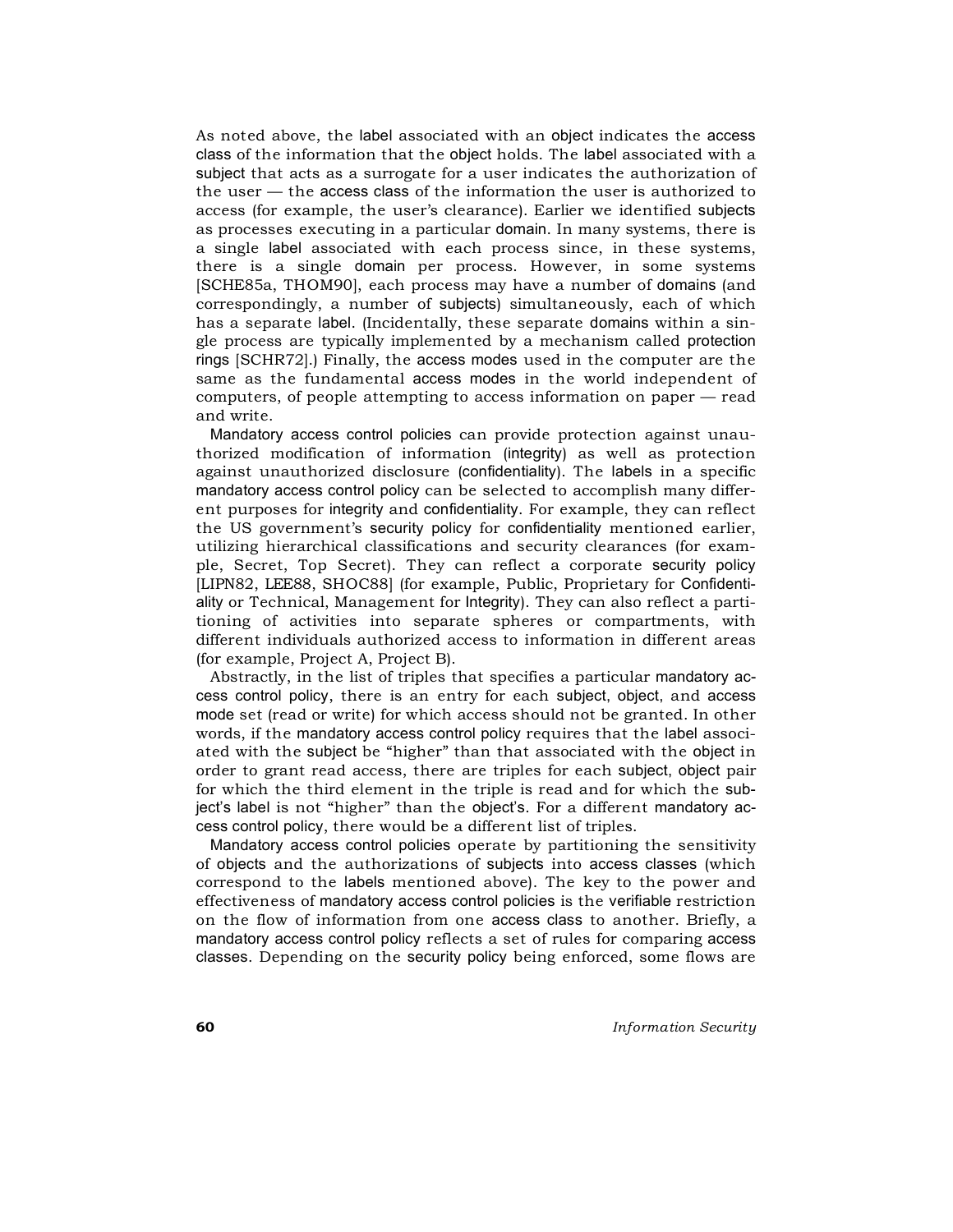As noted above, the label associated with an object indicates the access class of the information that the object holds. The label associated with a subject that acts as a surrogate for a user indicates the authorization of the user — the access class of the information the user is authorized to access (for example, the user's clearance). Earlier we identified subjects as processes executing in a particular domain. In many systems, there is a single label associated with each process since, in these systems, there is a single domain per process. However, in some systems [SCHE85a, THOM90], each process may have a number of domains (and correspondingly, a number of subjects) simultaneously, each of which has a separate label. (Incidentally, these separate domains within a single process are typically implemented by a mechanism called protection rings [SCHR72].) Finally, the access modes used in the computer are the same as the fundamental access modes in the world independent of computers, of people attempting to access information on paper — read and write.

Mandatory access control policies can provide protection against unauthorized modification of information (integrity) as well as protection against unauthorized disclosure (confidentiality). The labels in a specific mandatory access control policy can be selected to accomplish many different purposes for integrity and confidentiality. For example, they can reflect the US government's security policy for confidentiality mentioned earlier, utilizing hierarchical classifications and security clearances (for example, Secret, Top Secret). They can reflect a corporate security policy [LIPN82, LEE88, SHOC88] (for example, Public, Proprietary for Confidentiality or Technical, Management for Integrity). They can also reflect a partitioning of activities into separate spheres or compartments, with different individuals authorized access to information in different areas (for example, Project A, Project B).

Abstractly, in the list of triples that specifies a particular mandatory access control policy, there is an entry for each subject, object, and access mode set (read or write) for which access should not be granted. In other words, if the mandatory access control policy requires that the label associated with the subject be "higher" than that associated with the object in order to grant read access, there are triples for each subject, object pair for which the third element in the triple is read and for which the subject's label is not "higher" than the object's. For a different mandatory access control policy, there would be a different list of triples.

Mandatory access control policies operate by partitioning the sensitivity of objects and the authorizations of subjects into access classes (which correspond to the labels mentioned above). The key to the power and effectiveness of mandatory access control policies is the verifiable restriction on the flow of information from one access class to another. Briefly, a mandatory access control policy reflects a set of rules for comparing access classes. Depending on the security policy being enforced, some flows are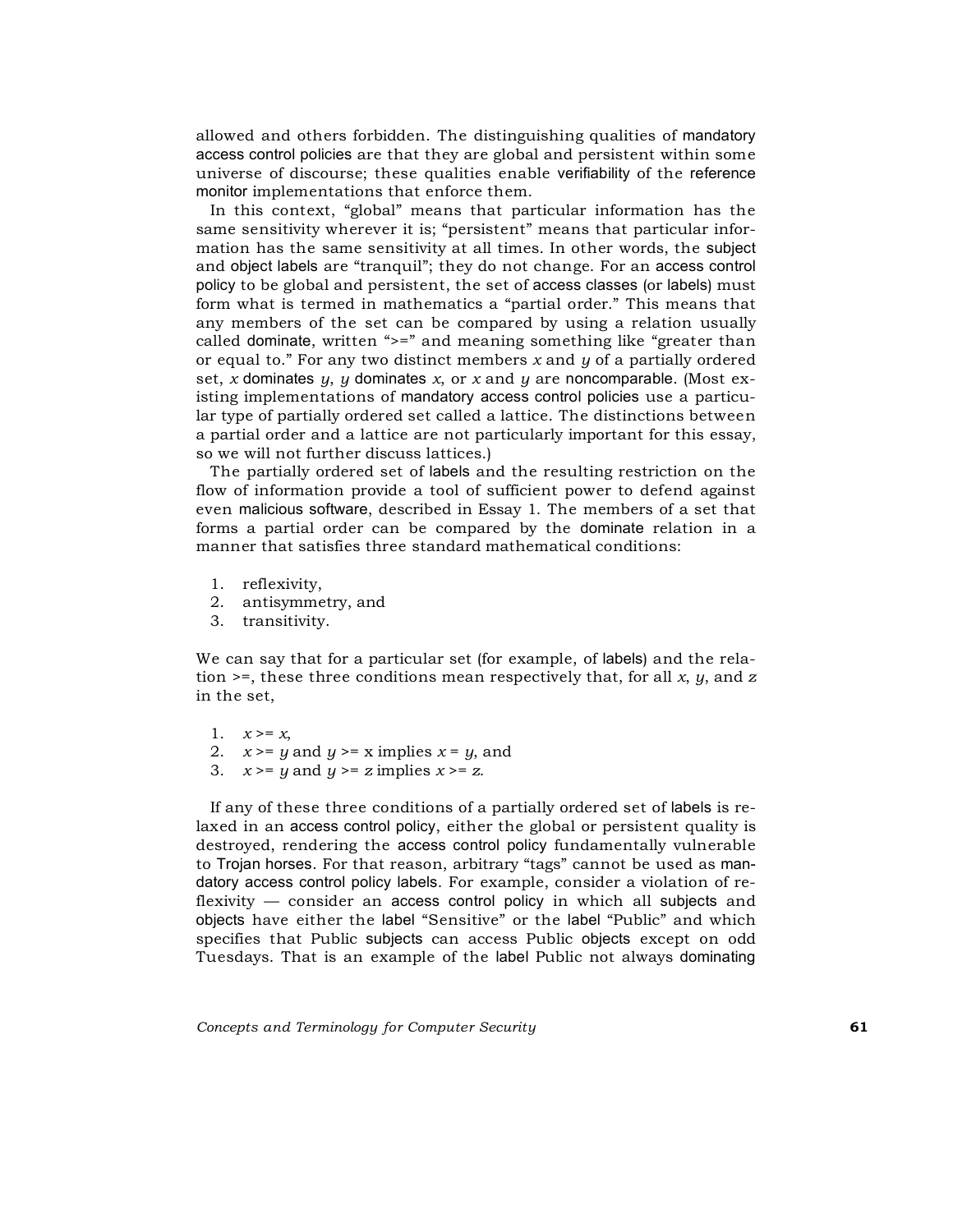allowed and others forbidden. The distinguishing qualities of mandatory access control policies are that they are global and persistent within some universe of discourse; these qualities enable verifiability of the reference monitor implementations that enforce them.

In this context, "global" means that particular information has the same sensitivity wherever it is; "persistent" means that particular information has the same sensitivity at all times. In other words, the subject and object labels are "tranquil"; they do not change. For an access control policy to be global and persistent, the set of access classes (or labels) must form what is termed in mathematics a "partial order." This means that any members of the set can be compared by using a relation usually called dominate, written ">=" and meaning something like "greater than or equal to." For any two distinct members $x$ and $y$ of a partially ordered set, $x$ dominates $y$, $y$ dominates $x$, or $x$ and $y$ are noncomparable. (Most existing implementations of mandatory access control policies use a particular type of partially ordered set called a lattice. The distinctions between a partial order and a lattice are not particularly important for this essay, so we will not further discuss lattices.)

The partially ordered set of labels and the resulting restriction on the flow of information provide a tool of sufficient power to defend against even malicious software, described in Essay 1. The members of a set that forms a partial order can be compared by the dominate relation in a manner that satisfies three standard mathematical conditions:

1. reflexivity,
2. antisymmetry, and
3. transitivity.

We can say that for a particular set (for example, of labels) and the relation >=, these three conditions mean respectively that, for all $x$, $y$, and $z$ in the set,

1. $x >= x$,
2. $x >= y$ and $y >= x$ implies $x = y$, and
3. $x >= y$ and $y >= z$ implies $x >= z$.

If any of these three conditions of a partially ordered set of labels is relaxed in an access control policy, either the global or persistent quality is destroyed, rendering the access control policy fundamentally vulnerable to Trojan horses. For that reason, arbitrary "tags" cannot be used as mandatory access control policy labels. For example, consider a violation of reflexivity — consider an access control policy in which all subjects and objects have either the label "Sensitive" or the label "Public" and which specifies that Public subjects can access Public objects except on odd Tuesdays. That is an example of the label Public not always dominating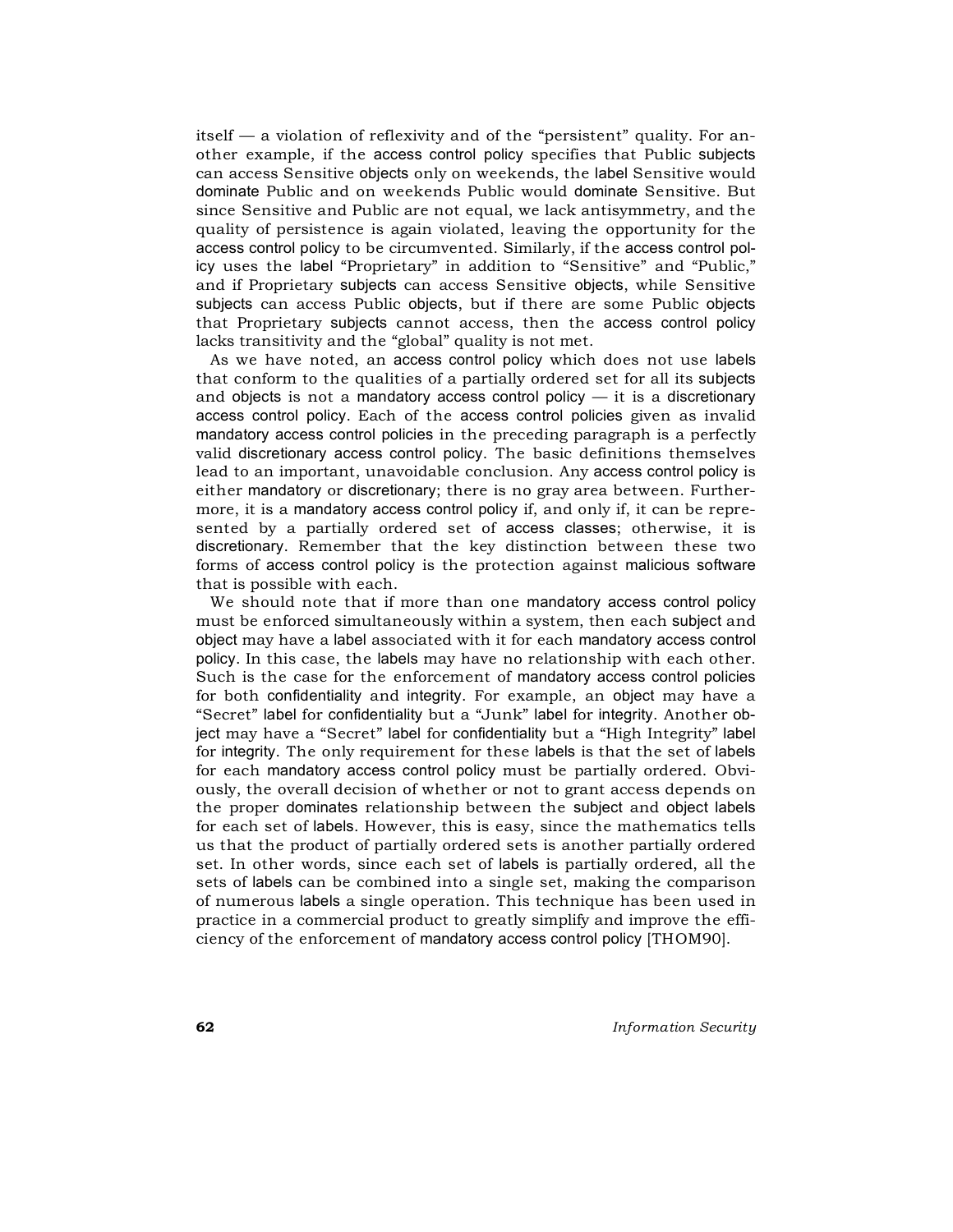itself — a violation of reflexivity and of the "persistent" quality. For another example, if the access control policy specifies that Public subjects can access Sensitive objects only on weekends, the label Sensitive would dominate Public and on weekends Public would dominate Sensitive. But since Sensitive and Public are not equal, we lack antisymmetry, and the quality of persistence is again violated, leaving the opportunity for the access control policy to be circumvented. Similarly, if the access control policy uses the label "Proprietary" in addition to "Sensitive" and "Public," and if Proprietary subjects can access Sensitive objects, while Sensitive subjects can access Public objects, but if there are some Public objects that Proprietary subjects cannot access, then the access control policy lacks transitivity and the "global" quality is not met.

As we have noted, an access control policy which does not use labels that conform to the qualities of a partially ordered set for all its subjects and objects is not a mandatory access control policy — it is a discretionary access control policy. Each of the access control policies given as invalid mandatory access control policies in the preceding paragraph is a perfectly valid discretionary access control policy. The basic definitions themselves lead to an important, unavoidable conclusion. Any access control policy is either mandatory or discretionary; there is no gray area between. Furthermore, it is a mandatory access control policy if, and only if, it can be represented by a partially ordered set of access classes; otherwise, it is discretionary. Remember that the key distinction between these two forms of access control policy is the protection against malicious software that is possible with each.

We should note that if more than one mandatory access control policy must be enforced simultaneously within a system, then each subject and object may have a label associated with it for each mandatory access control policy. In this case, the labels may have no relationship with each other. Such is the case for the enforcement of mandatory access control policies for both confidentiality and integrity. For example, an object may have a "Secret" label for confidentiality but a "Junk" label for integrity. Another object may have a "Secret" label for confidentiality but a "High Integrity" label for integrity. The only requirement for these labels is that the set of labels for each mandatory access control policy must be partially ordered. Obviously, the overall decision of whether or not to grant access depends on the proper dominates relationship between the subject and object labels for each set of labels. However, this is easy, since the mathematics tells us that the product of partially ordered sets is another partially ordered set. In other words, since each set of labels is partially ordered, all the sets of labels can be combined into a single set, making the comparison of numerous labels a single operation. This technique has been used in practice in a commercial product to greatly simplify and improve the efficiency of the enforcement of mandatory access control policy [THOM90].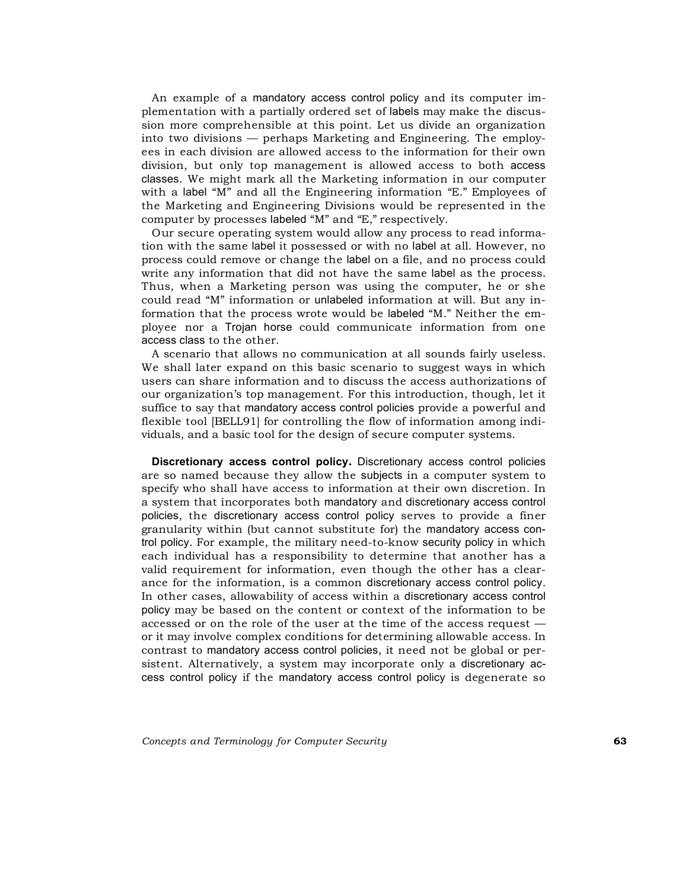An example of a mandatory access control policy and its computer implementation with a partially ordered set of labels may make the discussion more comprehensible at this point. Let us divide an organization into two divisions — perhaps Marketing and Engineering. The employees in each division are allowed access to the information for their own division, but only top management is allowed access to both access classes. We might mark all the Marketing information in our computer with a label "M" and all the Engineering information "E." Employees of the Marketing and Engineering Divisions would be represented in the computer by processes labeled "M" and "E," respectively.

Our secure operating system would allow any process to read information with the same label it possessed or with no label at all. However, no process could remove or change the label on a file, and no process could write any information that did not have the same label as the process. Thus, when a Marketing person was using the computer, he or she could read "M" information or unlabeled information at will. But any information that the process wrote would be labeled "M." Neither the employee nor a Trojan horse could communicate information from one access class to the other.

A scenario that allows no communication at all sounds fairly useless. We shall later expand on this basic scenario to suggest ways in which users can share information and to discuss the access authorizations of our organization's top management. For this introduction, though, let it suffice to say that mandatory access control policies provide a powerful and flexible tool [BELL91] for controlling the flow of information among individuals, and a basic tool for the design of secure computer systems.

**Discretionary access control policy.** Discretionary access control policies are so named because they allow the subjects in a computer system to specify who shall have access to information at their own discretion. In a system that incorporates both mandatory and discretionary access control policies, the discretionary access control policy serves to provide a finer granularity within (but cannot substitute for) the mandatory access control policy. For example, the military need-to-know security policy in which each individual has a responsibility to determine that another has a valid requirement for information, even though the other has a clearance for the information, is a common discretionary access control policy. In other cases, allowability of access within a discretionary access control policy may be based on the content or context of the information to be accessed or on the role of the user at the time of the access request — or it may involve complex conditions for determining allowable access. In contrast to mandatory access control policies, it need not be global or persistent. Alternatively, a system may incorporate only a discretionary access control policy if the mandatory access control policy is degenerate so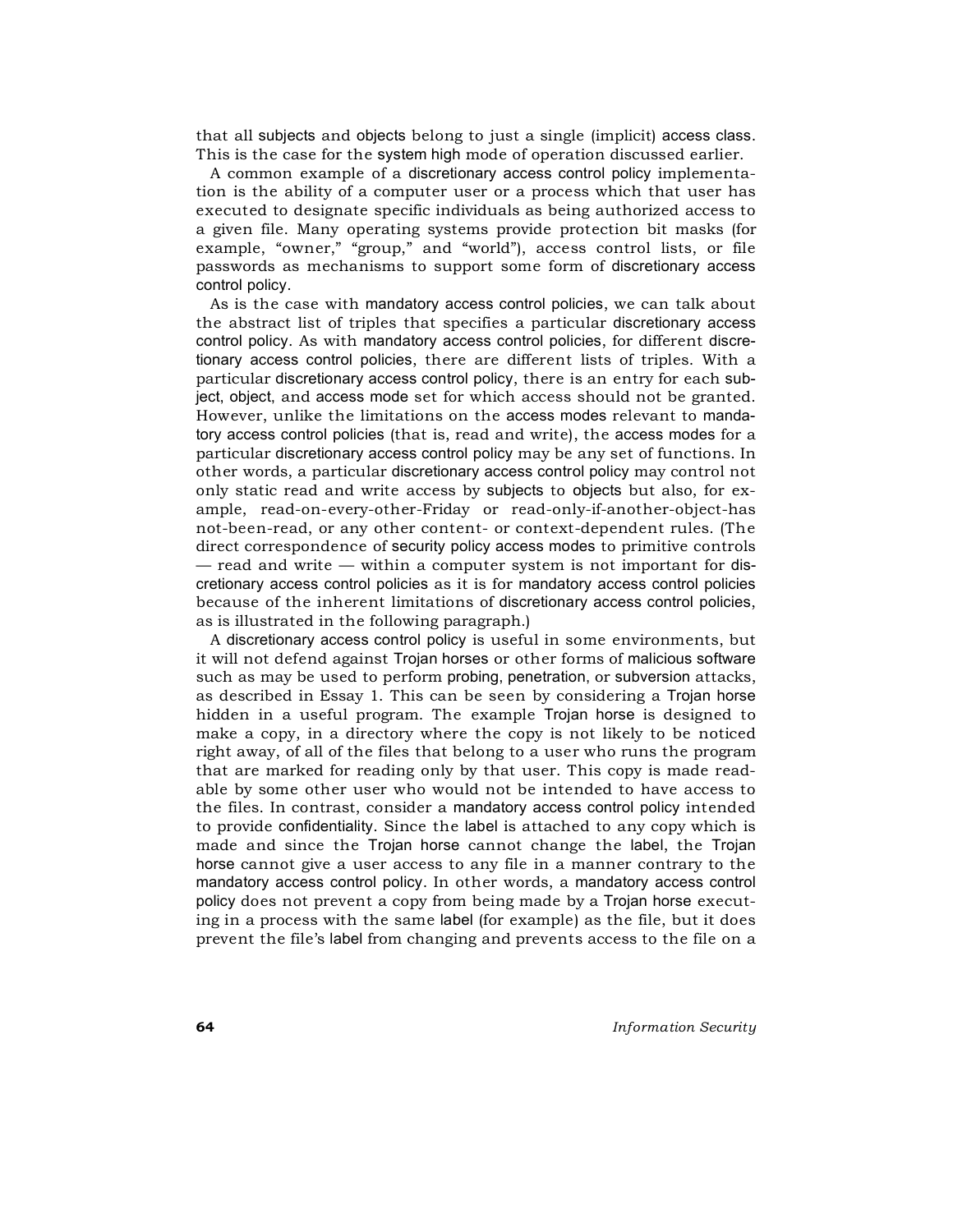that all subjects and objects belong to just a single (implicit) access class. This is the case for the system high mode of operation discussed earlier.

A common example of a discretionary access control policy implementation is the ability of a computer user or a process which that user has executed to designate specific individuals as being authorized access to a given file. Many operating systems provide protection bit masks (for example, "owner," "group," and "world"), access control lists, or file passwords as mechanisms to support some form of discretionary access control policy.

As is the case with mandatory access control policies, we can talk about the abstract list of triples that specifies a particular discretionary access control policy. As with mandatory access control policies, for different discretionary access control policies, there are different lists of triples. With a particular discretionary access control policy, there is an entry for each subject, object, and access mode set for which access should not be granted. However, unlike the limitations on the access modes relevant to mandatory access control policies (that is, read and write), the access modes for a particular discretionary access control policy may be any set of functions. In other words, a particular discretionary access control policy may control not only static read and write access by subjects to objects but also, for example, read-on-every-other-Friday or read-only-if-another-object-has not-been-read, or any other content- or context-dependent rules. (The direct correspondence of security policy access modes to primitive controls — read and write — within a computer system is not important for discretionary access control policies as it is for mandatory access control policies because of the inherent limitations of discretionary access control policies, as is illustrated in the following paragraph.)

A discretionary access control policy is useful in some environments, but it will not defend against Trojan horses or other forms of malicious software such as may be used to perform probing, penetration, or subversion attacks, as described in Essay 1. This can be seen by considering a Trojan horse hidden in a useful program. The example Trojan horse is designed to make a copy, in a directory where the copy is not likely to be noticed right away, of all of the files that belong to a user who runs the program that are marked for reading only by that user. This copy is made readable by some other user who would not be intended to have access to the files. In contrast, consider a mandatory access control policy intended to provide confidentiality. Since the label is attached to any copy which is made and since the Trojan horse cannot change the label, the Trojan horse cannot give a user access to any file in a manner contrary to the mandatory access control policy. In other words, a mandatory access control policy does not prevent a copy from being made by a Trojan horse executing in a process with the same label (for example) as the file, but it does prevent the file's label from changing and prevents access to the file on a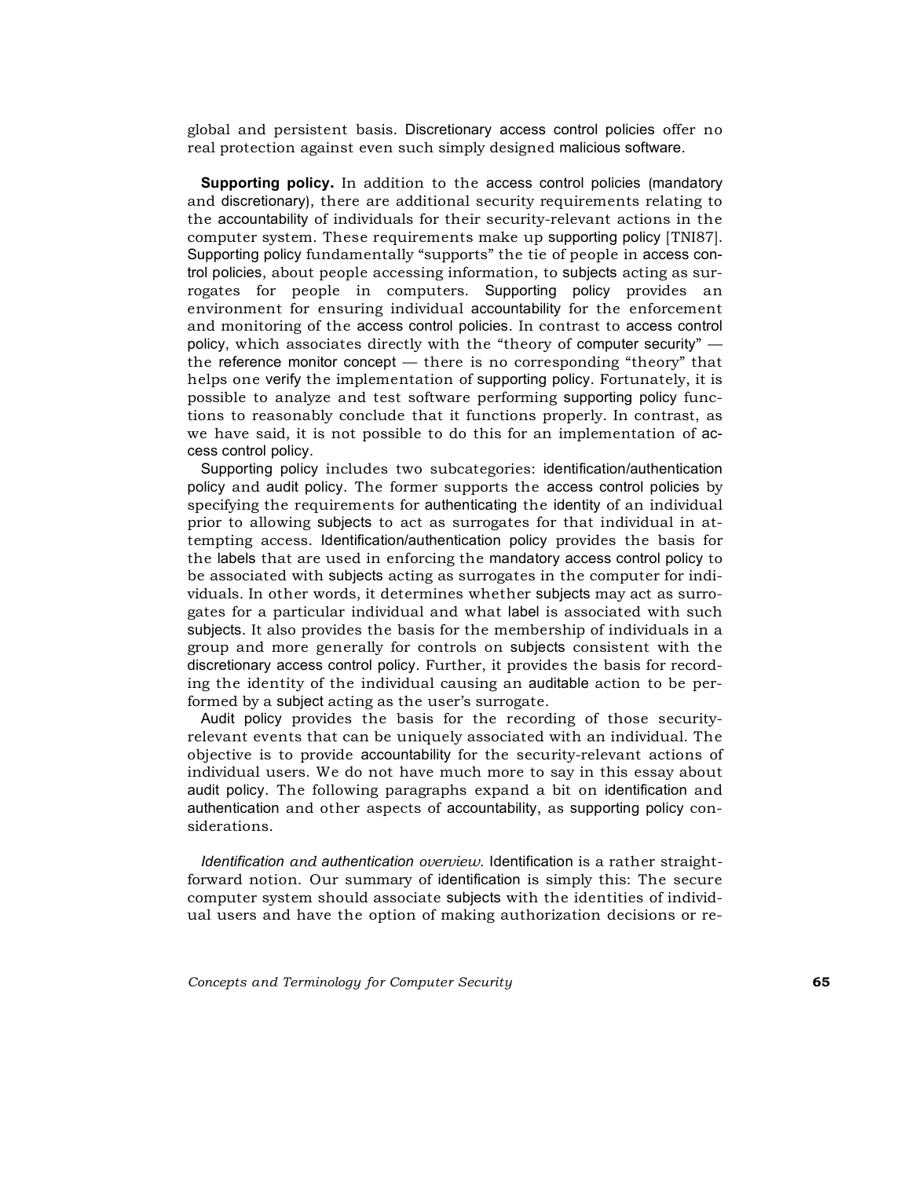global and persistent basis. Discretionary access control policies offer no real protection against even such simply designed malicious software.

**Supporting policy.** In addition to the access control policies (mandatory and discretionary), there are additional security requirements relating to the accountability of individuals for their security-relevant actions in the computer system. These requirements make up supporting policy [TNI87]. Supporting policy fundamentally "supports" the tie of people in access control policies, about people accessing information, to subjects acting as surrogates for people in computers. Supporting policy provides an environment for ensuring individual accountability for the enforcement and monitoring of the access control policies. In contrast to access control policy, which associates directly with the "theory of computer security" — the reference monitor concept — there is no corresponding "theory" that helps one verify the implementation of supporting policy. Fortunately, it is possible to analyze and test software performing supporting policy functions to reasonably conclude that it functions properly. In contrast, as we have said, it is not possible to do this for an implementation of access control policy.

Supporting policy includes two subcategories: identification/authentication policy and audit policy. The former supports the access control policies by specifying the requirements for authenticating the identity of an individual prior to allowing subjects to act as surrogates for that individual in attempting access. Identification/authentication policy provides the basis for the labels that are used in enforcing the mandatory access control policy to be associated with subjects acting as surrogates in the computer for individuals. In other words, it determines whether subjects may act as surrogates for a particular individual and what label is associated with such subjects. It also provides the basis for the membership of individuals in a group and more generally for controls on subjects consistent with the discretionary access control policy. Further, it provides the basis for recording the identity of the individual causing an auditable action to be performed by a subject acting as the user's surrogate.

Audit policy provides the basis for the recording of those security-relevant events that can be uniquely associated with an individual. The objective is to provide accountability for the security-relevant actions of individual users. We do not have much more to say in this essay about audit policy. The following paragraphs expand a bit on identification and authentication and other aspects of accountability, as supporting policy considerations.

*Identification and authentication overview.* Identification is a rather straightforward notion. Our summary of identification is simply this: The secure computer system should associate subjects with the identities of individual users and have the option of making authorization decisions or re-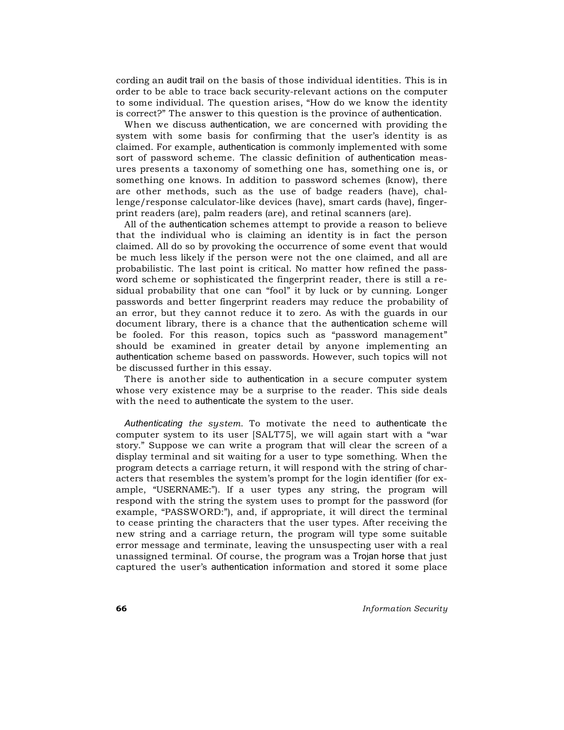cording an audit trail on the basis of those individual identities. This is in order to be able to trace back security-relevant actions on the computer to some individual. The question arises, "How do we know the identity is correct?" The answer to this question is the province of authentication.

When we discuss authentication, we are concerned with providing the system with some basis for confirming that the user's identity is as claimed. For example, authentication is commonly implemented with some sort of password scheme. The classic definition of authentication measures presents a taxonomy of something one has, something one is, or something one knows. In addition to password schemes (know), there are other methods, such as the use of badge readers (have), challenge/response calculator-like devices (have), smart cards (have), fingerprint readers (are), palm readers (are), and retinal scanners (are).

All of the authentication schemes attempt to provide a reason to believe that the individual who is claiming an identity is in fact the person claimed. All do so by provoking the occurrence of some event that would be much less likely if the person were not the one claimed, and all are probabilistic. The last point is critical. No matter how refined the password scheme or sophisticated the fingerprint reader, there is still a residual probability that one can "fool" it by luck or by cunning. Longer passwords and better fingerprint readers may reduce the probability of an error, but they cannot reduce it to zero. As with the guards in our document library, there is a chance that the authentication scheme will be fooled. For this reason, topics such as "password management" should be examined in greater detail by anyone implementing an authentication scheme based on passwords. However, such topics will not be discussed further in this essay.

There is another side to authentication in a secure computer system whose very existence may be a surprise to the reader. This side deals with the need to authenticate the system to the user.

*Authenticating the system.* To motivate the need to authenticate the computer system to its user [SALT75], we will again start with a "war story." Suppose we can write a program that will clear the screen of a display terminal and sit waiting for a user to type something. When the program detects a carriage return, it will respond with the string of characters that resembles the system's prompt for the login identifier (for example, "USERNAME:"). If a user types any string, the program will respond with the string the system uses to prompt for the password (for example, "PASSWORD:"), and, if appropriate, it will direct the terminal to cease printing the characters that the user types. After receiving the new string and a carriage return, the program will type some suitable error message and terminate, leaving the unsuspecting user with a real unassigned terminal. Of course, the program was a Trojan horse that just captured the user's authentication information and stored it some place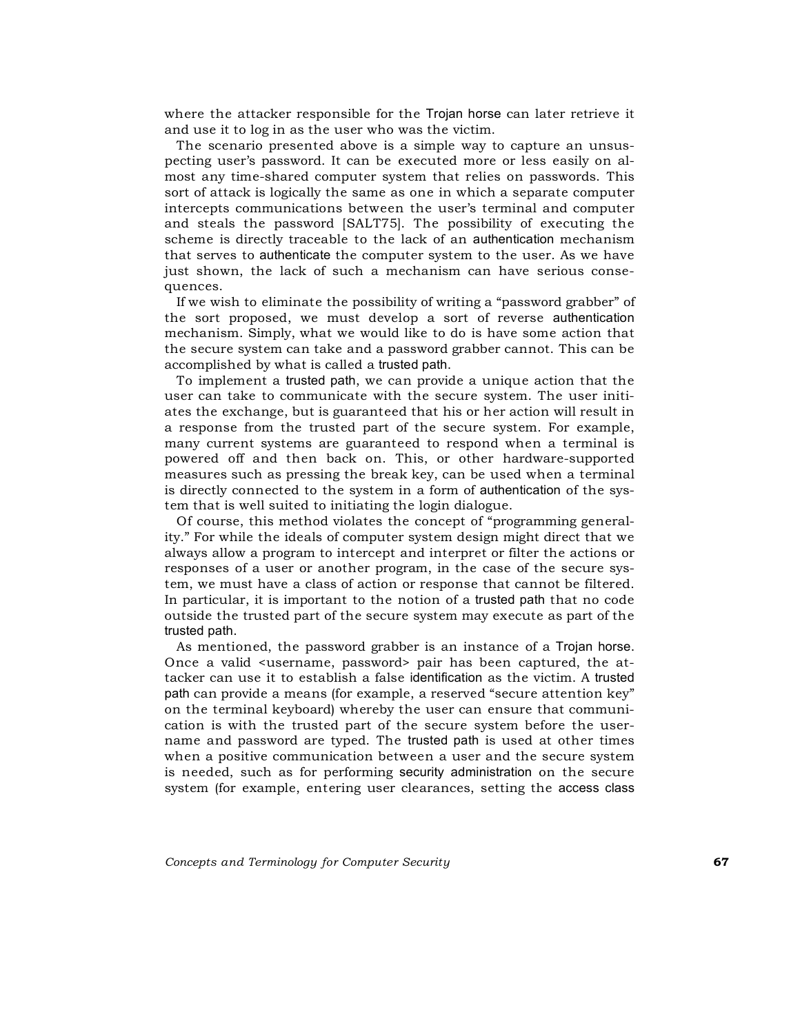where the attacker responsible for the Trojan horse can later retrieve it and use it to log in as the user who was the victim.

The scenario presented above is a simple way to capture an unsuspecting user's password. It can be executed more or less easily on almost any time-shared computer system that relies on passwords. This sort of attack is logically the same as one in which a separate computer intercepts communications between the user's terminal and computer and steals the password [SALT75]. The possibility of executing the scheme is directly traceable to the lack of an authentication mechanism that serves to authenticate the computer system to the user. As we have just shown, the lack of such a mechanism can have serious consequences.

If we wish to eliminate the possibility of writing a "password grabber" of the sort proposed, we must develop a sort of reverse authentication mechanism. Simply, what we would like to do is have some action that the secure system can take and a password grabber cannot. This can be accomplished by what is called a trusted path.

To implement a trusted path, we can provide a unique action that the user can take to communicate with the secure system. The user initiates the exchange, but is guaranteed that his or her action will result in a response from the trusted part of the secure system. For example, many current systems are guaranteed to respond when a terminal is powered off and then back on. This, or other hardware-supported measures such as pressing the break key, can be used when a terminal is directly connected to the system in a form of authentication of the system that is well suited to initiating the login dialogue.

Of course, this method violates the concept of "programming generality." For while the ideals of computer system design might direct that we always allow a program to intercept and interpret or filter the actions or responses of a user or another program, in the case of the secure system, we must have a class of action or response that cannot be filtered. In particular, it is important to the notion of a trusted path that no code outside the trusted part of the secure system may execute as part of the trusted path.

As mentioned, the password grabber is an instance of a Trojan horse. Once a valid <username, password> pair has been captured, the attacker can use it to establish a false identification as the victim. A trusted path can provide a means (for example, a reserved "secure attention key" on the terminal keyboard) whereby the user can ensure that communication is with the trusted part of the secure system before the username and password are typed. The trusted path is used at other times when a positive communication between a user and the secure system is needed, such as for performing security administration on the secure system (for example, entering user clearances, setting the access class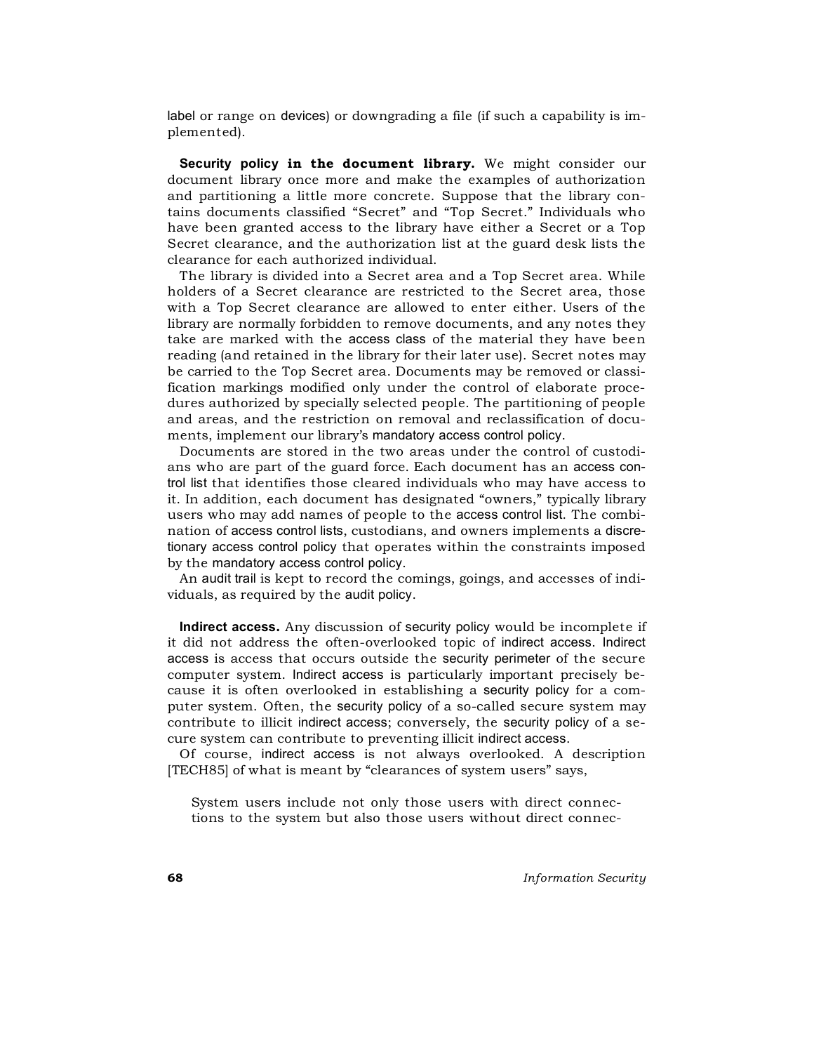label or range on devices) or downgrading a file (if such a capability is implemented).

**Security policy in the document library.** We might consider our document library once more and make the examples of authorization and partitioning a little more concrete. Suppose that the library contains documents classified "Secret" and "Top Secret." Individuals who have been granted access to the library have either a Secret or a Top Secret clearance, and the authorization list at the guard desk lists the clearance for each authorized individual.

The library is divided into a Secret area and a Top Secret area. While holders of a Secret clearance are restricted to the Secret area, those with a Top Secret clearance are allowed to enter either. Users of the library are normally forbidden to remove documents, and any notes they take are marked with the access class of the material they have been reading (and retained in the library for their later use). Secret notes may be carried to the Top Secret area. Documents may be removed or classification markings modified only under the control of elaborate procedures authorized by specially selected people. The partitioning of people and areas, and the restriction on removal and reclassification of documents, implement our library's mandatory access control policy.

Documents are stored in the two areas under the control of custodians who are part of the guard force. Each document has an access control list that identifies those cleared individuals who may have access to it. In addition, each document has designated "owners," typically library users who may add names of people to the access control list. The combination of access control lists, custodians, and owners implements a discretionary access control policy that operates within the constraints imposed by the mandatory access control policy.

An audit trail is kept to record the comings, goings, and accesses of individuals, as required by the audit policy.

**Indirect access.** Any discussion of security policy would be incomplete if it did not address the often-overlooked topic of indirect access. Indirect access is access that occurs outside the security perimeter of the secure computer system. Indirect access is particularly important precisely because it is often overlooked in establishing a security policy for a computer system. Often, the security policy of a so-called secure system may contribute to illicit indirect access; conversely, the security policy of a secure system can contribute to preventing illicit indirect access.

Of course, indirect access is not always overlooked. A description [TECH85] of what is meant by "clearances of system users" says,

> System users include not only those users with direct connections to the system but also those users without direct connec-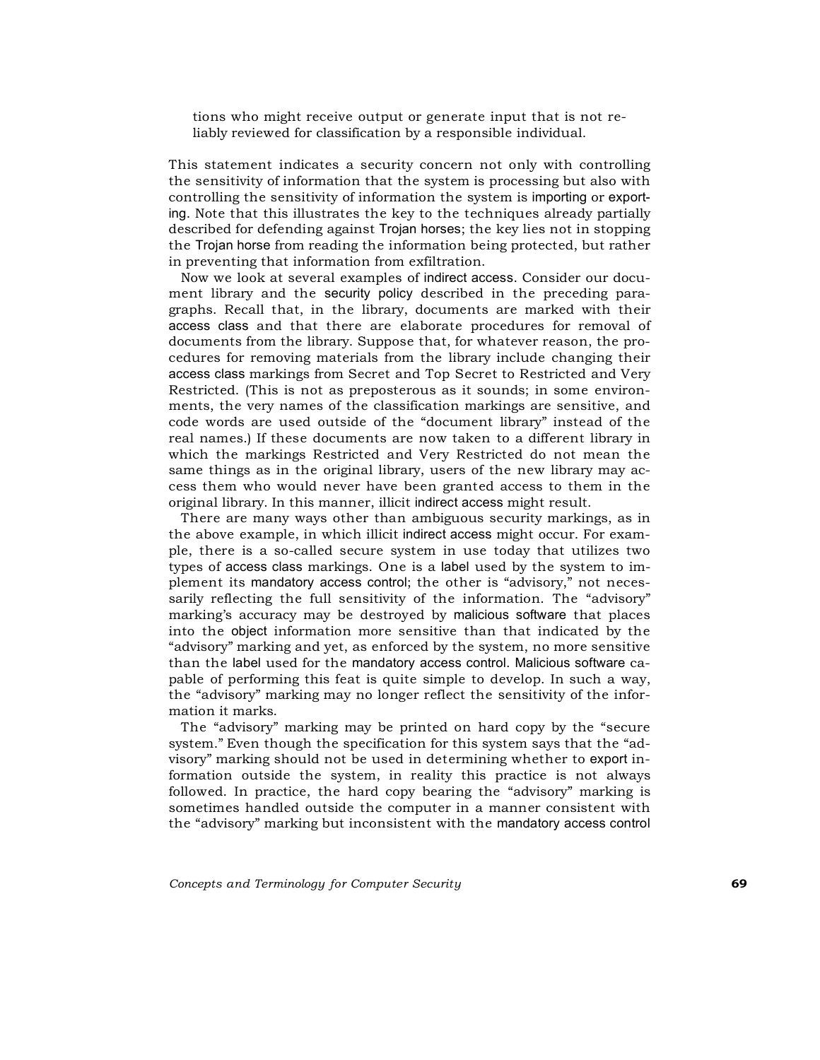tions who might receive output or generate input that is not reliably reviewed for classification by a responsible individual.

This statement indicates a security concern not only with controlling the sensitivity of information that the system is processing but also with controlling the sensitivity of information the system is importing or exporting. Note that this illustrates the key to the techniques already partially described for defending against Trojan horses; the key lies not in stopping the Trojan horse from reading the information being protected, but rather in preventing that information from exfiltration.

Now we look at several examples of indirect access. Consider our document library and the security policy described in the preceding paragraphs. Recall that, in the library, documents are marked with their access class and that there are elaborate procedures for removal of documents from the library. Suppose that, for whatever reason, the procedures for removing materials from the library include changing their access class markings from Secret and Top Secret to Restricted and Very Restricted. (This is not as preposterous as it sounds; in some environments, the very names of the classification markings are sensitive, and code words are used outside of the "document library" instead of the real names.) If these documents are now taken to a different library in which the markings Restricted and Very Restricted do not mean the same things as in the original library, users of the new library may access them who would never have been granted access to them in the original library. In this manner, illicit indirect access might result.

There are many ways other than ambiguous security markings, as in the above example, in which illicit indirect access might occur. For example, there is a so-called secure system in use today that utilizes two types of access class markings. One is a label used by the system to implement its mandatory access control; the other is "advisory," not necessarily reflecting the full sensitivity of the information. The "advisory" marking's accuracy may be destroyed by malicious software that places into the object information more sensitive than that indicated by the "advisory" marking and yet, as enforced by the system, no more sensitive than the label used for the mandatory access control. Malicious software capable of performing this feat is quite simple to develop. In such a way, the "advisory" marking may no longer reflect the sensitivity of the information it marks.

The "advisory" marking may be printed on hard copy by the "secure system." Even though the specification for this system says that the "advisory" marking should not be used in determining whether to export information outside the system, in reality this practice is not always followed. In practice, the hard copy bearing the "advisory" marking is sometimes handled outside the computer in a manner consistent with the "advisory" marking but inconsistent with the mandatory access control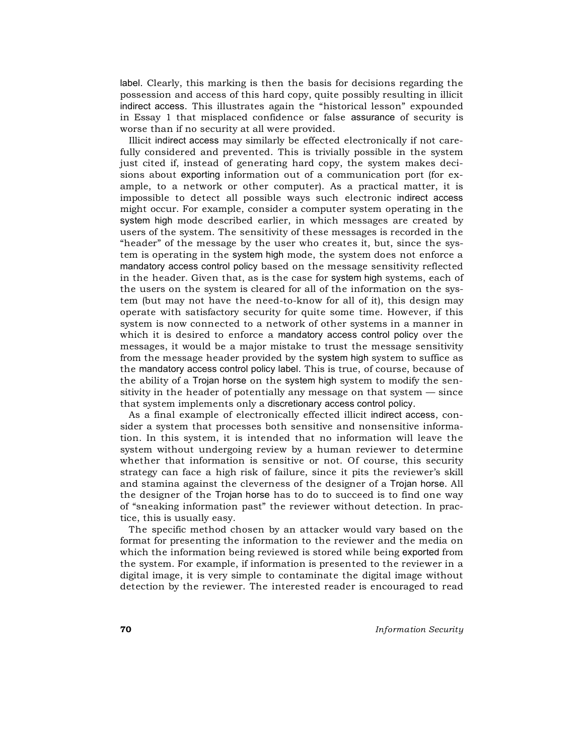label. Clearly, this marking is then the basis for decisions regarding the possession and access of this hard copy, quite possibly resulting in illicit indirect access. This illustrates again the "historical lesson" expounded in Essay 1 that misplaced confidence or false assurance of security is worse than if no security at all were provided.

Illicit indirect access may similarly be effected electronically if not carefully considered and prevented. This is trivially possible in the system just cited if, instead of generating hard copy, the system makes decisions about exporting information out of a communication port (for example, to a network or other computer). As a practical matter, it is impossible to detect all possible ways such electronic indirect access might occur. For example, consider a computer system operating in the system high mode described earlier, in which messages are created by users of the system. The sensitivity of these messages is recorded in the "header" of the message by the user who creates it, but, since the system is operating in the system high mode, the system does not enforce a mandatory access control policy based on the message sensitivity reflected in the header. Given that, as is the case for system high systems, each of the users on the system is cleared for all of the information on the system (but may not have the need-to-know for all of it), this design may operate with satisfactory security for quite some time. However, if this system is now connected to a network of other systems in a manner in which it is desired to enforce a mandatory access control policy over the messages, it would be a major mistake to trust the message sensitivity from the message header provided by the system high system to suffice as the mandatory access control policy label. This is true, of course, because of the ability of a Trojan horse on the system high system to modify the sensitivity in the header of potentially any message on that system — since that system implements only a discretionary access control policy.

As a final example of electronically effected illicit indirect access, consider a system that processes both sensitive and nonsensitive information. In this system, it is intended that no information will leave the system without undergoing review by a human reviewer to determine whether that information is sensitive or not. Of course, this security strategy can face a high risk of failure, since it pits the reviewer's skill and stamina against the cleverness of the designer of a Trojan horse. All the designer of the Trojan horse has to do to succeed is to find one way of "sneaking information past" the reviewer without detection. In practice, this is usually easy.

The specific method chosen by an attacker would vary based on the format for presenting the information to the reviewer and the media on which the information being reviewed is stored while being exported from the system. For example, if information is presented to the reviewer in a digital image, it is very simple to contaminate the digital image without detection by the reviewer. The interested reader is encouraged to read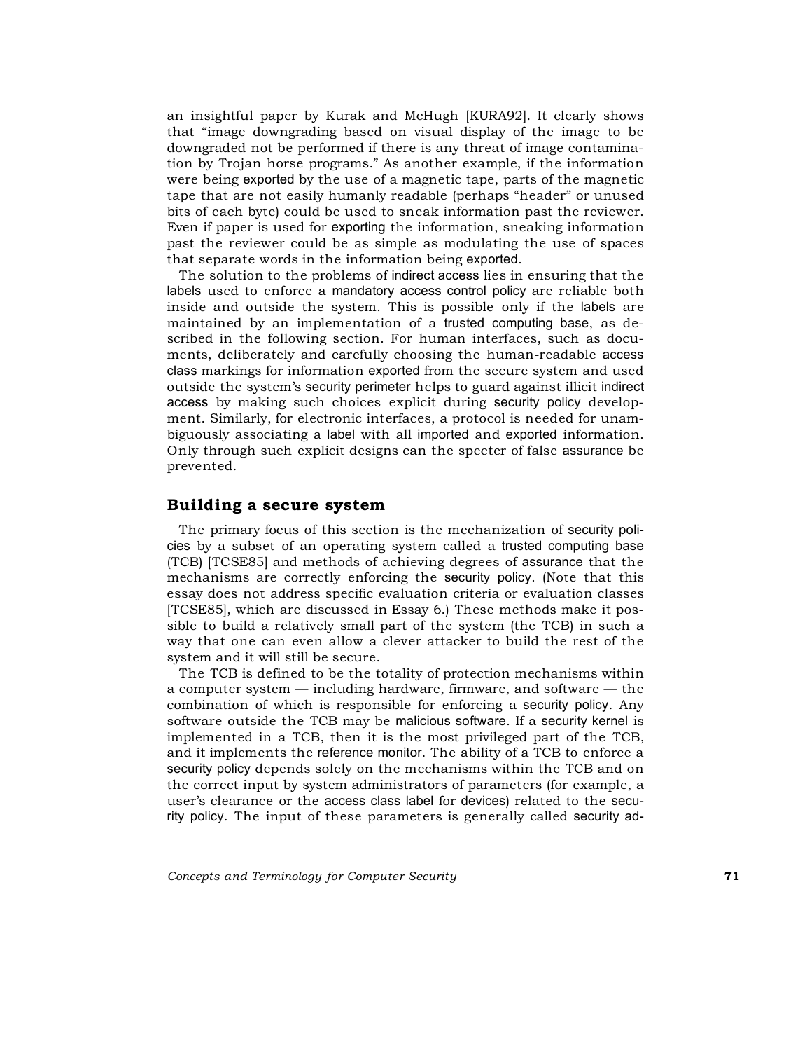an insightful paper by Kurak and McHugh [KURA92]. It clearly shows that "image downgrading based on visual display of the image to be downgraded not be performed if there is any threat of image contamination by Trojan horse programs." As another example, if the information were being exported by the use of a magnetic tape, parts of the magnetic tape that are not easily humanly readable (perhaps "header" or unused bits of each byte) could be used to sneak information past the reviewer. Even if paper is used for exporting the information, sneaking information past the reviewer could be as simple as modulating the use of spaces that separate words in the information being exported.

The solution to the problems of indirect access lies in ensuring that the labels used to enforce a mandatory access control policy are reliable both inside and outside the system. This is possible only if the labels are maintained by an implementation of a trusted computing base, as described in the following section. For human interfaces, such as documents, deliberately and carefully choosing the human-readable access class markings for information exported from the secure system and used outside the system's security perimeter helps to guard against illicit indirect access by making such choices explicit during security policy development. Similarly, for electronic interfaces, a protocol is needed for unambiguously associating a label with all imported and exported information. Only through such explicit designs can the specter of false assurance be prevented.

## Building a secure system

The primary focus of this section is the mechanization of security policies by a subset of an operating system called a trusted computing base (TCB) [TCSE85] and methods of achieving degrees of assurance that the mechanisms are correctly enforcing the security policy. (Note that this essay does not address specific evaluation criteria or evaluation classes [TCSE85], which are discussed in Essay 6.) These methods make it possible to build a relatively small part of the system (the TCB) in such a way that one can even allow a clever attacker to build the rest of the system and it will still be secure.

The TCB is defined to be the totality of protection mechanisms within a computer system — including hardware, firmware, and software — the combination of which is responsible for enforcing a security policy. Any software outside the TCB may be malicious software. If a security kernel is implemented in a TCB, then it is the most privileged part of the TCB, and it implements the reference monitor. The ability of a TCB to enforce a security policy depends solely on the mechanisms within the TCB and on the correct input by system administrators of parameters (for example, a user's clearance or the access class label for devices) related to the security policy. The input of these parameters is generally called security ad-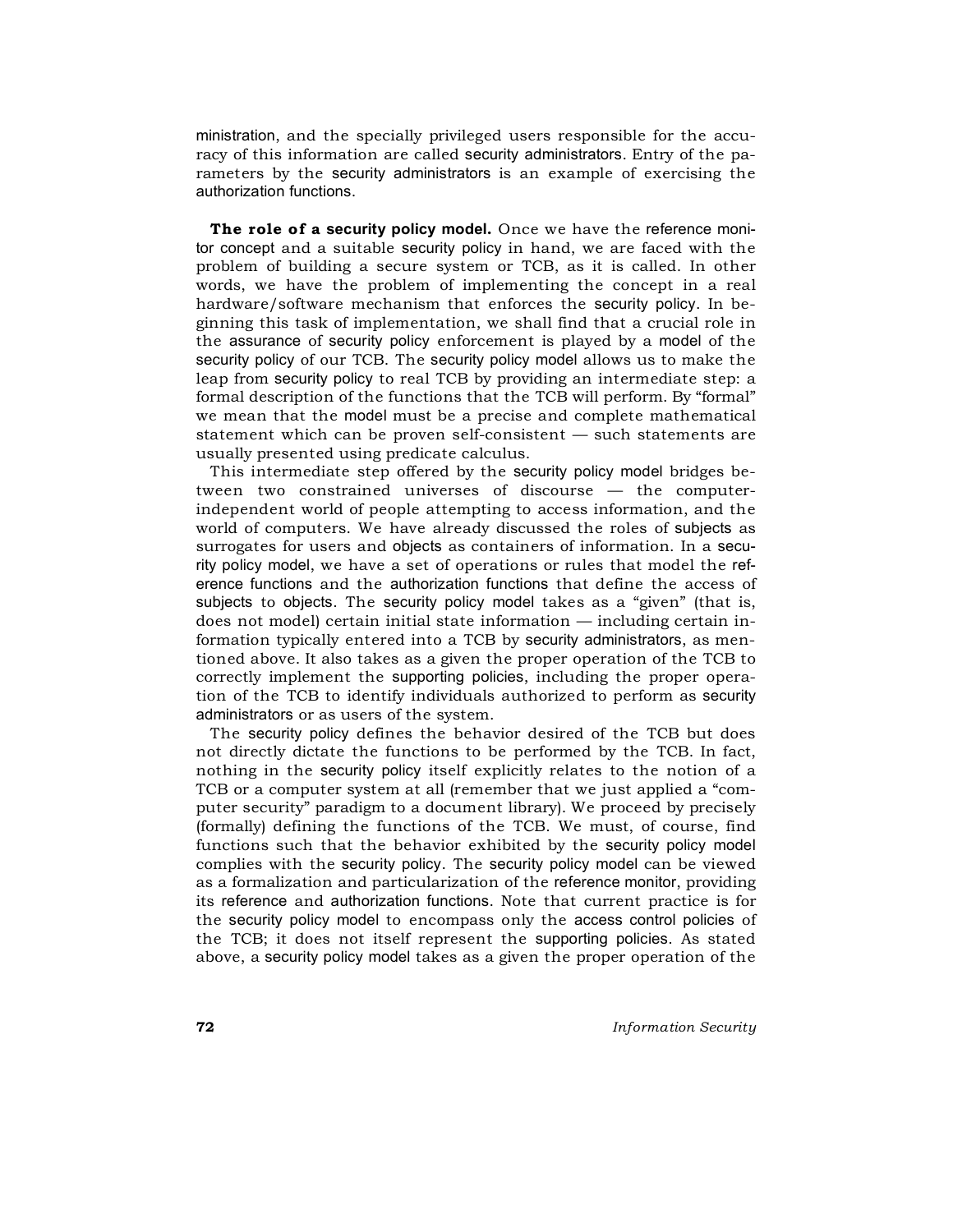ministration, and the specially privileged users responsible for the accuracy of this information are called security administrators. Entry of the parameters by the security administrators is an example of exercising the authorization functions.

**The role of a security policy model.** Once we have the reference monitor concept and a suitable security policy in hand, we are faced with the problem of building a secure system or TCB, as it is called. In other words, we have the problem of implementing the concept in a real hardware/software mechanism that enforces the security policy. In beginning this task of implementation, we shall find that a crucial role in the assurance of security policy enforcement is played by a model of the security policy of our TCB. The security policy model allows us to make the leap from security policy to real TCB by providing an intermediate step: a formal description of the functions that the TCB will perform. By "formal" we mean that the model must be a precise and complete mathematical statement which can be proven self-consistent — such statements are usually presented using predicate calculus.

This intermediate step offered by the security policy model bridges between two constrained universes of discourse — the computer-independent world of people attempting to access information, and the world of computers. We have already discussed the roles of subjects as surrogates for users and objects as containers of information. In a security policy model, we have a set of operations or rules that model the reference functions and the authorization functions that define the access of subjects to objects. The security policy model takes as a "given" (that is, does not model) certain initial state information — including certain information typically entered into a TCB by security administrators, as mentioned above. It also takes as a given the proper operation of the TCB to correctly implement the supporting policies, including the proper operation of the TCB to identify individuals authorized to perform as security administrators or as users of the system.

The security policy defines the behavior desired of the TCB but does not directly dictate the functions to be performed by the TCB. In fact, nothing in the security policy itself explicitly relates to the notion of a TCB or a computer system at all (remember that we just applied a "computer security" paradigm to a document library). We proceed by precisely (formally) defining the functions of the TCB. We must, of course, find functions such that the behavior exhibited by the security policy model complies with the security policy. The security policy model can be viewed as a formalization and particularization of the reference monitor, providing its reference and authorization functions. Note that current practice is for the security policy model to encompass only the access control policies of the TCB; it does not itself represent the supporting policies. As stated above, a security policy model takes as a given the proper operation of the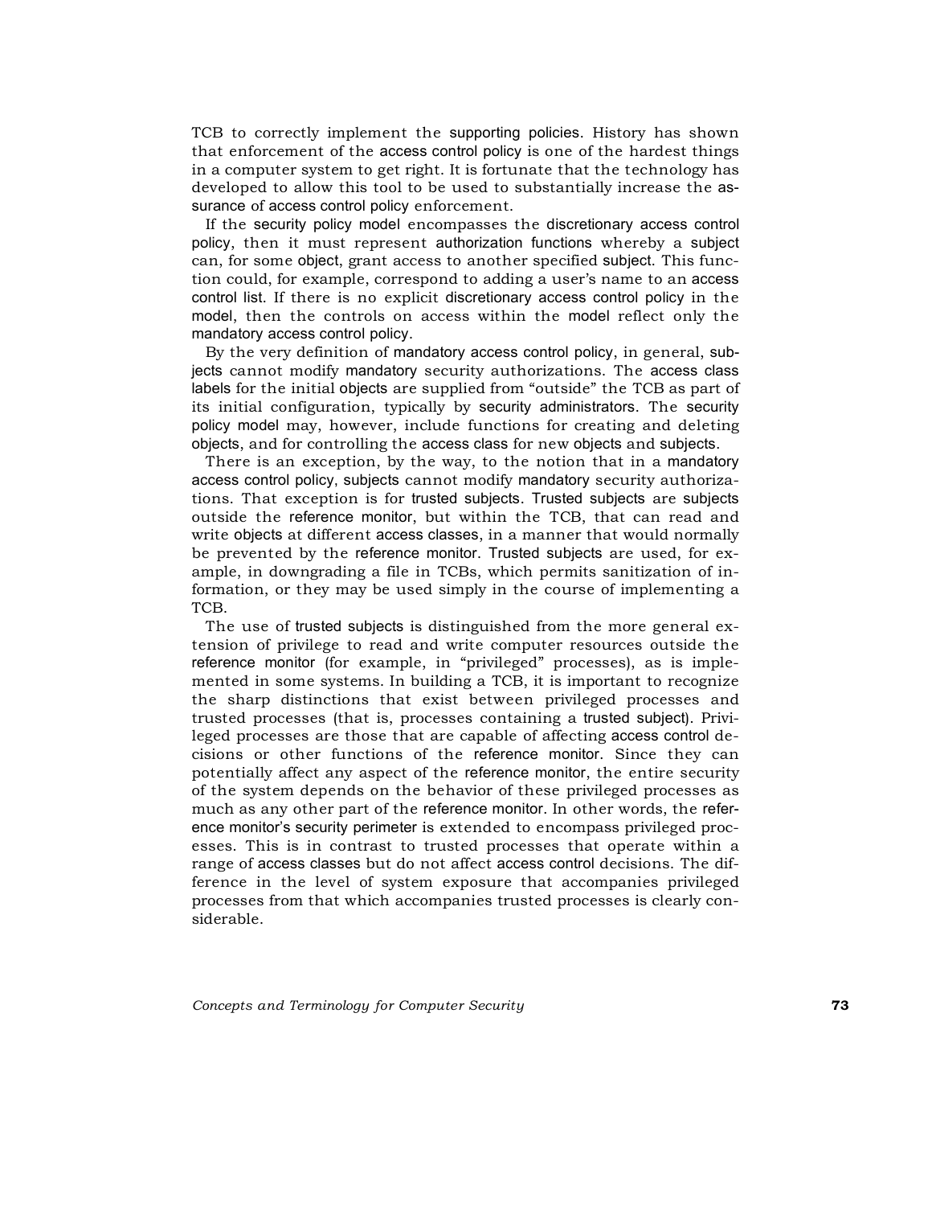TCB to correctly implement the supporting policies. History has shown that enforcement of the access control policy is one of the hardest things in a computer system to get right. It is fortunate that the technology has developed to allow this tool to be used to substantially increase the assurance of access control policy enforcement.

If the security policy model encompasses the discretionary access control policy, then it must represent authorization functions whereby a subject can, for some object, grant access to another specified subject. This function could, for example, correspond to adding a user's name to an access control list. If there is no explicit discretionary access control policy in the model, then the controls on access within the model reflect only the mandatory access control policy.

By the very definition of mandatory access control policy, in general, subjects cannot modify mandatory security authorizations. The access class labels for the initial objects are supplied from "outside" the TCB as part of its initial configuration, typically by security administrators. The security policy model may, however, include functions for creating and deleting objects, and for controlling the access class for new objects and subjects.

There is an exception, by the way, to the notion that in a mandatory access control policy, subjects cannot modify mandatory security authorizations. That exception is for trusted subjects. Trusted subjects are subjects outside the reference monitor, but within the TCB, that can read and write objects at different access classes, in a manner that would normally be prevented by the reference monitor. Trusted subjects are used, for example, in downgrading a file in TCBs, which permits sanitization of information, or they may be used simply in the course of implementing a TCB.

The use of trusted subjects is distinguished from the more general extension of privilege to read and write computer resources outside the reference monitor (for example, in "privileged" processes), as is implemented in some systems. In building a TCB, it is important to recognize the sharp distinctions that exist between privileged processes and trusted processes (that is, processes containing a trusted subject). Privileged processes are those that are capable of affecting access control decisions or other functions of the reference monitor. Since they can potentially affect any aspect of the reference monitor, the entire security of the system depends on the behavior of these privileged processes as much as any other part of the reference monitor. In other words, the reference monitor's security perimeter is extended to encompass privileged processes. This is in contrast to trusted processes that operate within a range of access classes but do not affect access control decisions. The difference in the level of system exposure that accompanies privileged processes from that which accompanies trusted processes is clearly considerable.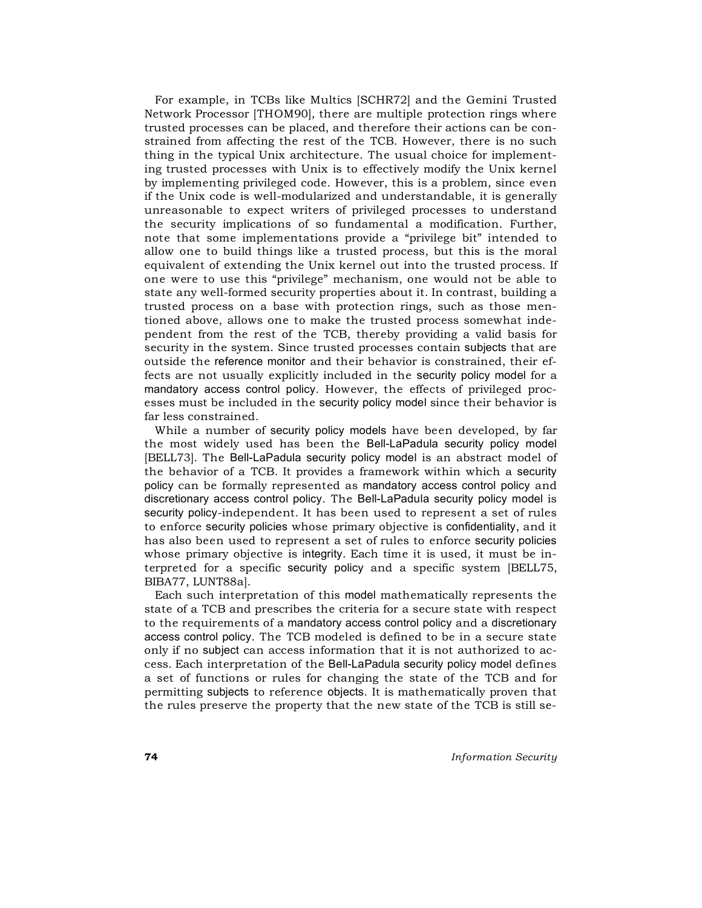For example, in TCBs like Multics [SCHR72] and the Gemini Trusted Network Processor [THOM90], there are multiple protection rings where trusted processes can be placed, and therefore their actions can be constrained from affecting the rest of the TCB. However, there is no such thing in the typical Unix architecture. The usual choice for implementing trusted processes with Unix is to effectively modify the Unix kernel by implementing privileged code. However, this is a problem, since even if the Unix code is well-modularized and understandable, it is generally unreasonable to expect writers of privileged processes to understand the security implications of so fundamental a modification. Further, note that some implementations provide a "privilege bit" intended to allow one to build things like a trusted process, but this is the moral equivalent of extending the Unix kernel out into the trusted process. If one were to use this "privilege" mechanism, one would not be able to state any well-formed security properties about it. In contrast, building a trusted process on a base with protection rings, such as those mentioned above, allows one to make the trusted process somewhat independent from the rest of the TCB, thereby providing a valid basis for security in the system. Since trusted processes contain subjects that are outside the reference monitor and their behavior is constrained, their effects are not usually explicitly included in the security policy model for a mandatory access control policy. However, the effects of privileged processes must be included in the security policy model since their behavior is far less constrained.

While a number of security policy models have been developed, by far the most widely used has been the Bell-LaPadula security policy model [BELL73]. The Bell-LaPadula security policy model is an abstract model of the behavior of a TCB. It provides a framework within which a security policy can be formally represented as mandatory access control policy and discretionary access control policy. The Bell-LaPadula security policy model is security policy-independent. It has been used to represent a set of rules to enforce security policies whose primary objective is confidentiality, and it has also been used to represent a set of rules to enforce security policies whose primary objective is integrity. Each time it is used, it must be interpreted for a specific security policy and a specific system [BELL75, BIBA77, LUNT88a].

Each such interpretation of this model mathematically represents the state of a TCB and prescribes the criteria for a secure state with respect to the requirements of a mandatory access control policy and a discretionary access control policy. The TCB modeled is defined to be in a secure state only if no subject can access information that it is not authorized to access. Each interpretation of the Bell-LaPadula security policy model defines a set of functions or rules for changing the state of the TCB and for permitting subjects to reference objects. It is mathematically proven that the rules preserve the property that the new state of the TCB is still se-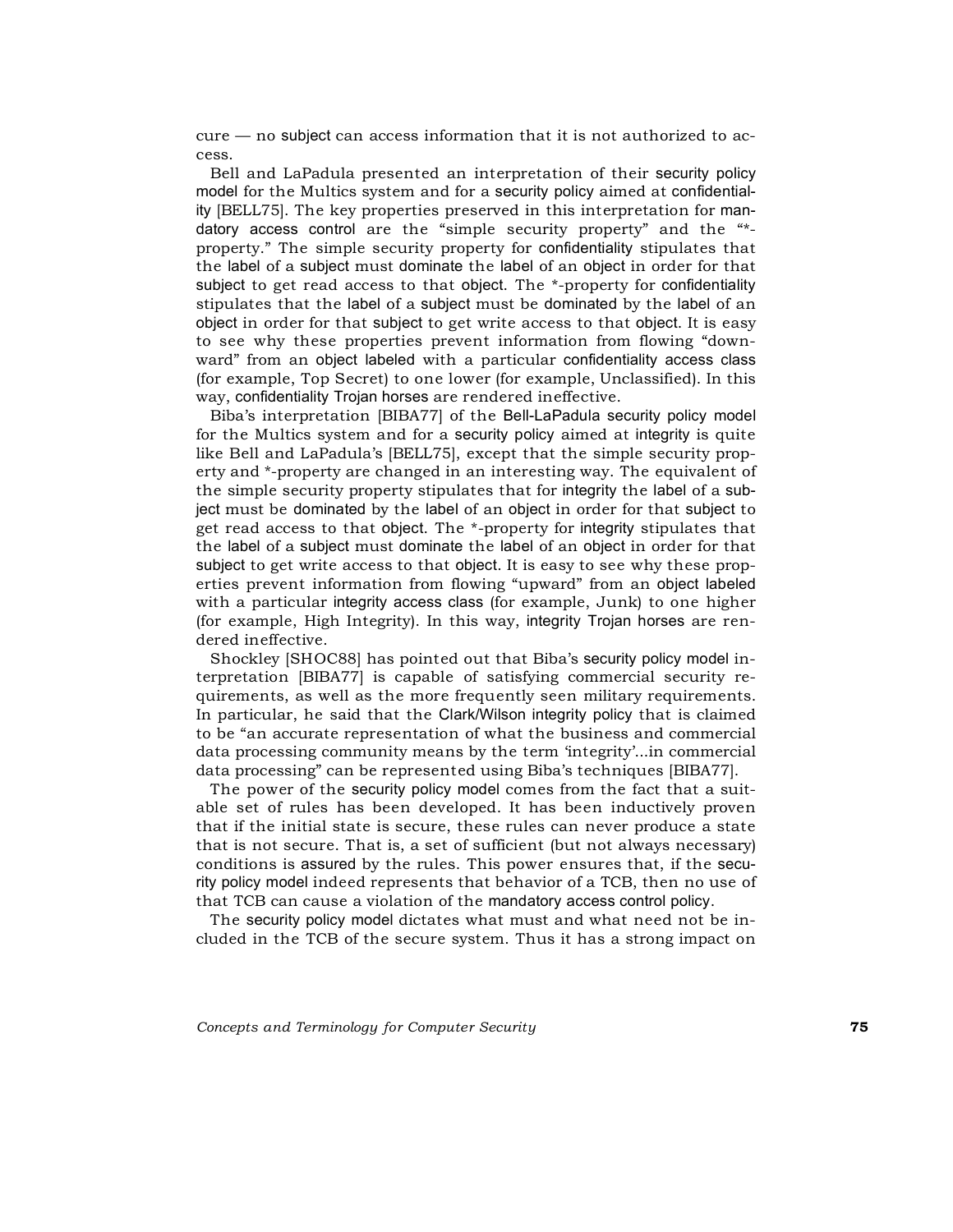cure — no subject can access information that it is not authorized to access.

Bell and LaPadula presented an interpretation of their security policy model for the Multics system and for a security policy aimed at confidentiality [BELL75]. The key properties preserved in this interpretation for mandatory access control are the "simple security property" and the "*-property." The simple security property for confidentiality stipulates that the label of a subject must dominate the label of an object in order for that subject to get read access to that object. The *-property for confidentiality stipulates that the label of a subject must be dominated by the label of an object in order for that subject to get write access to that object. It is easy to see why these properties prevent information from flowing "downward" from an object labeled with a particular confidentiality access class (for example, Top Secret) to one lower (for example, Unclassified). In this way, confidentiality Trojan horses are rendered ineffective.

Biba's interpretation [BIBA77] of the Bell-LaPadula security policy model for the Multics system and for a security policy aimed at integrity is quite like Bell and LaPadula's [BELL75], except that the simple security property and *-property are changed in an interesting way. The equivalent of the simple security property stipulates that for integrity the label of a subject must be dominated by the label of an object in order for that subject to get read access to that object. The *-property for integrity stipulates that the label of a subject must dominate the label of an object in order for that subject to get write access to that object. It is easy to see why these properties prevent information from flowing "upward" from an object labeled with a particular integrity access class (for example, Junk) to one higher (for example, High Integrity). In this way, integrity Trojan horses are rendered ineffective.

Shockley [SHOC88] has pointed out that Biba's security policy model interpretation [BIBA77] is capable of satisfying commercial security requirements, as well as the more frequently seen military requirements. In particular, he said that the Clark/Wilson integrity policy that is claimed to be "an accurate representation of what the business and commercial data processing community means by the term 'integrity'...in commercial data processing" can be represented using Biba's techniques [BIBA77].

The power of the security policy model comes from the fact that a suitable set of rules has been developed. It has been inductively proven that if the initial state is secure, these rules can never produce a state that is not secure. That is, a set of sufficient (but not always necessary) conditions is assured by the rules. This power ensures that, if the security policy model indeed represents that behavior of a TCB, then no use of that TCB can cause a violation of the mandatory access control policy.

The security policy model dictates what must and what need not be included in the TCB of the secure system. Thus it has a strong impact on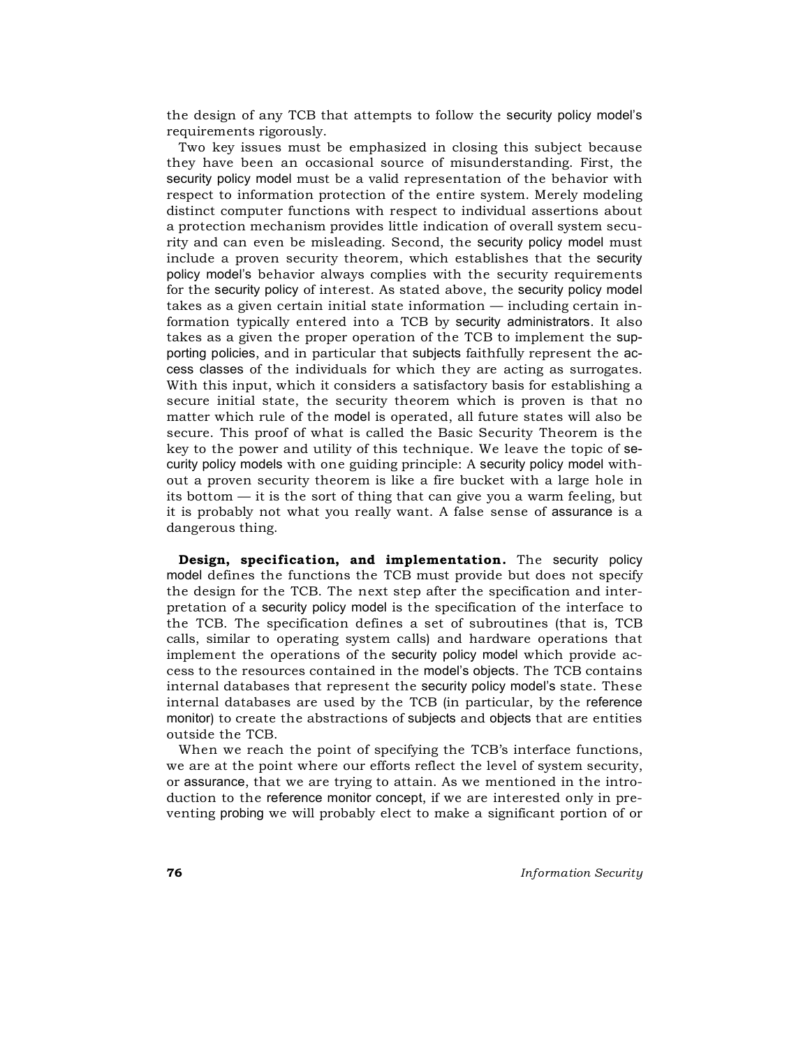the design of any TCB that attempts to follow the security policy model's requirements rigorously.

Two key issues must be emphasized in closing this subject because they have been an occasional source of misunderstanding. First, the security policy model must be a valid representation of the behavior with respect to information protection of the entire system. Merely modeling distinct computer functions with respect to individual assertions about a protection mechanism provides little indication of overall system security and can even be misleading. Second, the security policy model must include a proven security theorem, which establishes that the security policy model's behavior always complies with the security requirements for the security policy of interest. As stated above, the security policy model takes as a given certain initial state information — including certain information typically entered into a TCB by security administrators. It also takes as a given the proper operation of the TCB to implement the supporting policies, and in particular that subjects faithfully represent the access classes of the individuals for which they are acting as surrogates. With this input, which it considers a satisfactory basis for establishing a secure initial state, the security theorem which is proven is that no matter which rule of the model is operated, all future states will also be secure. This proof of what is called the Basic Security Theorem is the key to the power and utility of this technique. We leave the topic of security policy models with one guiding principle: A security policy model without a proven security theorem is like a fire bucket with a large hole in its bottom — it is the sort of thing that can give you a warm feeling, but it is probably not what you really want. A false sense of assurance is a dangerous thing.

**Design, specification, and implementation.** The security policy model defines the functions the TCB must provide but does not specify the design for the TCB. The next step after the specification and interpretation of a security policy model is the specification of the interface to the TCB. The specification defines a set of subroutines (that is, TCB calls, similar to operating system calls) and hardware operations that implement the operations of the security policy model which provide access to the resources contained in the model's objects. The TCB contains internal databases that represent the security policy model's state. These internal databases are used by the TCB (in particular, by the reference monitor) to create the abstractions of subjects and objects that are entities outside the TCB.

When we reach the point of specifying the TCB's interface functions, we are at the point where our efforts reflect the level of system security, or assurance, that we are trying to attain. As we mentioned in the introduction to the reference monitor concept, if we are interested only in preventing probing we will probably elect to make a significant portion of or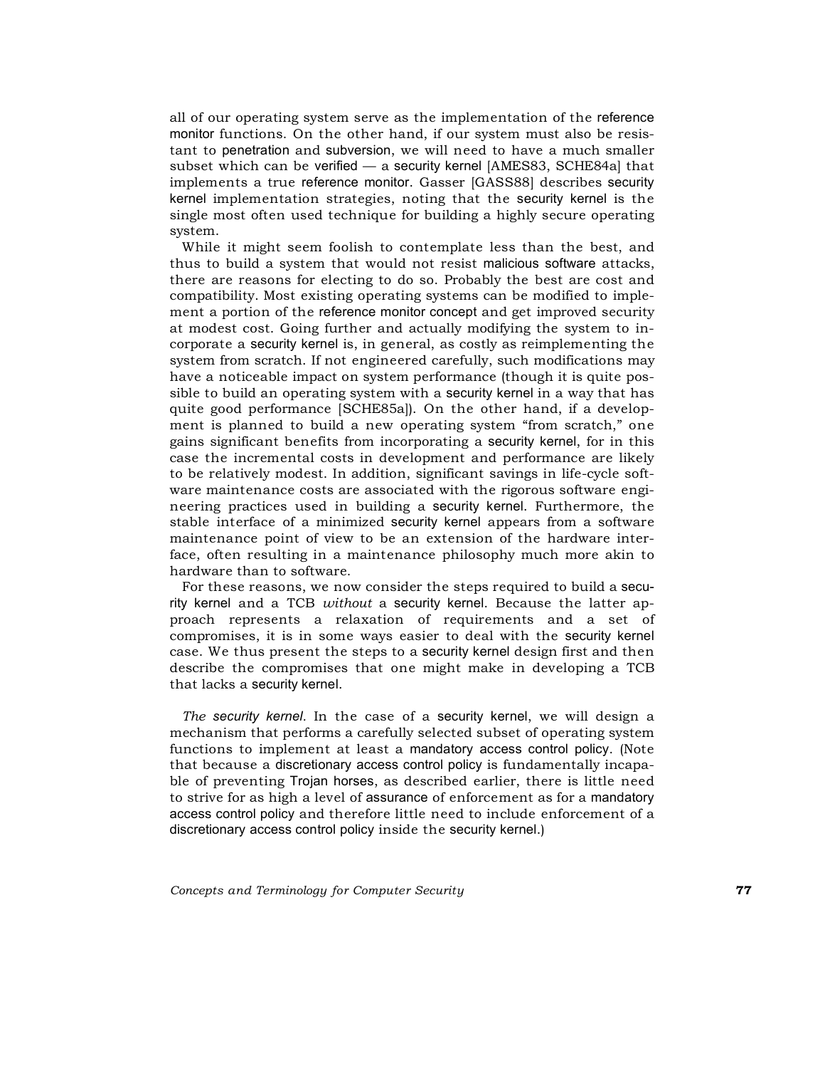all of our operating system serve as the implementation of the reference monitor functions. On the other hand, if our system must also be resistant to penetration and subversion, we will need to have a much smaller subset which can be verified — a security kernel [AMES83, SCHE84a] that implements a true reference monitor. Gasser [GASS88] describes security kernel implementation strategies, noting that the security kernel is the single most often used technique for building a highly secure operating system.

While it might seem foolish to contemplate less than the best, and thus to build a system that would not resist malicious software attacks, there are reasons for electing to do so. Probably the best are cost and compatibility. Most existing operating systems can be modified to implement a portion of the reference monitor concept and get improved security at modest cost. Going further and actually modifying the system to incorporate a security kernel is, in general, as costly as reimplementing the system from scratch. If not engineered carefully, such modifications may have a noticeable impact on system performance (though it is quite possible to build an operating system with a security kernel in a way that has quite good performance [SCHE85a]). On the other hand, if a development is planned to build a new operating system "from scratch," one gains significant benefits from incorporating a security kernel, for in this case the incremental costs in development and performance are likely to be relatively modest. In addition, significant savings in life-cycle software maintenance costs are associated with the rigorous software engineering practices used in building a security kernel. Furthermore, the stable interface of a minimized security kernel appears from a software maintenance point of view to be an extension of the hardware interface, often resulting in a maintenance philosophy much more akin to hardware than to software.

For these reasons, we now consider the steps required to build a security kernel and a TCB *without* a security kernel. Because the latter approach represents a relaxation of requirements and a set of compromises, it is in some ways easier to deal with the security kernel case. We thus present the steps to a security kernel design first and then describe the compromises that one might make in developing a TCB that lacks a security kernel.

*The security kernel*. In the case of a security kernel, we will design a mechanism that performs a carefully selected subset of operating system functions to implement at least a mandatory access control policy. (Note that because a discretionary access control policy is fundamentally incapable of preventing Trojan horses, as described earlier, there is little need to strive for as high a level of assurance of enforcement as for a mandatory access control policy and therefore little need to include enforcement of a discretionary access control policy inside the security kernel.)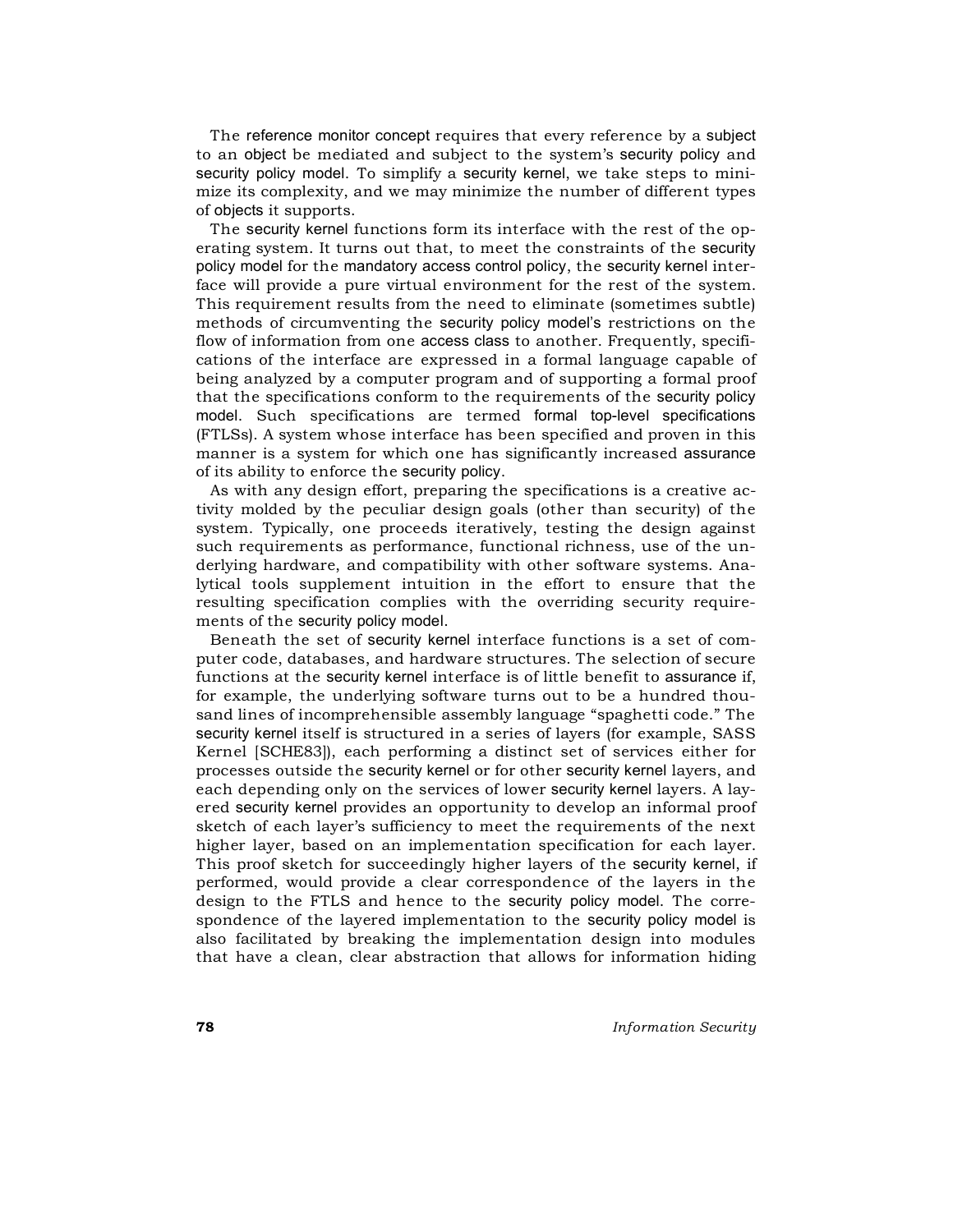The reference monitor concept requires that every reference by a subject to an object be mediated and subject to the system's security policy and security policy model. To simplify a security kernel, we take steps to minimize its complexity, and we may minimize the number of different types of objects it supports.

The security kernel functions form its interface with the rest of the operating system. It turns out that, to meet the constraints of the security policy model for the mandatory access control policy, the security kernel interface will provide a pure virtual environment for the rest of the system. This requirement results from the need to eliminate (sometimes subtle) methods of circumventing the security policy model's restrictions on the flow of information from one access class to another. Frequently, specifications of the interface are expressed in a formal language capable of being analyzed by a computer program and of supporting a formal proof that the specifications conform to the requirements of the security policy model. Such specifications are termed formal top-level specifications (FTLSs). A system whose interface has been specified and proven in this manner is a system for which one has significantly increased assurance of its ability to enforce the security policy.

As with any design effort, preparing the specifications is a creative activity molded by the peculiar design goals (other than security) of the system. Typically, one proceeds iteratively, testing the design against such requirements as performance, functional richness, use of the underlying hardware, and compatibility with other software systems. Analytical tools supplement intuition in the effort to ensure that the resulting specification complies with the overriding security requirements of the security policy model.

Beneath the set of security kernel interface functions is a set of computer code, databases, and hardware structures. The selection of secure functions at the security kernel interface is of little benefit to assurance if, for example, the underlying software turns out to be a hundred thousand lines of incomprehensible assembly language "spaghetti code." The security kernel itself is structured in a series of layers (for example, SASS Kernel [SCHE83]), each performing a distinct set of services either for processes outside the security kernel or for other security kernel layers, and each depending only on the services of lower security kernel layers. A layered security kernel provides an opportunity to develop an informal proof sketch of each layer's sufficiency to meet the requirements of the next higher layer, based on an implementation specification for each layer. This proof sketch for succeedingly higher layers of the security kernel, if performed, would provide a clear correspondence of the layers in the design to the FTLS and hence to the security policy model. The correspondence of the layered implementation to the security policy model is also facilitated by breaking the implementation design into modules that have a clean, clear abstraction that allows for information hiding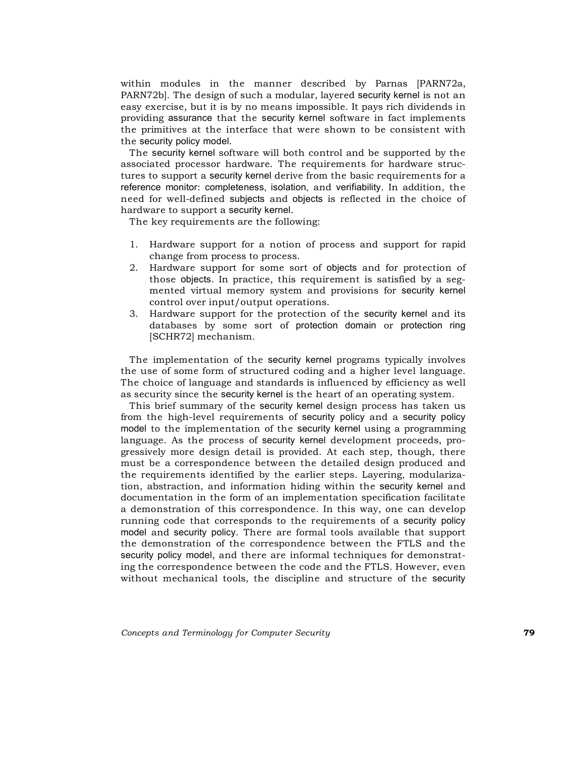within modules in the manner described by Parnas [PARN72a, PARN72b]. The design of such a modular, layered security kernel is not an easy exercise, but it is by no means impossible. It pays rich dividends in providing assurance that the security kernel software in fact implements the primitives at the interface that were shown to be consistent with the security policy model.

The security kernel software will both control and be supported by the associated processor hardware. The requirements for hardware structures to support a security kernel derive from the basic requirements for a reference monitor: completeness, isolation, and verifiability. In addition, the need for well-defined subjects and objects is reflected in the choice of hardware to support a security kernel.

The key requirements are the following:

1. Hardware support for a notion of process and support for rapid change from process to process.
2. Hardware support for some sort of objects and for protection of those objects. In practice, this requirement is satisfied by a segmented virtual memory system and provisions for security kernel control over input/output operations.
3. Hardware support for the protection of the security kernel and its databases by some sort of protection domain or protection ring [SCHR72] mechanism.

The implementation of the security kernel programs typically involves the use of some form of structured coding and a higher level language. The choice of language and standards is influenced by efficiency as well as security since the security kernel is the heart of an operating system.

This brief summary of the security kernel design process has taken us from the high-level requirements of security policy and a security policy model to the implementation of the security kernel using a programming language. As the process of security kernel development proceeds, progressively more design detail is provided. At each step, though, there must be a correspondence between the detailed design produced and the requirements identified by the earlier steps. Layering, modularization, abstraction, and information hiding within the security kernel and documentation in the form of an implementation specification facilitate a demonstration of this correspondence. In this way, one can develop running code that corresponds to the requirements of a security policy model and security policy. There are formal tools available that support the demonstration of the correspondence between the FTLS and the security policy model, and there are informal techniques for demonstrating the correspondence between the code and the FTLS. However, even without mechanical tools, the discipline and structure of the security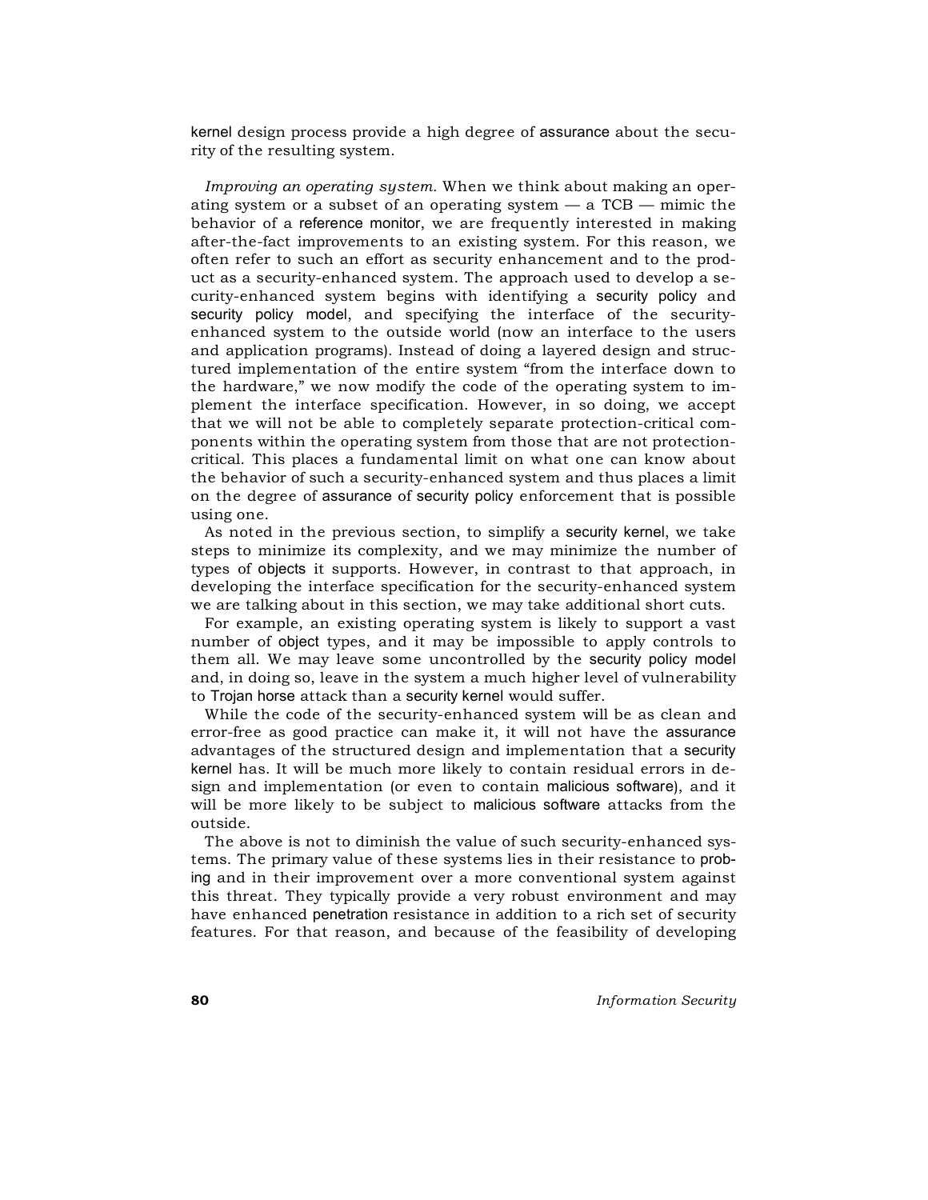kernel design process provide a high degree of assurance about the security of the resulting system.

*Improving an operating system.* When we think about making an operating system or a subset of an operating system — a TCB — mimic the behavior of a reference monitor, we are frequently interested in making after-the-fact improvements to an existing system. For this reason, we often refer to such an effort as security enhancement and to the product as a security-enhanced system. The approach used to develop a security-enhanced system begins with identifying a security policy and security policy model, and specifying the interface of the security-enhanced system to the outside world (now an interface to the users and application programs). Instead of doing a layered design and structured implementation of the entire system "from the interface down to the hardware," we now modify the code of the operating system to implement the interface specification. However, in so doing, we accept that we will not be able to completely separate protection-critical components within the operating system from those that are not protection-critical. This places a fundamental limit on what one can know about the behavior of such a security-enhanced system and thus places a limit on the degree of assurance of security policy enforcement that is possible using one.

As noted in the previous section, to simplify a security kernel, we take steps to minimize its complexity, and we may minimize the number of types of objects it supports. However, in contrast to that approach, in developing the interface specification for the security-enhanced system we are talking about in this section, we may take additional short cuts.

For example, an existing operating system is likely to support a vast number of object types, and it may be impossible to apply controls to them all. We may leave some uncontrolled by the security policy model and, in doing so, leave in the system a much higher level of vulnerability to Trojan horse attack than a security kernel would suffer.

While the code of the security-enhanced system will be as clean and error-free as good practice can make it, it will not have the assurance advantages of the structured design and implementation that a security kernel has. It will be much more likely to contain residual errors in design and implementation (or even to contain malicious software), and it will be more likely to be subject to malicious software attacks from the outside.

The above is not to diminish the value of such security-enhanced systems. The primary value of these systems lies in their resistance to probing and in their improvement over a more conventional system against this threat. They typically provide a very robust environment and may have enhanced penetration resistance in addition to a rich set of security features. For that reason, and because of the feasibility of developing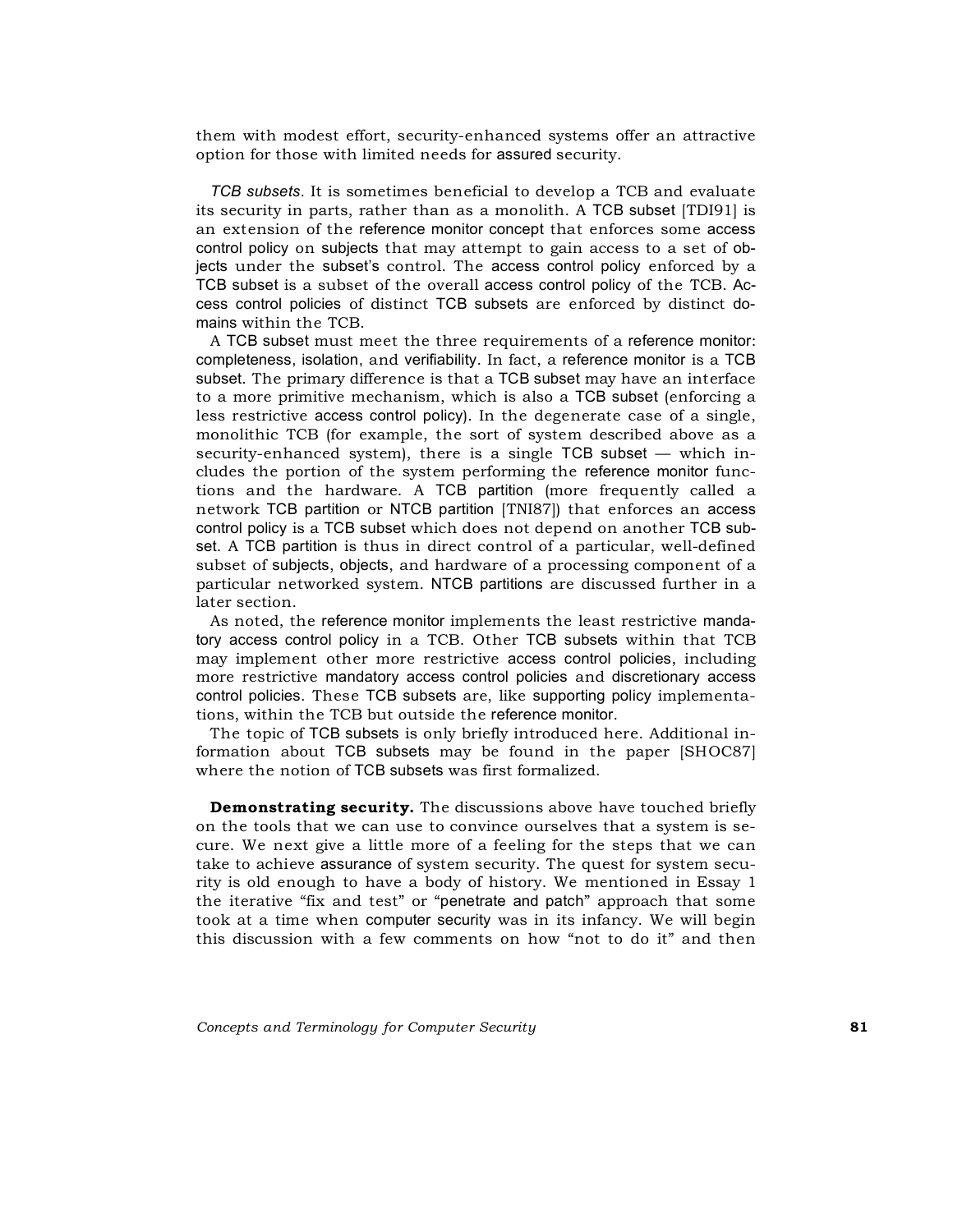them with modest effort, security-enhanced systems offer an attractive option for those with limited needs for assured security.

*TCB subsets*. It is sometimes beneficial to develop a TCB and evaluate its security in parts, rather than as a monolith. A TCB subset [TDI91] is an extension of the reference monitor concept that enforces some access control policy on subjects that may attempt to gain access to a set of objects under the subset's control. The access control policy enforced by a TCB subset is a subset of the overall access control policy of the TCB. Access control policies of distinct TCB subsets are enforced by distinct domains within the TCB.

A TCB subset must meet the three requirements of a reference monitor: completeness, isolation, and verifiability. In fact, a reference monitor is a TCB subset. The primary difference is that a TCB subset may have an interface to a more primitive mechanism, which is also a TCB subset (enforcing a less restrictive access control policy). In the degenerate case of a single, monolithic TCB (for example, the sort of system described above as a security-enhanced system), there is a single TCB subset — which includes the portion of the system performing the reference monitor functions and the hardware. A TCB partition (more frequently called a network TCB partition or NTCB partition [TNI87]) that enforces an access control policy is a TCB subset which does not depend on another TCB subset. A TCB partition is thus in direct control of a particular, well-defined subset of subjects, objects, and hardware of a processing component of a particular networked system. NTCB partitions are discussed further in a later section.

As noted, the reference monitor implements the least restrictive mandatory access control policy in a TCB. Other TCB subsets within that TCB may implement other more restrictive access control policies, including more restrictive mandatory access control policies and discretionary access control policies. These TCB subsets are, like supporting policy implementations, within the TCB but outside the reference monitor.

The topic of TCB subsets is only briefly introduced here. Additional information about TCB subsets may be found in the paper [SHOC87] where the notion of TCB subsets was first formalized.

**Demonstrating security.** The discussions above have touched briefly on the tools that we can use to convince ourselves that a system is secure. We next give a little more of a feeling for the steps that we can take to achieve assurance of system security. The quest for system security is old enough to have a body of history. We mentioned in Essay 1 the iterative "fix and test" or "penetrate and patch" approach that some took at a time when computer security was in its infancy. We will begin this discussion with a few comments on how "not to do it" and then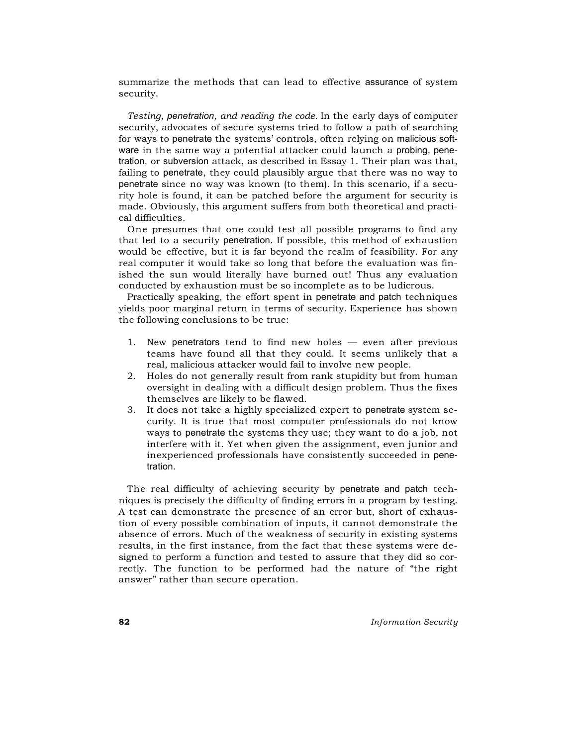summarize the methods that can lead to effective assurance of system security.

*Testing, penetration, and reading the code.* In the early days of computer security, advocates of secure systems tried to follow a path of searching for ways to penetrate the systems' controls, often relying on malicious software in the same way a potential attacker could launch a probing, penetration, or subversion attack, as described in Essay 1. Their plan was that, failing to penetrate, they could plausibly argue that there was no way to penetrate since no way was known (to them). In this scenario, if a security hole is found, it can be patched before the argument for security is made. Obviously, this argument suffers from both theoretical and practical difficulties.

One presumes that one could test all possible programs to find any that led to a security penetration. If possible, this method of exhaustion would be effective, but it is far beyond the realm of feasibility. For any real computer it would take so long that before the evaluation was finished the sun would literally have burned out! Thus any evaluation conducted by exhaustion must be so incomplete as to be ludicrous.

Practically speaking, the effort spent in penetrate and patch techniques yields poor marginal return in terms of security. Experience has shown the following conclusions to be true:

1. New penetrators tend to find new holes — even after previous teams have found all that they could. It seems unlikely that a real, malicious attacker would fail to involve new people.
2. Holes do not generally result from rank stupidity but from human oversight in dealing with a difficult design problem. Thus the fixes themselves are likely to be flawed.
3. It does not take a highly specialized expert to penetrate system security. It is true that most computer professionals do not know ways to penetrate the systems they use; they want to do a job, not interfere with it. Yet when given the assignment, even junior and inexperienced professionals have consistently succeeded in penetration.

The real difficulty of achieving security by penetrate and patch techniques is precisely the difficulty of finding errors in a program by testing. A test can demonstrate the presence of an error but, short of exhaustion of every possible combination of inputs, it cannot demonstrate the absence of errors. Much of the weakness of security in existing systems results, in the first instance, from the fact that these systems were designed to perform a function and tested to assure that they did so correctly. The function to be performed had the nature of "the right answer" rather than secure operation.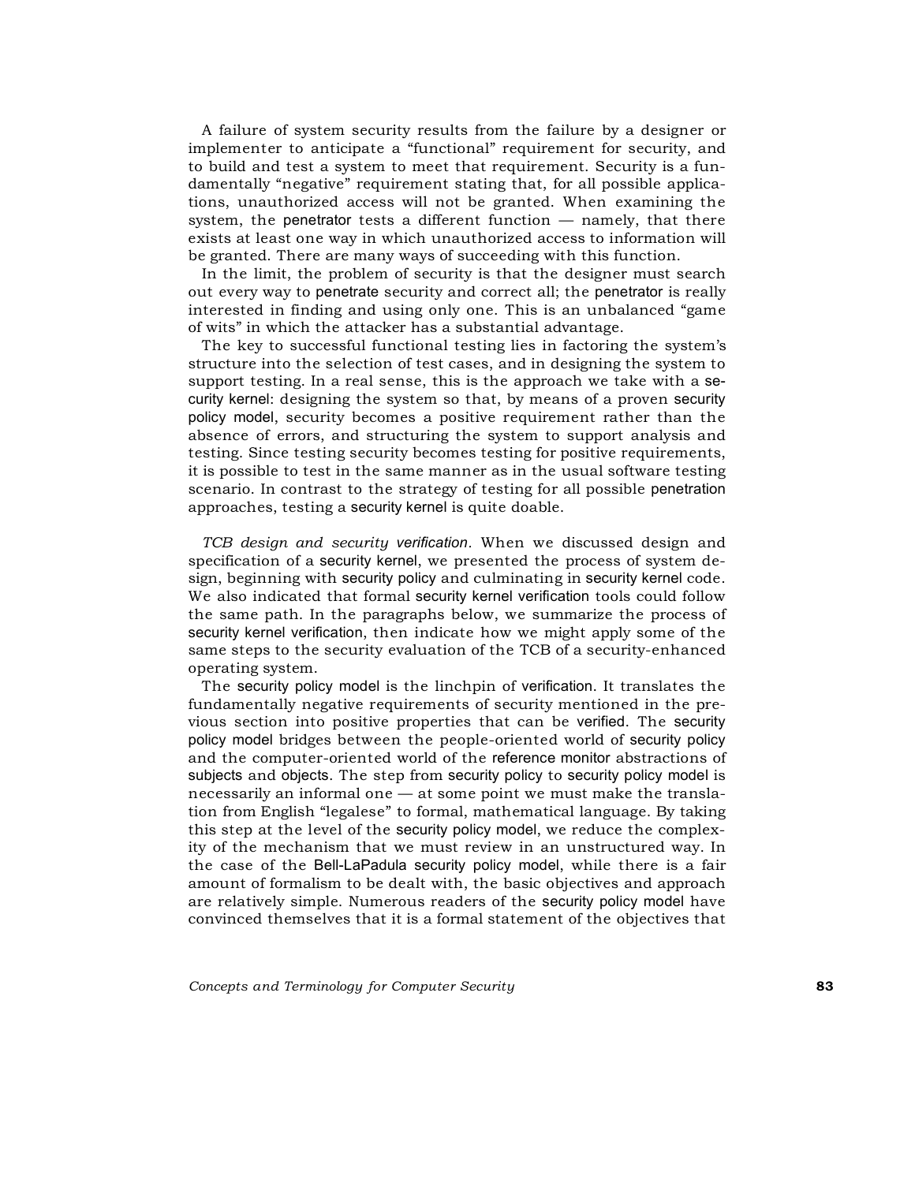A failure of system security results from the failure by a designer or implementer to anticipate a "functional" requirement for security, and to build and test a system to meet that requirement. Security is a fundamentally "negative" requirement stating that, for all possible applications, unauthorized access will not be granted. When examining the system, the penetrator tests a different function — namely, that there exists at least one way in which unauthorized access to information will be granted. There are many ways of succeeding with this function.

In the limit, the problem of security is that the designer must search out every way to penetrate security and correct all; the penetrator is really interested in finding and using only one. This is an unbalanced "game of wits" in which the attacker has a substantial advantage.

The key to successful functional testing lies in factoring the system's structure into the selection of test cases, and in designing the system to support testing. In a real sense, this is the approach we take with a security kernel: designing the system so that, by means of a proven security policy model, security becomes a positive requirement rather than the absence of errors, and structuring the system to support analysis and testing. Since testing security becomes testing for positive requirements, it is possible to test in the same manner as in the usual software testing scenario. In contrast to the strategy of testing for all possible penetration approaches, testing a security kernel is quite doable.

*TCB design and security verification*. When we discussed design and specification of a security kernel, we presented the process of system design, beginning with security policy and culminating in security kernel code. We also indicated that formal security kernel verification tools could follow the same path. In the paragraphs below, we summarize the process of security kernel verification, then indicate how we might apply some of the same steps to the security evaluation of the TCB of a security-enhanced operating system.

The security policy model is the linchpin of verification. It translates the fundamentally negative requirements of security mentioned in the previous section into positive properties that can be verified. The security policy model bridges between the people-oriented world of security policy and the computer-oriented world of the reference monitor abstractions of subjects and objects. The step from security policy to security policy model is necessarily an informal one — at some point we must make the translation from English "legalese" to formal, mathematical language. By taking this step at the level of the security policy model, we reduce the complexity of the mechanism that we must review in an unstructured way. In the case of the Bell-LaPadula security policy model, while there is a fair amount of formalism to be dealt with, the basic objectives and approach are relatively simple. Numerous readers of the security policy model have convinced themselves that it is a formal statement of the objectives that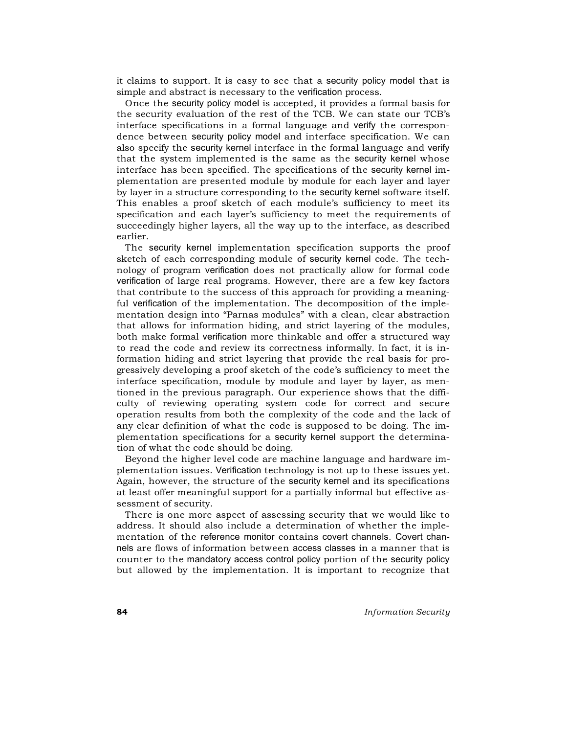it claims to support. It is easy to see that a security policy model that is simple and abstract is necessary to the verification process.

Once the security policy model is accepted, it provides a formal basis for the security evaluation of the rest of the TCB. We can state our TCB's interface specifications in a formal language and verify the correspondence between security policy model and interface specification. We can also specify the security kernel interface in the formal language and verify that the system implemented is the same as the security kernel whose interface has been specified. The specifications of the security kernel implementation are presented module by module for each layer and layer by layer in a structure corresponding to the security kernel software itself. This enables a proof sketch of each module's sufficiency to meet its specification and each layer's sufficiency to meet the requirements of succeedingly higher layers, all the way up to the interface, as described earlier.

The security kernel implementation specification supports the proof sketch of each corresponding module of security kernel code. The technology of program verification does not practically allow for formal code verification of large real programs. However, there are a few key factors that contribute to the success of this approach for providing a meaningful verification of the implementation. The decomposition of the implementation design into "Parnas modules" with a clean, clear abstraction that allows for information hiding, and strict layering of the modules, both make formal verification more thinkable and offer a structured way to read the code and review its correctness informally. In fact, it is information hiding and strict layering that provide the real basis for progressively developing a proof sketch of the code's sufficiency to meet the interface specification, module by module and layer by layer, as mentioned in the previous paragraph. Our experience shows that the difficulty of reviewing operating system code for correct and secure operation results from both the complexity of the code and the lack of any clear definition of what the code is supposed to be doing. The implementation specifications for a security kernel support the determination of what the code should be doing.

Beyond the higher level code are machine language and hardware implementation issues. Verification technology is not up to these issues yet. Again, however, the structure of the security kernel and its specifications at least offer meaningful support for a partially informal but effective assessment of security.

There is one more aspect of assessing security that we would like to address. It should also include a determination of whether the implementation of the reference monitor contains covert channels. Covert channels are flows of information between access classes in a manner that is counter to the mandatory access control policy portion of the security policy but allowed by the implementation. It is important to recognize that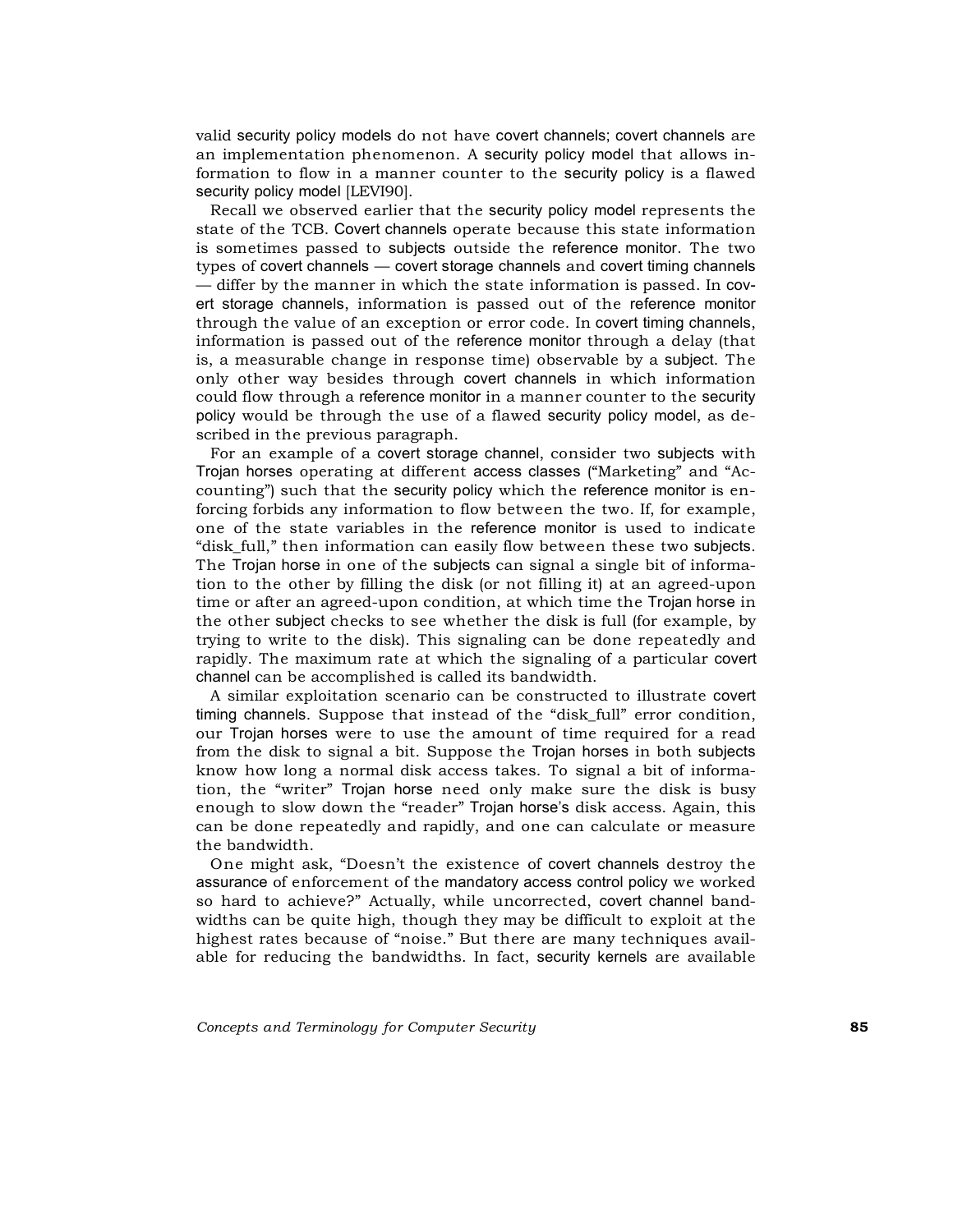valid security policy models do not have covert channels; covert channels are an implementation phenomenon. A security policy model that allows information to flow in a manner counter to the security policy is a flawed security policy model [LEVI90].

Recall we observed earlier that the security policy model represents the state of the TCB. Covert channels operate because this state information is sometimes passed to subjects outside the reference monitor. The two types of covert channels — covert storage channels and covert timing channels — differ by the manner in which the state information is passed. In covert storage channels, information is passed out of the reference monitor through the value of an exception or error code. In covert timing channels, information is passed out of the reference monitor through a delay (that is, a measurable change in response time) observable by a subject. The only other way besides through covert channels in which information could flow through a reference monitor in a manner counter to the security policy would be through the use of a flawed security policy model, as described in the previous paragraph.

For an example of a covert storage channel, consider two subjects with Trojan horses operating at different access classes ("Marketing" and "Accounting") such that the security policy which the reference monitor is enforcing forbids any information to flow between the two. If, for example, one of the state variables in the reference monitor is used to indicate "disk_full," then information can easily flow between these two subjects. The Trojan horse in one of the subjects can signal a single bit of information to the other by filling the disk (or not filling it) at an agreed-upon time or after an agreed-upon condition, at which time the Trojan horse in the other subject checks to see whether the disk is full (for example, by trying to write to the disk). This signaling can be done repeatedly and rapidly. The maximum rate at which the signaling of a particular covert channel can be accomplished is called its bandwidth.

A similar exploitation scenario can be constructed to illustrate covert timing channels. Suppose that instead of the "disk_full" error condition, our Trojan horses were to use the amount of time required for a read from the disk to signal a bit. Suppose the Trojan horses in both subjects know how long a normal disk access takes. To signal a bit of information, the "writer" Trojan horse need only make sure the disk is busy enough to slow down the "reader" Trojan horse's disk access. Again, this can be done repeatedly and rapidly, and one can calculate or measure the bandwidth.

One might ask, "Doesn't the existence of covert channels destroy the assurance of enforcement of the mandatory access control policy we worked so hard to achieve?" Actually, while uncorrected, covert channel bandwidths can be quite high, though they may be difficult to exploit at the highest rates because of "noise." But there are many techniques available for reducing the bandwidths. In fact, security kernels are available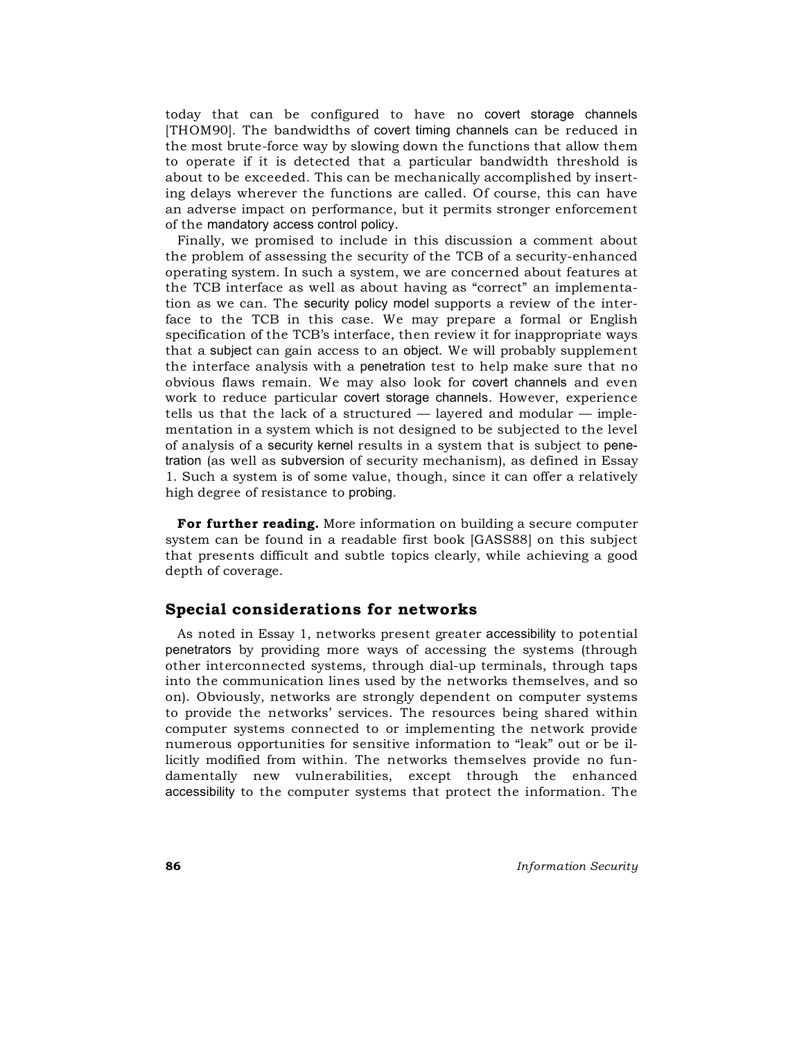today that can be configured to have no covert storage channels [THOM90]. The bandwidths of covert timing channels can be reduced in the most brute-force way by slowing down the functions that allow them to operate if it is detected that a particular bandwidth threshold is about to be exceeded. This can be mechanically accomplished by inserting delays wherever the functions are called. Of course, this can have an adverse impact on performance, but it permits stronger enforcement of the mandatory access control policy.

Finally, we promised to include in this discussion a comment about the problem of assessing the security of the TCB of a security-enhanced operating system. In such a system, we are concerned about features at the TCB interface as well as about having as "correct" an implementation as we can. The security policy model supports a review of the interface to the TCB in this case. We may prepare a formal or English specification of the TCB's interface, then review it for inappropriate ways that a subject can gain access to an object. We will probably supplement the interface analysis with a penetration test to help make sure that no obvious flaws remain. We may also look for covert channels and even work to reduce particular covert storage channels. However, experience tells us that the lack of a structured — layered and modular — implementation in a system which is not designed to be subjected to the level of analysis of a security kernel results in a system that is subject to penetration (as well as subversion of security mechanism), as defined in Essay 1. Such a system is of some value, though, since it can offer a relatively high degree of resistance to probing.

**For further reading.** More information on building a secure computer system can be found in a readable first book [GASS88] on this subject that presents difficult and subtle topics clearly, while achieving a good depth of coverage.

## Special considerations for networks

As noted in Essay 1, networks present greater accessibility to potential penetrators by providing more ways of accessing the systems (through other interconnected systems, through dial-up terminals, through taps into the communication lines used by the networks themselves, and so on). Obviously, networks are strongly dependent on computer systems to provide the networks' services. The resources being shared within computer systems connected to or implementing the network provide numerous opportunities for sensitive information to "leak" out or be illicitly modified from within. The networks themselves provide no fundamentally new vulnerabilities, except through the enhanced accessibility to the computer systems that protect the information. The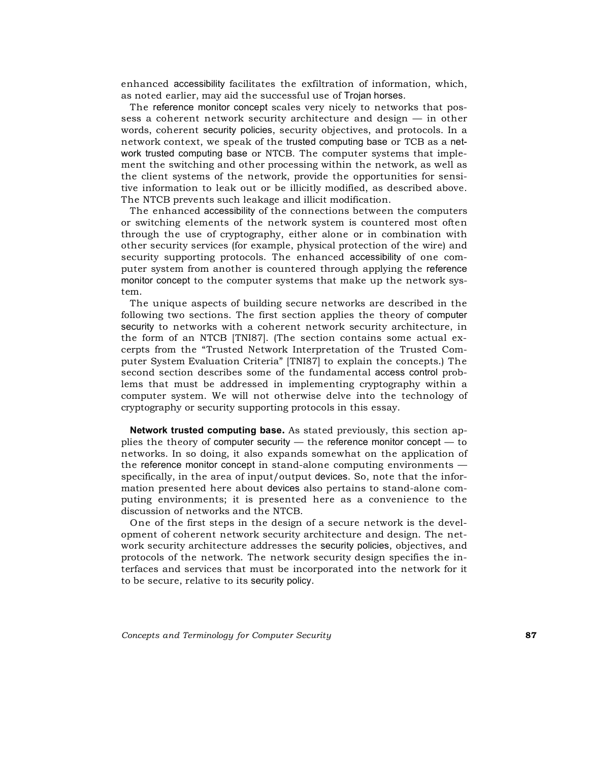enhanced accessibility facilitates the exfiltration of information, which, as noted earlier, may aid the successful use of Trojan horses.

The reference monitor concept scales very nicely to networks that possess a coherent network security architecture and design — in other words, coherent security policies, security objectives, and protocols. In a network context, we speak of the trusted computing base or TCB as a network trusted computing base or NTCB. The computer systems that implement the switching and other processing within the network, as well as the client systems of the network, provide the opportunities for sensitive information to leak out or be illicitly modified, as described above. The NTCB prevents such leakage and illicit modification.

The enhanced accessibility of the connections between the computers or switching elements of the network system is countered most often through the use of cryptography, either alone or in combination with other security services (for example, physical protection of the wire) and security supporting protocols. The enhanced accessibility of one computer system from another is countered through applying the reference monitor concept to the computer systems that make up the network system.

The unique aspects of building secure networks are described in the following two sections. The first section applies the theory of computer security to networks with a coherent network security architecture, in the form of an NTCB [TNI87]. (The section contains some actual excerpts from the "Trusted Network Interpretation of the Trusted Computer System Evaluation Criteria" [TNI87] to explain the concepts.) The second section describes some of the fundamental access control problems that must be addressed in implementing cryptography within a computer system. We will not otherwise delve into the technology of cryptography or security supporting protocols in this essay.

**Network trusted computing base.** As stated previously, this section applies the theory of computer security — the reference monitor concept — to networks. In so doing, it also expands somewhat on the application of the reference monitor concept in stand-alone computing environments — specifically, in the area of input/output devices. So, note that the information presented here about devices also pertains to stand-alone computing environments; it is presented here as a convenience to the discussion of networks and the NTCB.

One of the first steps in the design of a secure network is the development of coherent network security architecture and design. The network security architecture addresses the security policies, objectives, and protocols of the network. The network security design specifies the interfaces and services that must be incorporated into the network for it to be secure, relative to its security policy.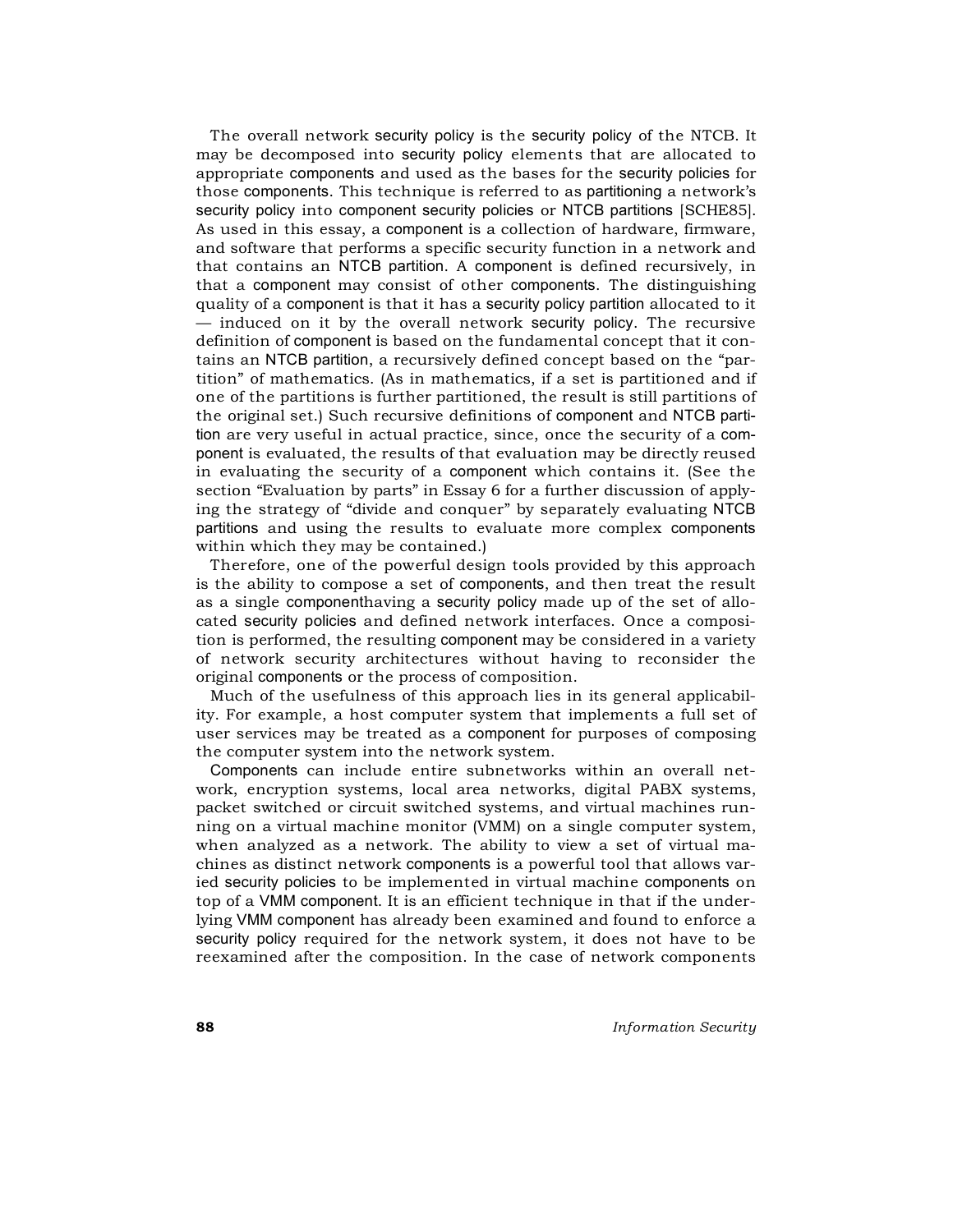The overall network security policy is the security policy of the NTCB. It may be decomposed into security policy elements that are allocated to appropriate components and used as the bases for the security policies for those components. This technique is referred to as partitioning a network's security policy into component security policies or NTCB partitions [SCHE85]. As used in this essay, a component is a collection of hardware, firmware, and software that performs a specific security function in a network and that contains an NTCB partition. A component is defined recursively, in that a component may consist of other components. The distinguishing quality of a component is that it has a security policy partition allocated to it — induced on it by the overall network security policy. The recursive definition of component is based on the fundamental concept that it contains an NTCB partition, a recursively defined concept based on the "partition" of mathematics. (As in mathematics, if a set is partitioned and if one of the partitions is further partitioned, the result is still partitions of the original set.) Such recursive definitions of component and NTCB partition are very useful in actual practice, since, once the security of a component is evaluated, the results of that evaluation may be directly reused in evaluating the security of a component which contains it. (See the section "Evaluation by parts" in Essay 6 for a further discussion of applying the strategy of "divide and conquer" by separately evaluating NTCB partitions and using the results to evaluate more complex components within which they may be contained.)

Therefore, one of the powerful design tools provided by this approach is the ability to compose a set of components, and then treat the result as a single componenthaving a security policy made up of the set of allocated security policies and defined network interfaces. Once a composition is performed, the resulting component may be considered in a variety of network security architectures without having to reconsider the original components or the process of composition.

Much of the usefulness of this approach lies in its general applicability. For example, a host computer system that implements a full set of user services may be treated as a component for purposes of composing the computer system into the network system.

Components can include entire subnetworks within an overall network, encryption systems, local area networks, digital PABX systems, packet switched or circuit switched systems, and virtual machines running on a virtual machine monitor (VMM) on a single computer system, when analyzed as a network. The ability to view a set of virtual machines as distinct network components is a powerful tool that allows varied security policies to be implemented in virtual machine components on top of a VMM component. It is an efficient technique in that if the underlying VMM component has already been examined and found to enforce a security policy required for the network system, it does not have to be reexamined after the composition. In the case of network components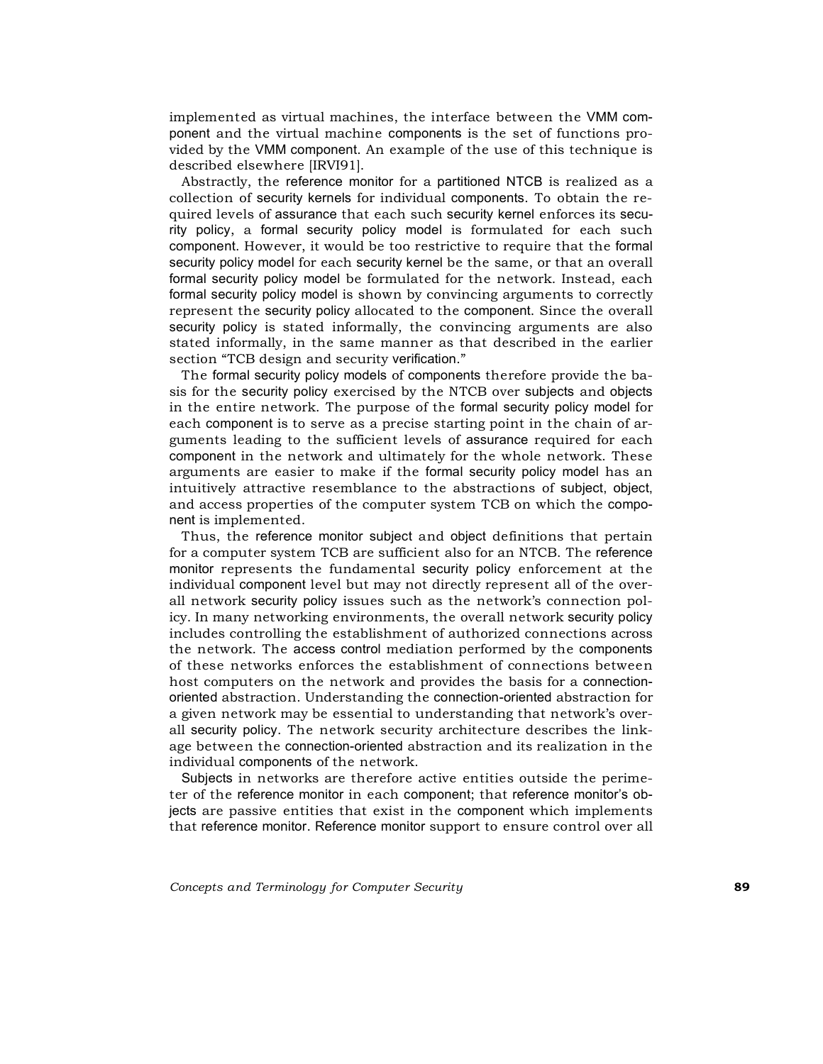implemented as virtual machines, the interface between the VMM component and the virtual machine components is the set of functions provided by the VMM component. An example of the use of this technique is described elsewhere [IRVI91].

Abstractly, the reference monitor for a partitioned NTCB is realized as a collection of security kernels for individual components. To obtain the required levels of assurance that each such security kernel enforces its security policy, a formal security policy model is formulated for each such component. However, it would be too restrictive to require that the formal security policy model for each security kernel be the same, or that an overall formal security policy model be formulated for the network. Instead, each formal security policy model is shown by convincing arguments to correctly represent the security policy allocated to the component. Since the overall security policy is stated informally, the convincing arguments are also stated informally, in the same manner as that described in the earlier section "TCB design and security verification."

The formal security policy models of components therefore provide the basis for the security policy exercised by the NTCB over subjects and objects in the entire network. The purpose of the formal security policy model for each component is to serve as a precise starting point in the chain of arguments leading to the sufficient levels of assurance required for each component in the network and ultimately for the whole network. These arguments are easier to make if the formal security policy model has an intuitively attractive resemblance to the abstractions of subject, object, and access properties of the computer system TCB on which the component is implemented.

Thus, the reference monitor subject and object definitions that pertain for a computer system TCB are sufficient also for an NTCB. The reference monitor represents the fundamental security policy enforcement at the individual component level but may not directly represent all of the overall network security policy issues such as the network's connection policy. In many networking environments, the overall network security policy includes controlling the establishment of authorized connections across the network. The access control mediation performed by the components of these networks enforces the establishment of connections between host computers on the network and provides the basis for a connection-oriented abstraction. Understanding the connection-oriented abstraction for a given network may be essential to understanding that network's overall security policy. The network security architecture describes the linkage between the connection-oriented abstraction and its realization in the individual components of the network.

Subjects in networks are therefore active entities outside the perimeter of the reference monitor in each component; that reference monitor's objects are passive entities that exist in the component which implements that reference monitor. Reference monitor support to ensure control over all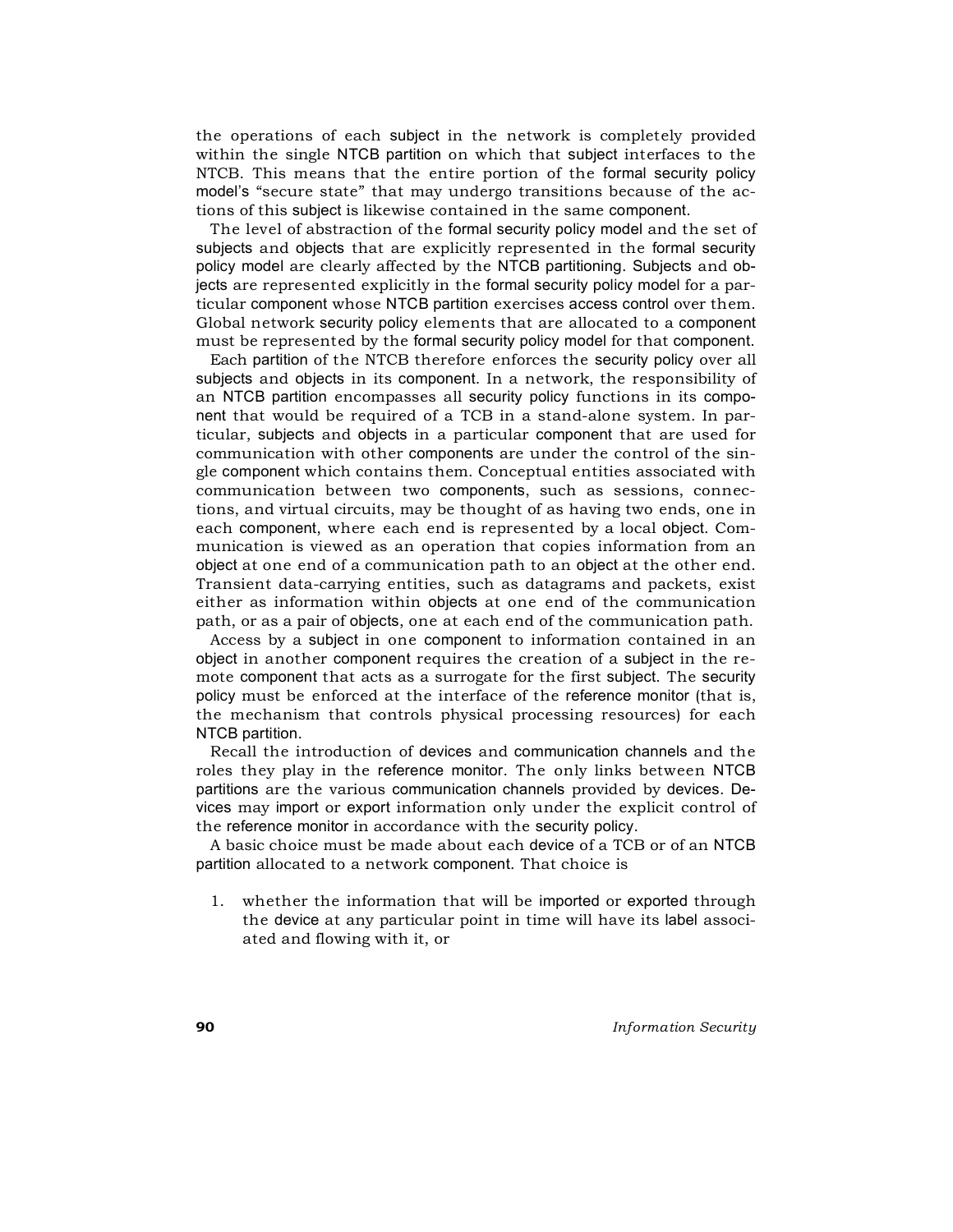the operations of each subject in the network is completely provided within the single NTCB partition on which that subject interfaces to the NTCB. This means that the entire portion of the formal security policy model's "secure state" that may undergo transitions because of the actions of this subject is likewise contained in the same component.

The level of abstraction of the formal security policy model and the set of subjects and objects that are explicitly represented in the formal security policy model are clearly affected by the NTCB partitioning. Subjects and objects are represented explicitly in the formal security policy model for a particular component whose NTCB partition exercises access control over them. Global network security policy elements that are allocated to a component must be represented by the formal security policy model for that component.

Each partition of the NTCB therefore enforces the security policy over all subjects and objects in its component. In a network, the responsibility of an NTCB partition encompasses all security policy functions in its component that would be required of a TCB in a stand-alone system. In particular, subjects and objects in a particular component that are used for communication with other components are under the control of the single component which contains them. Conceptual entities associated with communication between two components, such as sessions, connections, and virtual circuits, may be thought of as having two ends, one in each component, where each end is represented by a local object. Communication is viewed as an operation that copies information from an object at one end of a communication path to an object at the other end. Transient data-carrying entities, such as datagrams and packets, exist either as information within objects at one end of the communication path, or as a pair of objects, one at each end of the communication path.

Access by a subject in one component to information contained in an object in another component requires the creation of a subject in the remote component that acts as a surrogate for the first subject. The security policy must be enforced at the interface of the reference monitor (that is, the mechanism that controls physical processing resources) for each NTCB partition.

Recall the introduction of devices and communication channels and the roles they play in the reference monitor. The only links between NTCB partitions are the various communication channels provided by devices. Devices may import or export information only under the explicit control of the reference monitor in accordance with the security policy.

A basic choice must be made about each device of a TCB or of an NTCB partition allocated to a network component. That choice is

1. whether the information that will be imported or exported through the device at any particular point in time will have its label associated and flowing with it, or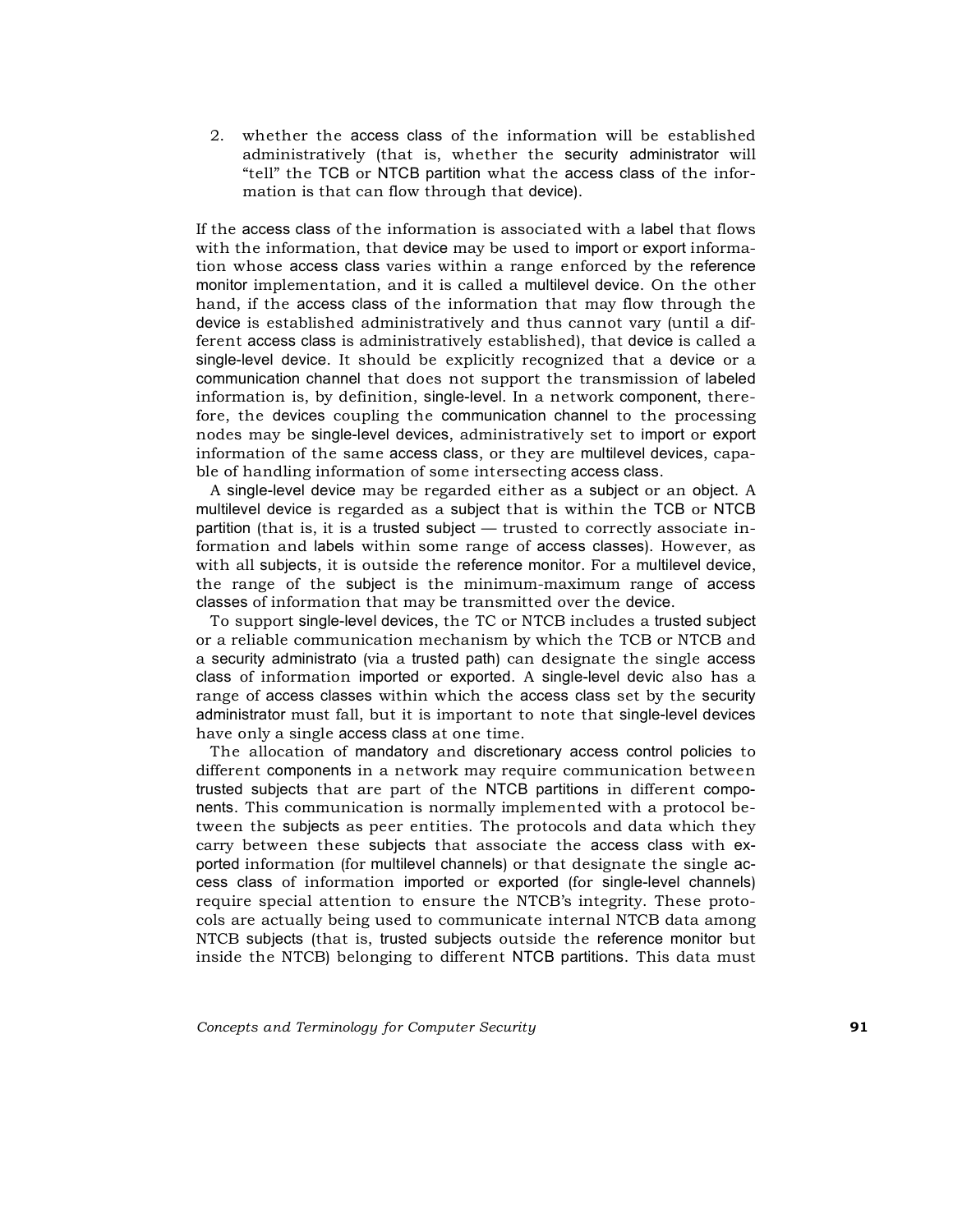2. whether the access class of the information will be established administratively (that is, whether the security administrator will "tell" the TCB or NTCB partition what the access class of the information is that can flow through that device).

If the access class of the information is associated with a label that flows with the information, that device may be used to import or export information whose access class varies within a range enforced by the reference monitor implementation, and it is called a multilevel device. On the other hand, if the access class of the information that may flow through the device is established administratively and thus cannot vary (until a different access class is administratively established), that device is called a single-level device. It should be explicitly recognized that a device or a communication channel that does not support the transmission of labeled information is, by definition, single-level. In a network component, therefore, the devices coupling the communication channel to the processing nodes may be single-level devices, administratively set to import or export information of the same access class, or they are multilevel devices, capable of handling information of some intersecting access class.

A single-level device may be regarded either as a subject or an object. A multilevel device is regarded as a subject that is within the TCB or NTCB partition (that is, it is a trusted subject — trusted to correctly associate information and labels within some range of access classes). However, as with all subjects, it is outside the reference monitor. For a multilevel device, the range of the subject is the minimum-maximum range of access classes of information that may be transmitted over the device.

To support single-level devices, the TC or NTCB includes a trusted subject or a reliable communication mechanism by which the TCB or NTCB and a security administrato (via a trusted path) can designate the single access class of information imported or exported. A single-level devic also has a range of access classes within which the access class set by the security administrator must fall, but it is important to note that single-level devices have only a single access class at one time.

The allocation of mandatory and discretionary access control policies to different components in a network may require communication between trusted subjects that are part of the NTCB partitions in different components. This communication is normally implemented with a protocol between the subjects as peer entities. The protocols and data which they carry between these subjects that associate the access class with exported information (for multilevel channels) or that designate the single access class of information imported or exported (for single-level channels) require special attention to ensure the NTCB's integrity. These protocols are actually being used to communicate internal NTCB data among NTCB subjects (that is, trusted subjects outside the reference monitor but inside the NTCB) belonging to different NTCB partitions. This data must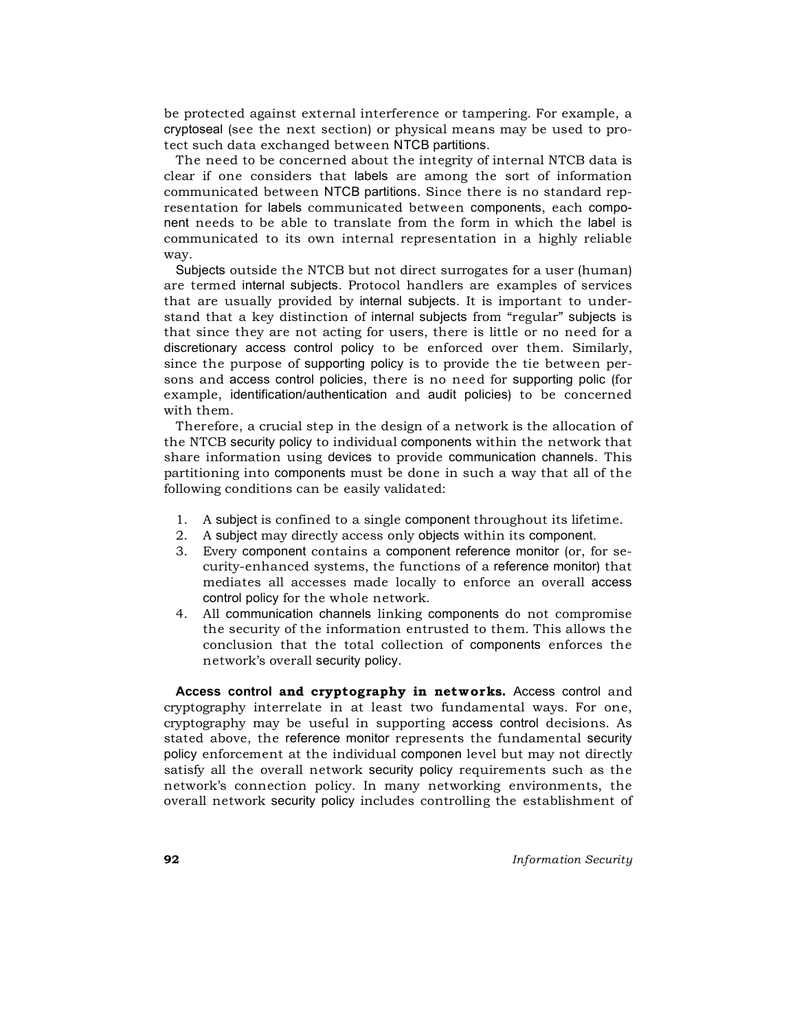be protected against external interference or tampering. For example, a cryptoseal (see the next section) or physical means may be used to protect such data exchanged between NTCB partitions.

The need to be concerned about the integrity of internal NTCB data is clear if one considers that labels are among the sort of information communicated between NTCB partitions. Since there is no standard representation for labels communicated between components, each component needs to be able to translate from the form in which the label is communicated to its own internal representation in a highly reliable way.

Subjects outside the NTCB but not direct surrogates for a user (human) are termed internal subjects. Protocol handlers are examples of services that are usually provided by internal subjects. It is important to understand that a key distinction of internal subjects from "regular" subjects is that since they are not acting for users, there is little or no need for a discretionary access control policy to be enforced over them. Similarly, since the purpose of supporting policy is to provide the tie between persons and access control policies, there is no need for supporting polic (for example, identification/authentication and audit policies) to be concerned with them.

Therefore, a crucial step in the design of a network is the allocation of the NTCB security policy to individual components within the network that share information using devices to provide communication channels. This partitioning into components must be done in such a way that all of the following conditions can be easily validated:

1. A subject is confined to a single component throughout its lifetime.
2. A subject may directly access only objects within its component.
3. Every component contains a component reference monitor (or, for security-enhanced systems, the functions of a reference monitor) that mediates all accesses made locally to enforce an overall access control policy for the whole network.
4. All communication channels linking components do not compromise the security of the information entrusted to them. This allows the conclusion that the total collection of components enforces the network's overall security policy.

**Access control and cryptography in networks.** Access control and cryptography interrelate in at least two fundamental ways. For one, cryptography may be useful in supporting access control decisions. As stated above, the reference monitor represents the fundamental security policy enforcement at the individual componen level but may not directly satisfy all the overall network security policy requirements such as the network's connection policy. In many networking environments, the overall network security policy includes controlling the establishment of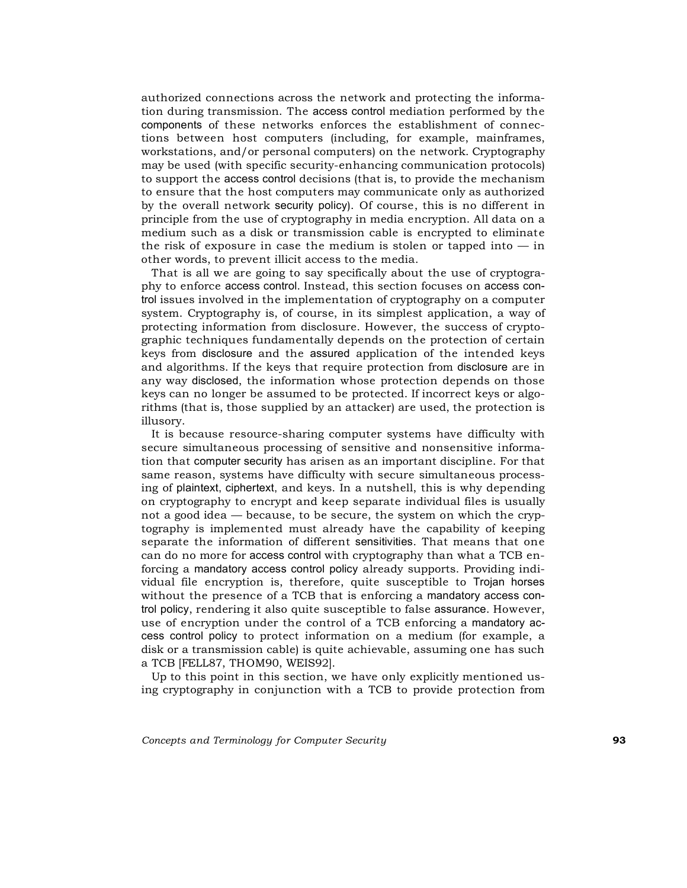authorized connections across the network and protecting the information during transmission. The access control mediation performed by the components of these networks enforces the establishment of connections between host computers (including, for example, mainframes, workstations, and/or personal computers) on the network. Cryptography may be used (with specific security-enhancing communication protocols) to support the access control decisions (that is, to provide the mechanism to ensure that the host computers may communicate only as authorized by the overall network security policy). Of course, this is no different in principle from the use of cryptography in media encryption. All data on a medium such as a disk or transmission cable is encrypted to eliminate the risk of exposure in case the medium is stolen or tapped into — in other words, to prevent illicit access to the media.

That is all we are going to say specifically about the use of cryptography to enforce access control. Instead, this section focuses on access control issues involved in the implementation of cryptography on a computer system. Cryptography is, of course, in its simplest application, a way of protecting information from disclosure. However, the success of cryptographic techniques fundamentally depends on the protection of certain keys from disclosure and the assured application of the intended keys and algorithms. If the keys that require protection from disclosure are in any way disclosed, the information whose protection depends on those keys can no longer be assumed to be protected. If incorrect keys or algorithms (that is, those supplied by an attacker) are used, the protection is illusory.

It is because resource-sharing computer systems have difficulty with secure simultaneous processing of sensitive and nonsensitive information that computer security has arisen as an important discipline. For that same reason, systems have difficulty with secure simultaneous processing of plaintext, ciphertext, and keys. In a nutshell, this is why depending on cryptography to encrypt and keep separate individual files is usually not a good idea — because, to be secure, the system on which the cryptography is implemented must already have the capability of keeping separate the information of different sensitivities. That means that one can do no more for access control with cryptography than what a TCB enforcing a mandatory access control policy already supports. Providing individual file encryption is, therefore, quite susceptible to Trojan horses without the presence of a TCB that is enforcing a mandatory access control policy, rendering it also quite susceptible to false assurance. However, use of encryption under the control of a TCB enforcing a mandatory access control policy to protect information on a medium (for example, a disk or a transmission cable) is quite achievable, assuming one has such a TCB [FELL87, THOM90, WEIS92].

Up to this point in this section, we have only explicitly mentioned using cryptography in conjunction with a TCB to provide protection from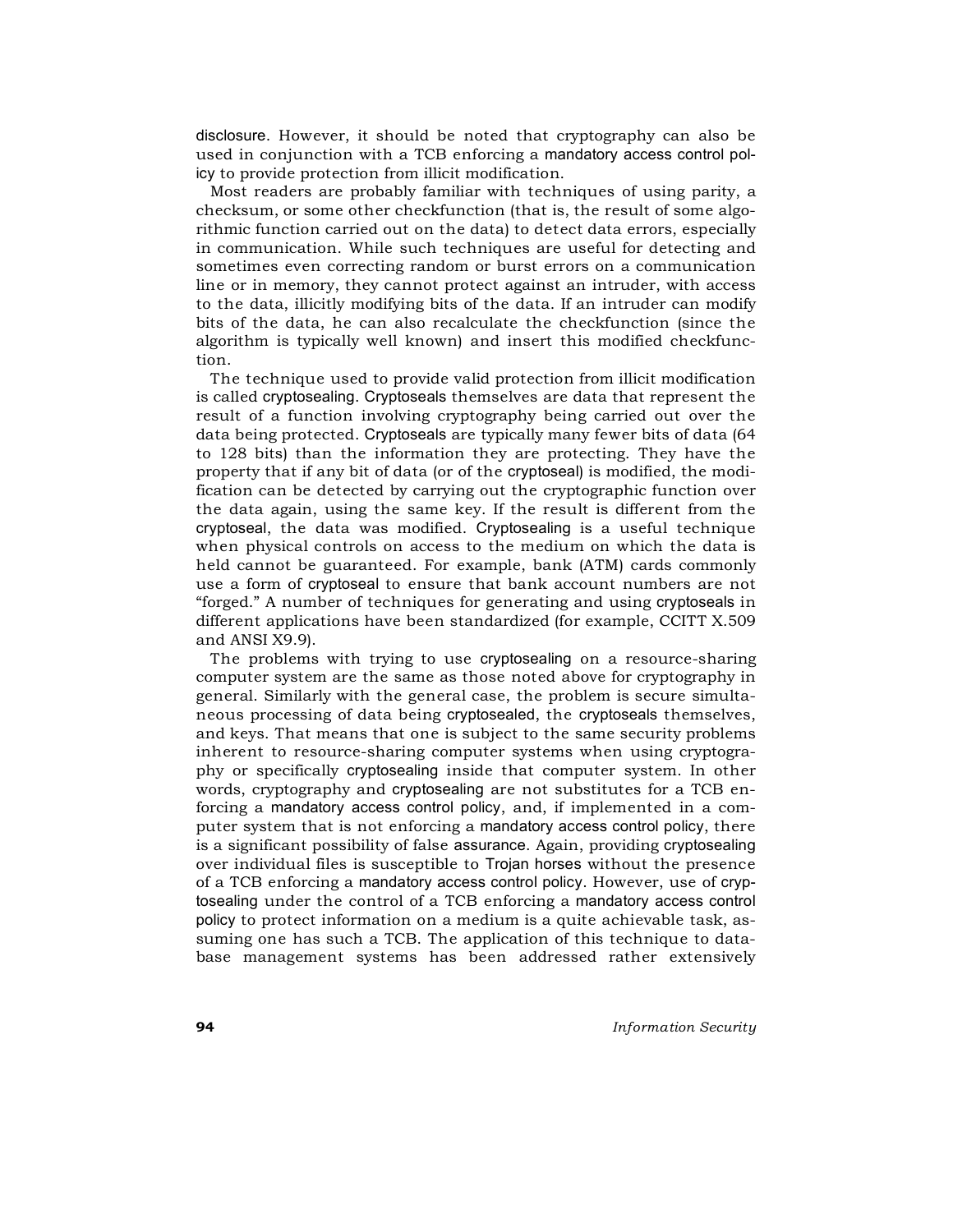disclosure. However, it should be noted that cryptography can also be used in conjunction with a TCB enforcing a mandatory access control policy to provide protection from illicit modification.

Most readers are probably familiar with techniques of using parity, a checksum, or some other checkfunction (that is, the result of some algorithmic function carried out on the data) to detect data errors, especially in communication. While such techniques are useful for detecting and sometimes even correcting random or burst errors on a communication line or in memory, they cannot protect against an intruder, with access to the data, illicitly modifying bits of the data. If an intruder can modify bits of the data, he can also recalculate the checkfunction (since the algorithm is typically well known) and insert this modified checkfunction.

The technique used to provide valid protection from illicit modification is called cryptosealing. Cryptoseals themselves are data that represent the result of a function involving cryptography being carried out over the data being protected. Cryptoseals are typically many fewer bits of data (64 to 128 bits) than the information they are protecting. They have the property that if any bit of data (or of the cryptoseal) is modified, the modification can be detected by carrying out the cryptographic function over the data again, using the same key. If the result is different from the cryptoseal, the data was modified. Cryptosealing is a useful technique when physical controls on access to the medium on which the data is held cannot be guaranteed. For example, bank (ATM) cards commonly use a form of cryptoseal to ensure that bank account numbers are not "forged." A number of techniques for generating and using cryptoseals in different applications have been standardized (for example, CCITT X.509 and ANSI X9.9).

The problems with trying to use cryptosealing on a resource-sharing computer system are the same as those noted above for cryptography in general. Similarly with the general case, the problem is secure simultaneous processing of data being cryptosealed, the cryptoseals themselves, and keys. That means that one is subject to the same security problems inherent to resource-sharing computer systems when using cryptography or specifically cryptosealing inside that computer system. In other words, cryptography and cryptosealing are not substitutes for a TCB enforcing a mandatory access control policy, and, if implemented in a computer system that is not enforcing a mandatory access control policy, there is a significant possibility of false assurance. Again, providing cryptosealing over individual files is susceptible to Trojan horses without the presence of a TCB enforcing a mandatory access control policy. However, use of cryptosealing under the control of a TCB enforcing a mandatory access control policy to protect information on a medium is a quite achievable task, assuming one has such a TCB. The application of this technique to database management systems has been addressed rather extensively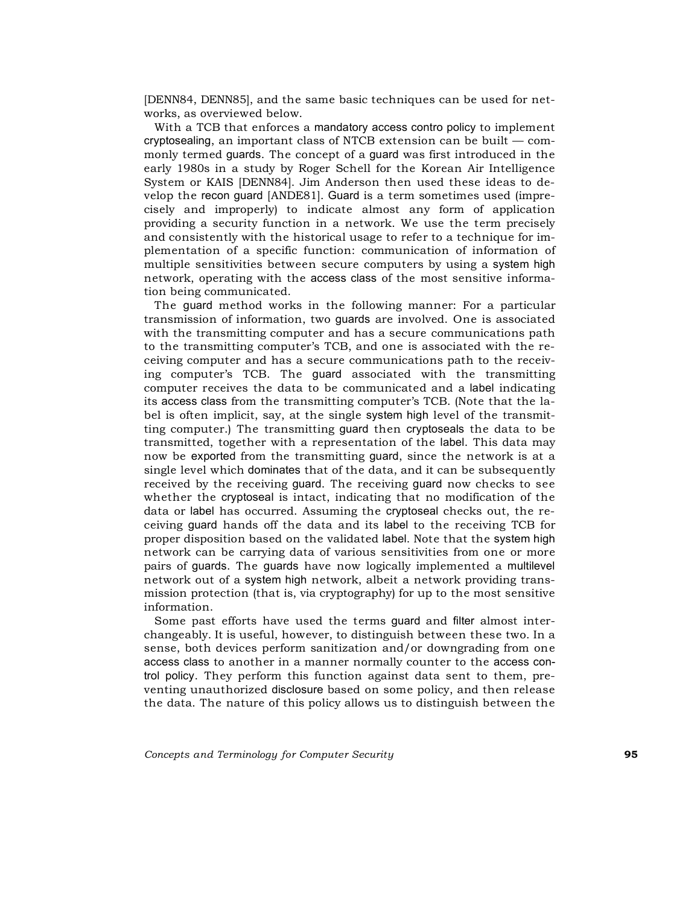[DENN84, DENN85], and the same basic techniques can be used for networks, as overviewed below.

With a TCB that enforces a mandatory access contro policy to implement cryptosealing, an important class of NTCB extension can be built — commonly termed guards. The concept of a guard was first introduced in the early 1980s in a study by Roger Schell for the Korean Air Intelligence System or KAIS [DENN84]. Jim Anderson then used these ideas to develop the recon guard [ANDE81]. Guard is a term sometimes used (imprecisely and improperly) to indicate almost any form of application providing a security function in a network. We use the term precisely and consistently with the historical usage to refer to a technique for implementation of a specific function: communication of information of multiple sensitivities between secure computers by using a system high network, operating with the access class of the most sensitive information being communicated.

The guard method works in the following manner: For a particular transmission of information, two guards are involved. One is associated with the transmitting computer and has a secure communications path to the transmitting computer's TCB, and one is associated with the receiving computer and has a secure communications path to the receiving computer's TCB. The guard associated with the transmitting computer receives the data to be communicated and a label indicating its access class from the transmitting computer's TCB. (Note that the label is often implicit, say, at the single system high level of the transmitting computer.) The transmitting guard then cryptoseals the data to be transmitted, together with a representation of the label. This data may now be exported from the transmitting guard, since the network is at a single level which dominates that of the data, and it can be subsequently received by the receiving guard. The receiving guard now checks to see whether the cryptoseal is intact, indicating that no modification of the data or label has occurred. Assuming the cryptoseal checks out, the receiving guard hands off the data and its label to the receiving TCB for proper disposition based on the validated label. Note that the system high network can be carrying data of various sensitivities from one or more pairs of guards. The guards have now logically implemented a multilevel network out of a system high network, albeit a network providing transmission protection (that is, via cryptography) for up to the most sensitive information.

Some past efforts have used the terms guard and filter almost interchangeably. It is useful, however, to distinguish between these two. In a sense, both devices perform sanitization and/or downgrading from one access class to another in a manner normally counter to the access control policy. They perform this function against data sent to them, preventing unauthorized disclosure based on some policy, and then release the data. The nature of this policy allows us to distinguish between the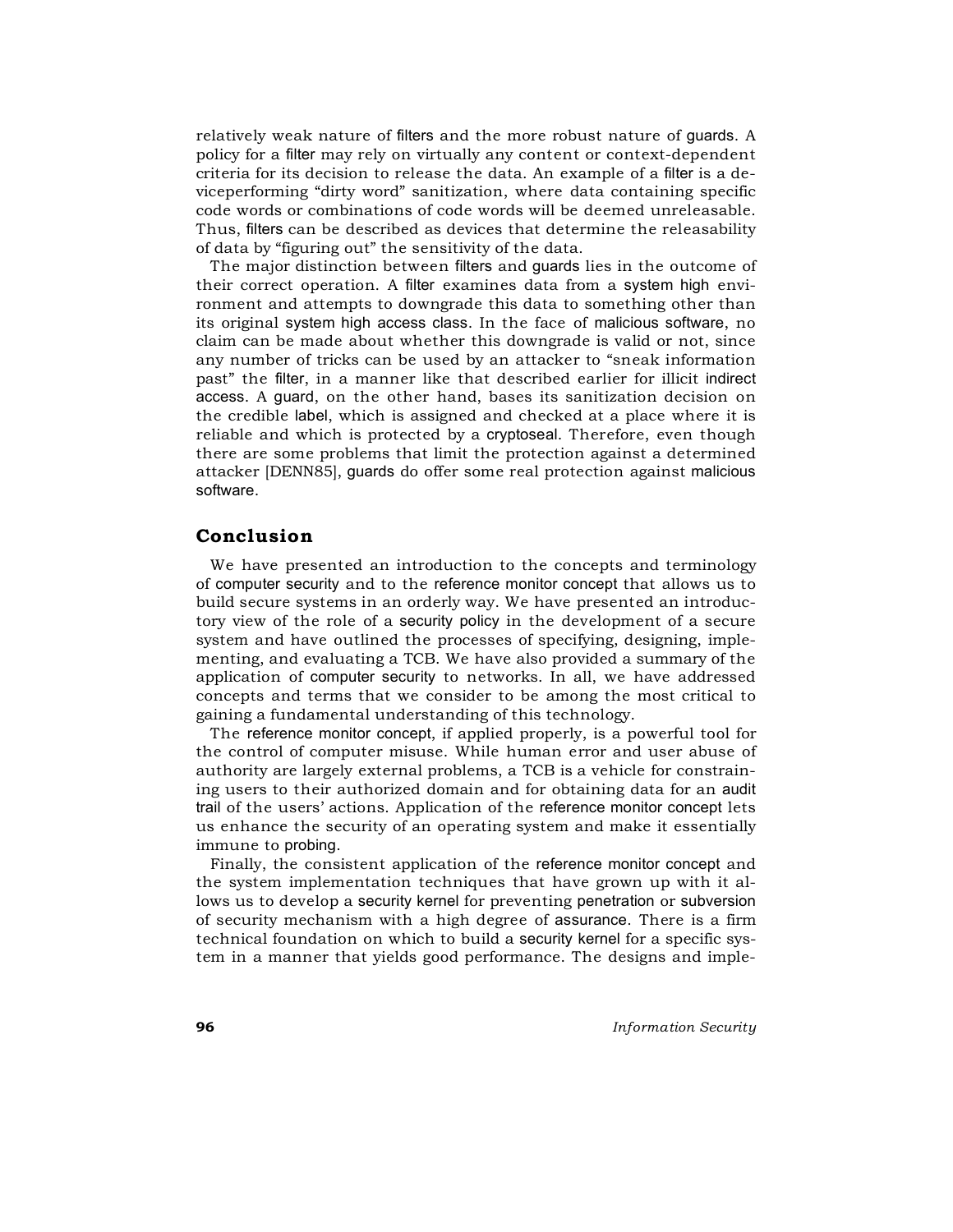relatively weak nature of filters and the more robust nature of guards. A policy for a filter may rely on virtually any content or context-dependent criteria for its decision to release the data. An example of a filter is a deviceperforming "dirty word" sanitization, where data containing specific code words or combinations of code words will be deemed unreleasable. Thus, filters can be described as devices that determine the releasability of data by "figuring out" the sensitivity of the data.

The major distinction between filters and guards lies in the outcome of their correct operation. A filter examines data from a system high environment and attempts to downgrade this data to something other than its original system high access class. In the face of malicious software, no claim can be made about whether this downgrade is valid or not, since any number of tricks can be used by an attacker to "sneak information past" the filter, in a manner like that described earlier for illicit indirect access. A guard, on the other hand, bases its sanitization decision on the credible label, which is assigned and checked at a place where it is reliable and which is protected by a cryptoseal. Therefore, even though there are some problems that limit the protection against a determined attacker [DENN85], guards do offer some real protection against malicious software.

## Conclusion

We have presented an introduction to the concepts and terminology of computer security and to the reference monitor concept that allows us to build secure systems in an orderly way. We have presented an introductory view of the role of a security policy in the development of a secure system and have outlined the processes of specifying, designing, implementing, and evaluating a TCB. We have also provided a summary of the application of computer security to networks. In all, we have addressed concepts and terms that we consider to be among the most critical to gaining a fundamental understanding of this technology.

The reference monitor concept, if applied properly, is a powerful tool for the control of computer misuse. While human error and user abuse of authority are largely external problems, a TCB is a vehicle for constraining users to their authorized domain and for obtaining data for an audit trail of the users' actions. Application of the reference monitor concept lets us enhance the security of an operating system and make it essentially immune to probing.

Finally, the consistent application of the reference monitor concept and the system implementation techniques that have grown up with it allows us to develop a security kernel for preventing penetration or subversion of security mechanism with a high degree of assurance. There is a firm technical foundation on which to build a security kernel for a specific system in a manner that yields good performance. The designs and imple-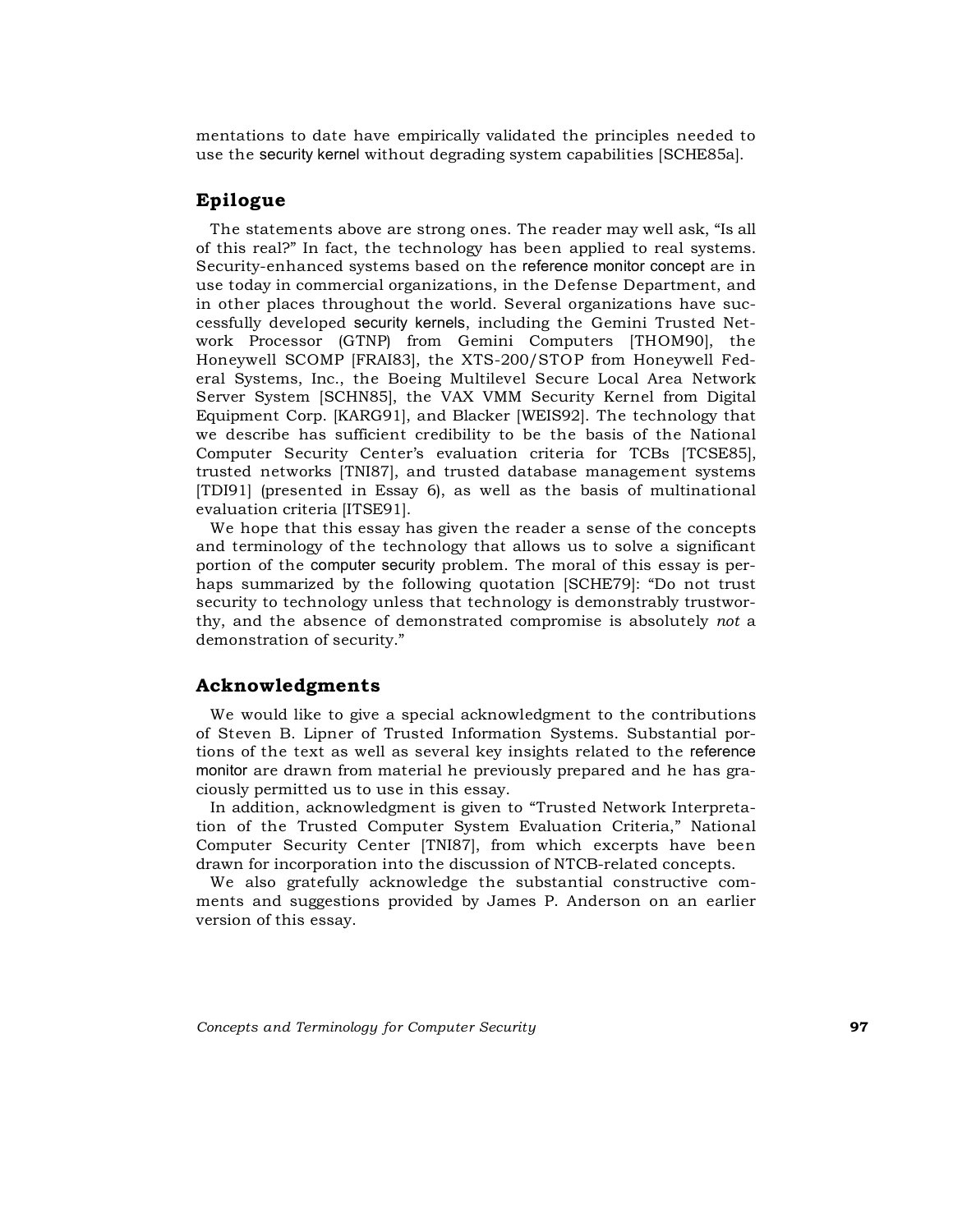mentations to date have empirically validated the principles needed to use the security kernel without degrading system capabilities [SCHE85a].

## Epilogue

The statements above are strong ones. The reader may well ask, "Is all of this real?" In fact, the technology has been applied to real systems. Security-enhanced systems based on the reference monitor concept are in use today in commercial organizations, in the Defense Department, and in other places throughout the world. Several organizations have successfully developed security kernels, including the Gemini Trusted Network Processor (GTNP) from Gemini Computers [THOM90], the Honeywell SCOMP [FRAI83], the XTS-200/STOP from Honeywell Federal Systems, Inc., the Boeing Multilevel Secure Local Area Network Server System [SCHN85], the VAX VMM Security Kernel from Digital Equipment Corp. [KARG91], and Blacker [WEIS92]. The technology that we describe has sufficient credibility to be the basis of the National Computer Security Center's evaluation criteria for TCBs [TCSE85], trusted networks [TNI87], and trusted database management systems [TDI91] (presented in Essay 6), as well as the basis of multinational evaluation criteria [ITSE91].

We hope that this essay has given the reader a sense of the concepts and terminology of the technology that allows us to solve a significant portion of the computer security problem. The moral of this essay is perhaps summarized by the following quotation [SCHE79]: "Do not trust security to technology unless that technology is demonstrably trustworthy, and the absence of demonstrated compromise is absolutely *not* a demonstration of security."

## Acknowledgments

We would like to give a special acknowledgment to the contributions of Steven B. Lipner of Trusted Information Systems. Substantial portions of the text as well as several key insights related to the reference monitor are drawn from material he previously prepared and he has graciously permitted us to use in this essay.

In addition, acknowledgment is given to "Trusted Network Interpretation of the Trusted Computer System Evaluation Criteria," National Computer Security Center [TNI87], from which excerpts have been drawn for incorporation into the discussion of NTCB-related concepts.

We also gratefully acknowledge the substantial constructive comments and suggestions provided by James P. Anderson on an earlier version of this essay.